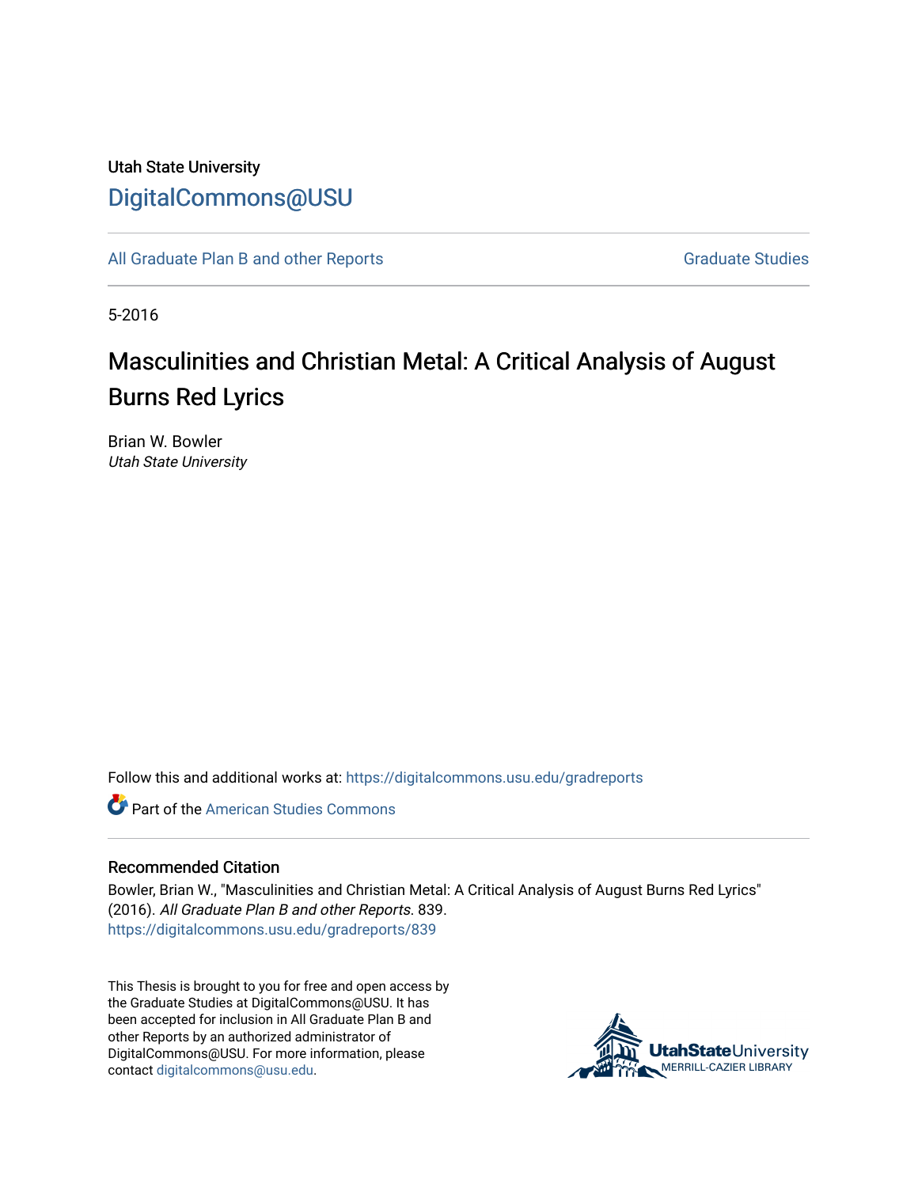Utah State University

DigitalCommons@USU

All Graduate Plan B and other Reports

Graduate Studies

5-2016

# Masculinities and Christian Metal: A Critical Analysis of August Burns Red Lyrics

Brian W. Bowler
*Utah State University*

Follow this and additional works at: https://digitalcommons.usu.edu/gradreports

Part of the American Studies Commons

## Recommended Citation

Bowler, Brian W., "Masculinities and Christian Metal: A Critical Analysis of August Burns Red Lyrics" (2016). *All Graduate Plan B and other Reports*. 839.
https://digitalcommons.usu.edu/gradreports/839

This Thesis is brought to you for free and open access by the Graduate Studies at DigitalCommons@USU. It has been accepted for inclusion in All Graduate Plan B and other Reports by an authorized administrator of DigitalCommons@USU. For more information, please contact digitalcommons@usu.edu.

UtahStateUniversity
MERRILL-CAZIER LIBRARY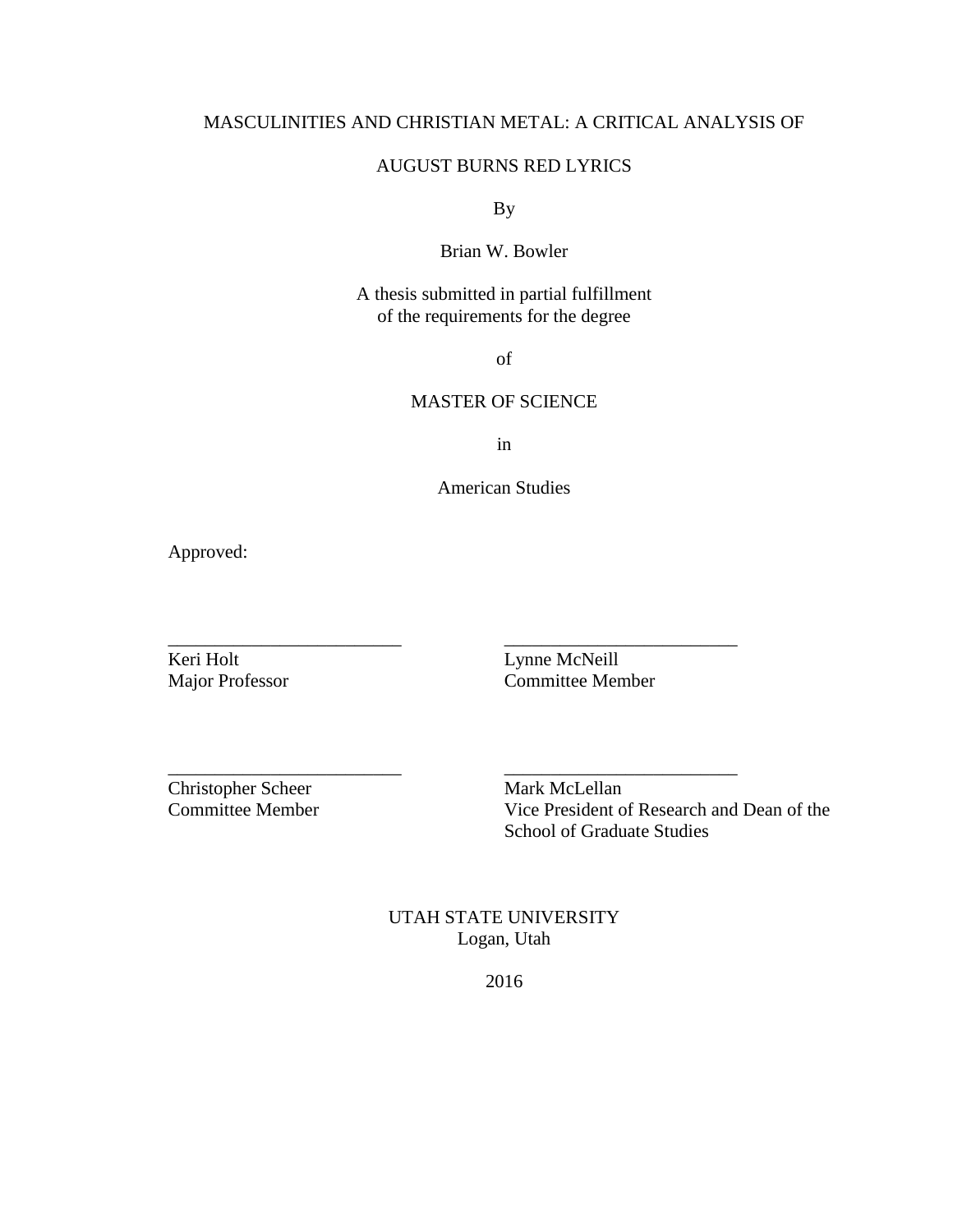MASCULINITIES AND CHRISTIAN METAL: A CRITICAL ANALYSIS OF

AUGUST BURNS RED LYRICS

By

Brian W. Bowler

A thesis submitted in partial fulfillment
of the requirements for the degree

of

MASTER OF SCIENCE

in

American Studies

Approved:

| | |
|---|---|
| Keri Holt<br>Major Professor | Lynne McNeill<br>Committee Member |
| Christopher Scheer<br>Committee Member | Mark McLellan<br>Vice President of Research and Dean of the School of Graduate Studies |

UTAH STATE UNIVERSITY
Logan, Utah

2016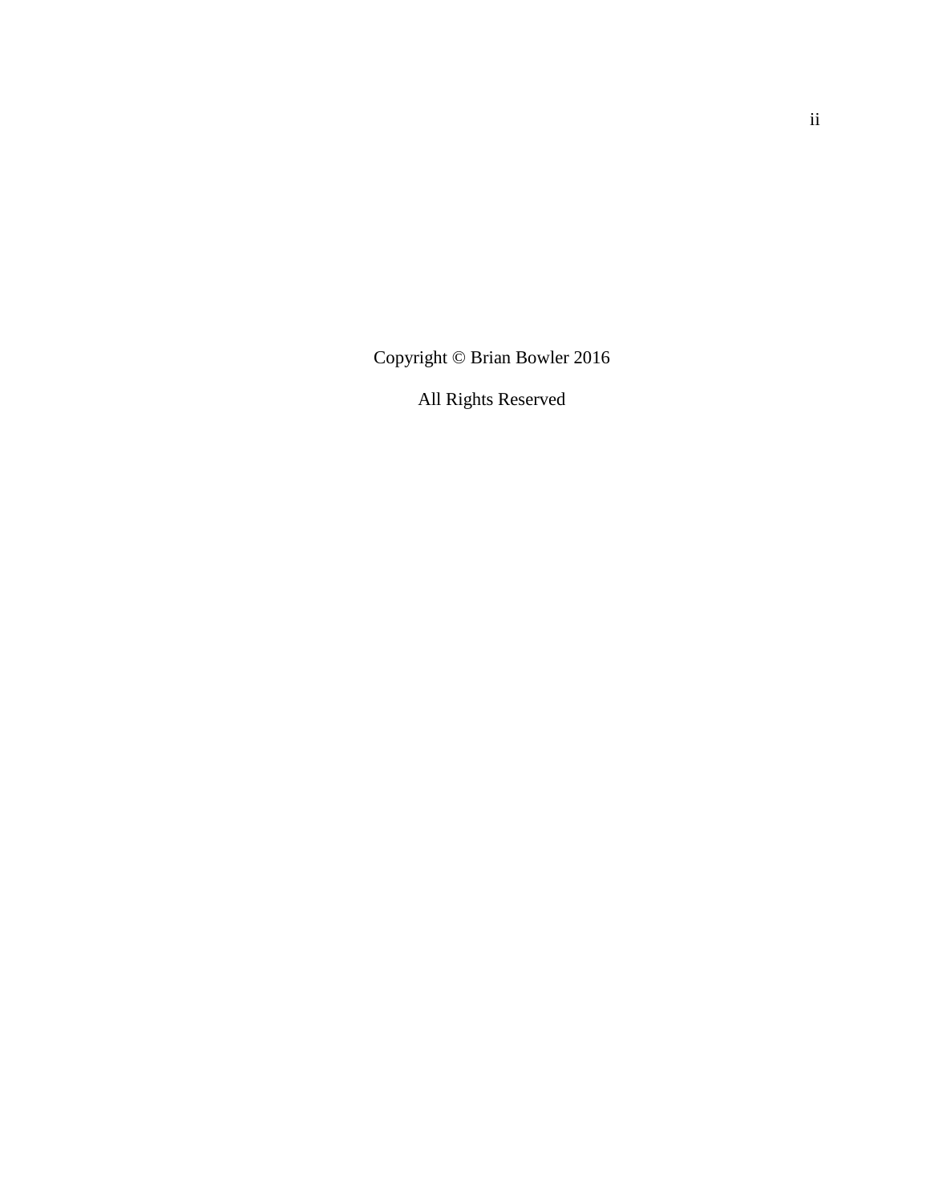Copyright © Brian Bowler 2016

All Rights Reserved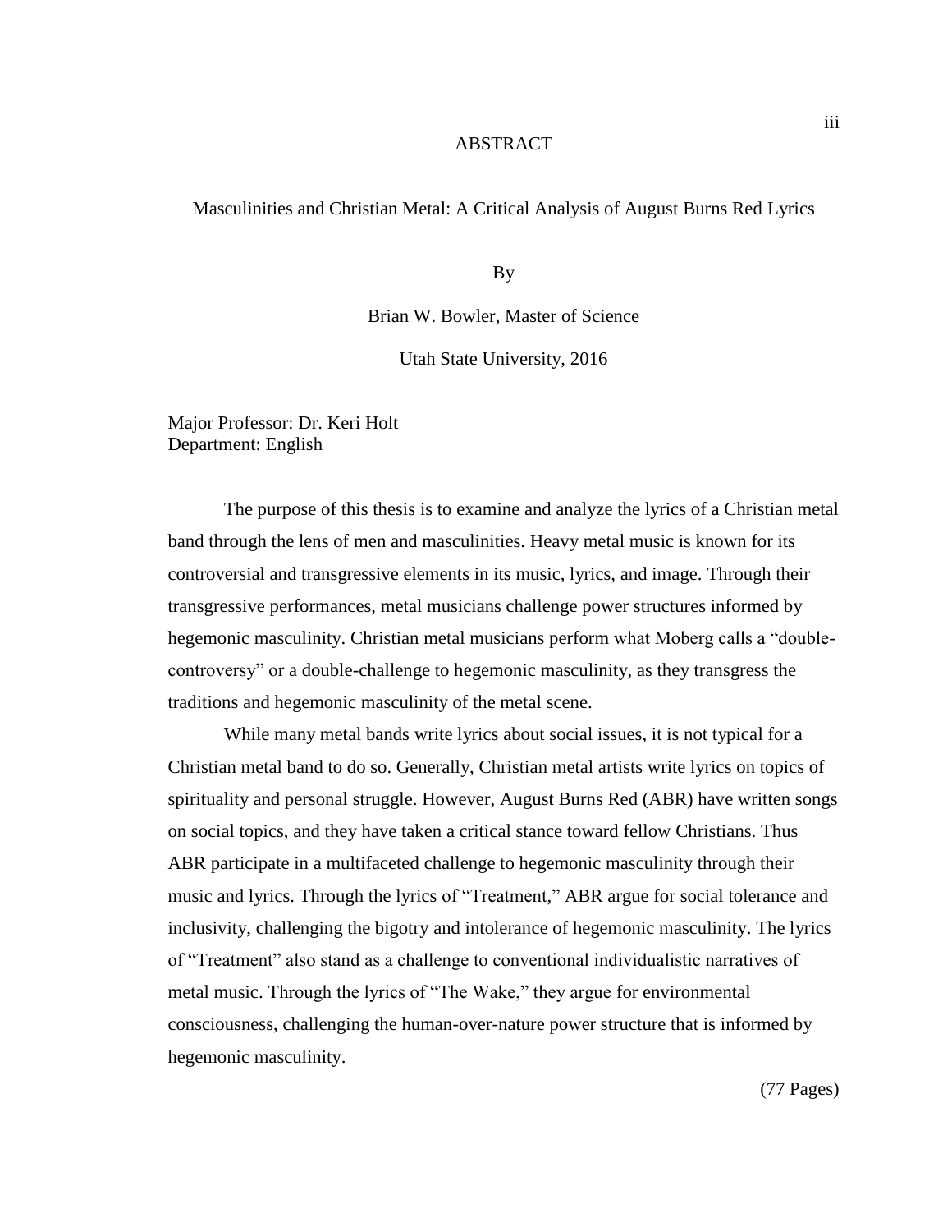# ABSTRACT

## Masculinities and Christian Metal: A Critical Analysis of August Burns Red Lyrics

By

Brian W. Bowler, Master of Science

Utah State University, 2016

Major Professor: Dr. Keri Holt
Department: English

The purpose of this thesis is to examine and analyze the lyrics of a Christian metal band through the lens of men and masculinities. Heavy metal music is known for its controversial and transgressive elements in its music, lyrics, and image. Through their transgressive performances, metal musicians challenge power structures informed by hegemonic masculinity. Christian metal musicians perform what Moberg calls a "double-controversy" or a double-challenge to hegemonic masculinity, as they transgress the traditions and hegemonic masculinity of the metal scene.

While many metal bands write lyrics about social issues, it is not typical for a Christian metal band to do so. Generally, Christian metal artists write lyrics on topics of spirituality and personal struggle. However, August Burns Red (ABR) have written songs on social topics, and they have taken a critical stance toward fellow Christians. Thus ABR participate in a multifaceted challenge to hegemonic masculinity through their music and lyrics. Through the lyrics of "Treatment," ABR argue for social tolerance and inclusivity, challenging the bigotry and intolerance of hegemonic masculinity. The lyrics of "Treatment" also stand as a challenge to conventional individualistic narratives of metal music. Through the lyrics of "The Wake," they argue for environmental consciousness, challenging the human-over-nature power structure that is informed by hegemonic masculinity.

(77 Pages)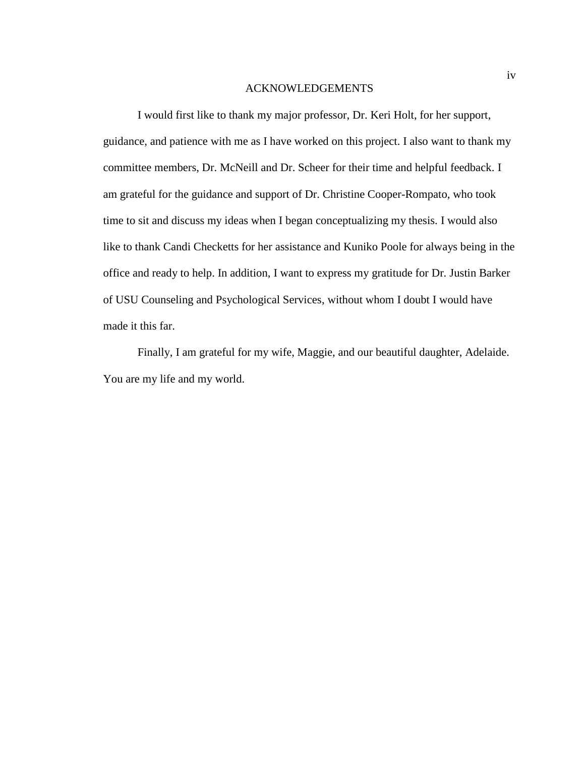# ACKNOWLEDGEMENTS

I would first like to thank my major professor, Dr. Keri Holt, for her support, guidance, and patience with me as I have worked on this project. I also want to thank my committee members, Dr. McNeill and Dr. Scheer for their time and helpful feedback. I am grateful for the guidance and support of Dr. Christine Cooper-Rompato, who took time to sit and discuss my ideas when I began conceptualizing my thesis. I would also like to thank Candi Checketts for her assistance and Kuniko Poole for always being in the office and ready to help. In addition, I want to express my gratitude for Dr. Justin Barker of USU Counseling and Psychological Services, without whom I doubt I would have made it this far.

Finally, I am grateful for my wife, Maggie, and our beautiful daughter, Adelaide. You are my life and my world.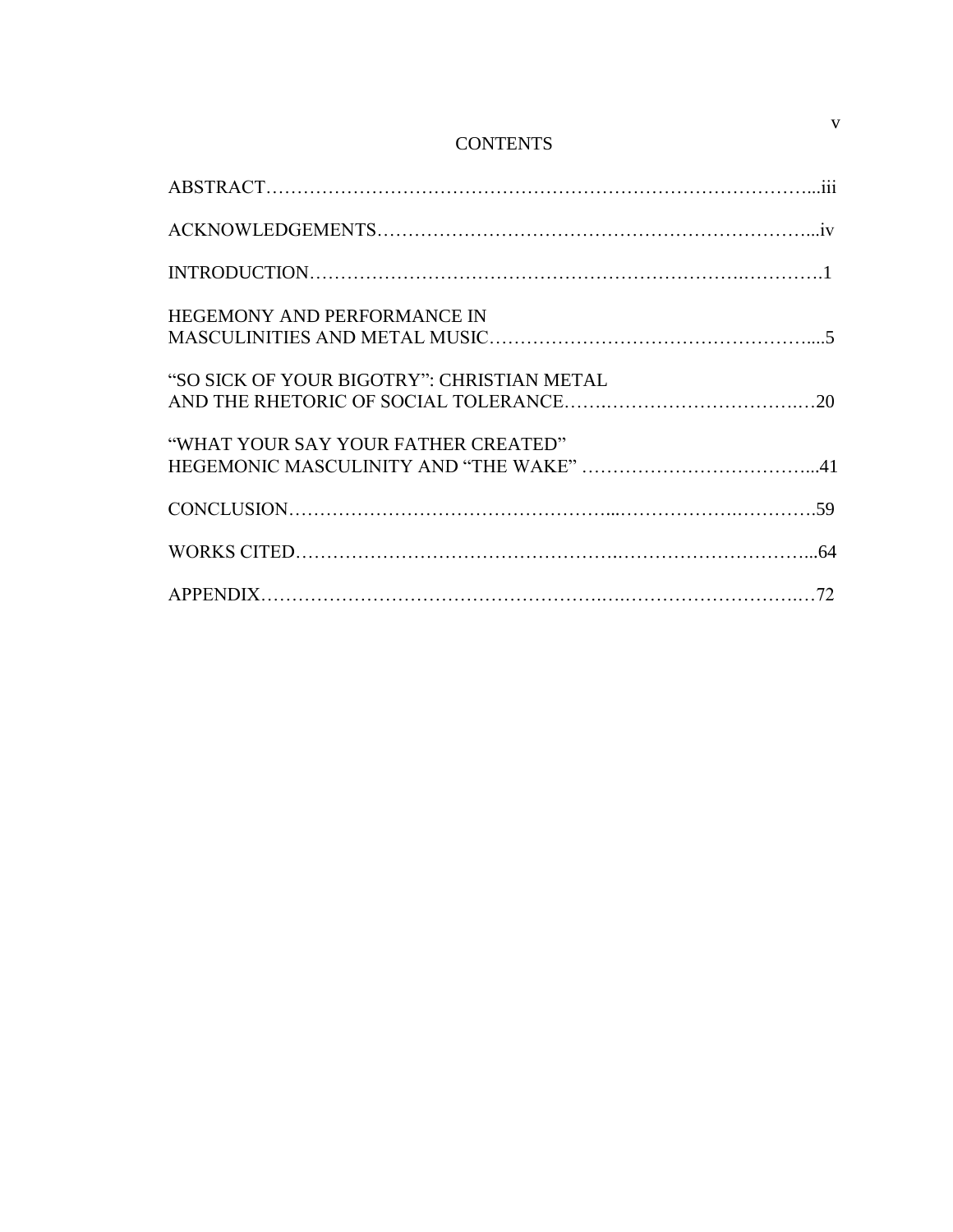# CONTENTS

ABSTRACT……………………………………………………………………………...iii

ACKNOWLEDGEMENTS…………………………………………………………...iv

INTRODUCTION…………………………………………………………….………….1

HEGEMONY AND PERFORMANCE IN
MASCULINITIES AND METAL MUSIC…………………………………………….....5

"SO SICK OF YOUR BIGOTRY": CHRISTIAN METAL
AND THE RHETORIC OF SOCIAL TOLERANCE…….……………………….…20

"WHAT YOUR SAY YOUR FATHER CREATED"
HEGEMONIC MASCULINITY AND "THE WAKE" ………………………………...41

CONCLUSION…………………………………………...…………….………….59

WORKS CITED………………………………………….…………………………...64

APPENDIX……………………………………………….….……………………….72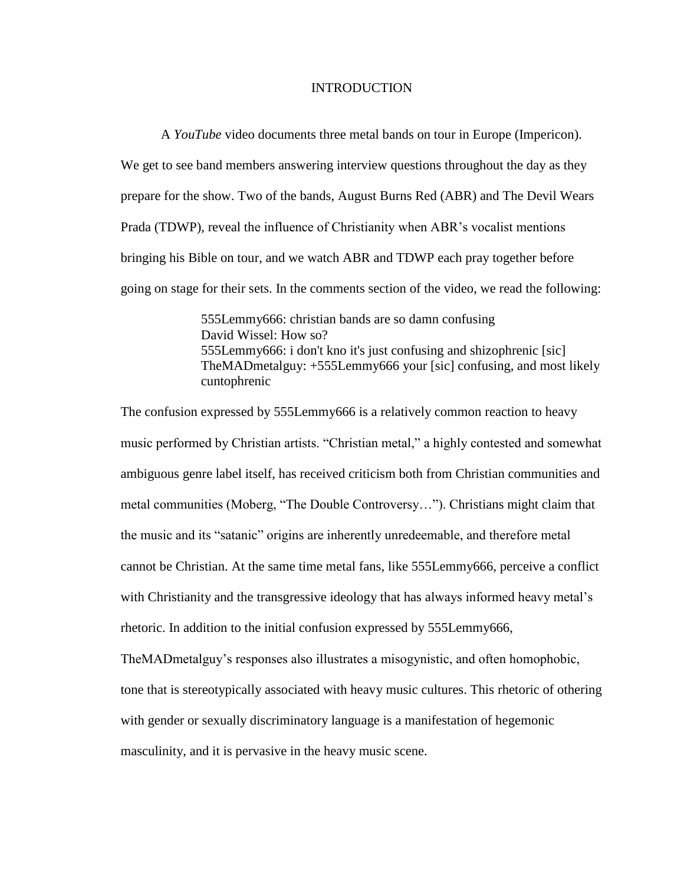# INTRODUCTION

A *YouTube* video documents three metal bands on tour in Europe (Impericon). We get to see band members answering interview questions throughout the day as they prepare for the show. Two of the bands, August Burns Red (ABR) and The Devil Wears Prada (TDWP), reveal the influence of Christianity when ABR's vocalist mentions bringing his Bible on tour, and we watch ABR and TDWP each pray together before going on stage for their sets. In the comments section of the video, we read the following:

> 555Lemmy666: christian bands are so damn confusing
> David Wissel: How so?
> 555Lemmy666: i don't kno it's just confusing and shizophrenic [sic]
> TheMADmetalguy: +555Lemmy666 your [sic] confusing, and most likely cuntophrenic

The confusion expressed by 555Lemmy666 is a relatively common reaction to heavy music performed by Christian artists. "Christian metal," a highly contested and somewhat ambiguous genre label itself, has received criticism both from Christian communities and metal communities (Moberg, "The Double Controversy…"). Christians might claim that the music and its "satanic" origins are inherently unredeemable, and therefore metal cannot be Christian. At the same time metal fans, like 555Lemmy666, perceive a conflict with Christianity and the transgressive ideology that has always informed heavy metal's rhetoric. In addition to the initial confusion expressed by 555Lemmy666, TheMADmetalguy's responses also illustrates a misogynistic, and often homophobic, tone that is stereotypically associated with heavy music cultures. This rhetoric of othering with gender or sexually discriminatory language is a manifestation of hegemonic masculinity, and it is pervasive in the heavy music scene.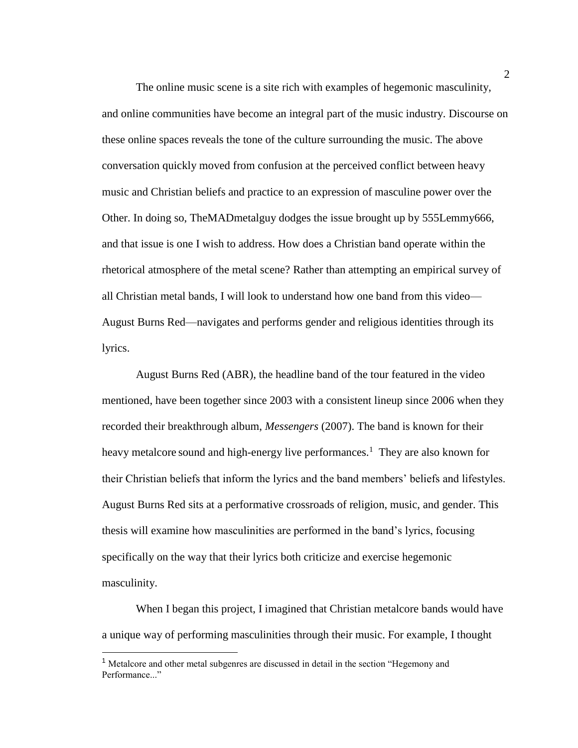The online music scene is a site rich with examples of hegemonic masculinity, and online communities have become an integral part of the music industry. Discourse on these online spaces reveals the tone of the culture surrounding the music. The above conversation quickly moved from confusion at the perceived conflict between heavy music and Christian beliefs and practice to an expression of masculine power over the Other. In doing so, TheMADmetalguy dodges the issue brought up by 555Lemmy666, and that issue is one I wish to address. How does a Christian band operate within the rhetorical atmosphere of the metal scene? Rather than attempting an empirical survey of all Christian metal bands, I will look to understand how one band from this video—August Burns Red—navigates and performs gender and religious identities through its lyrics.

August Burns Red (ABR), the headline band of the tour featured in the video mentioned, have been together since 2003 with a consistent lineup since 2006 when they recorded their breakthrough album, *Messengers* (2007). The band is known for their heavy metalcore sound and high-energy live performances.[1] They are also known for their Christian beliefs that inform the lyrics and the band members' beliefs and lifestyles. August Burns Red sits at a performative crossroads of religion, music, and gender. This thesis will examine how masculinities are performed in the band's lyrics, focusing specifically on the way that their lyrics both criticize and exercise hegemonic masculinity.

When I began this project, I imagined that Christian metalcore bands would have a unique way of performing masculinities through their music. For example, I thought

[1] Metalcore and other metal subgenres are discussed in detail in the section "Hegemony and Performance..."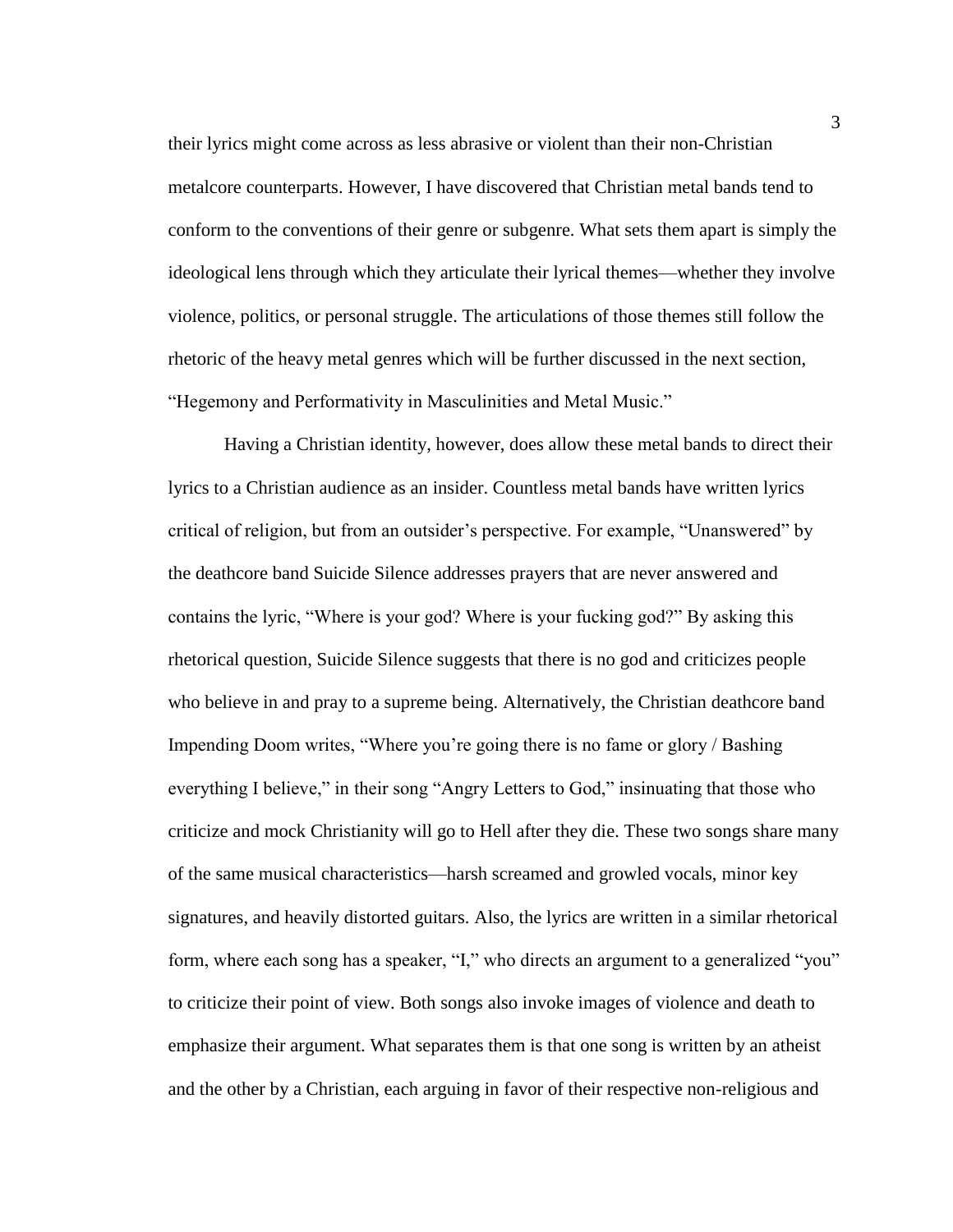their lyrics might come across as less abrasive or violent than their non-Christian metalcore counterparts. However, I have discovered that Christian metal bands tend to conform to the conventions of their genre or subgenre. What sets them apart is simply the ideological lens through which they articulate their lyrical themes—whether they involve violence, politics, or personal struggle. The articulations of those themes still follow the rhetoric of the heavy metal genres which will be further discussed in the next section, "Hegemony and Performativity in Masculinities and Metal Music."

Having a Christian identity, however, does allow these metal bands to direct their lyrics to a Christian audience as an insider. Countless metal bands have written lyrics critical of religion, but from an outsider's perspective. For example, "Unanswered" by the deathcore band Suicide Silence addresses prayers that are never answered and contains the lyric, "Where is your god? Where is your fucking god?" By asking this rhetorical question, Suicide Silence suggests that there is no god and criticizes people who believe in and pray to a supreme being. Alternatively, the Christian deathcore band Impending Doom writes, "Where you're going there is no fame or glory / Bashing everything I believe," in their song "Angry Letters to God," insinuating that those who criticize and mock Christianity will go to Hell after they die. These two songs share many of the same musical characteristics—harsh screamed and growled vocals, minor key signatures, and heavily distorted guitars. Also, the lyrics are written in a similar rhetorical form, where each song has a speaker, "I," who directs an argument to a generalized "you" to criticize their point of view. Both songs also invoke images of violence and death to emphasize their argument. What separates them is that one song is written by an atheist and the other by a Christian, each arguing in favor of their respective non-religious and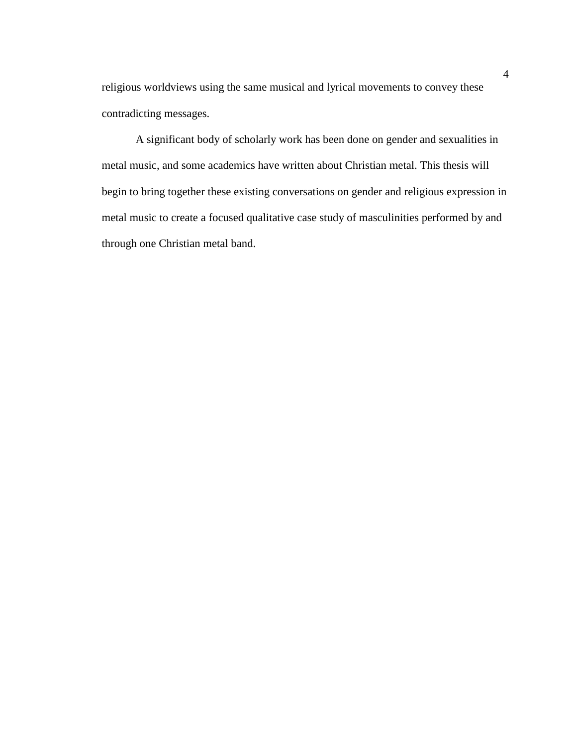religious worldviews using the same musical and lyrical movements to convey these contradicting messages.

A significant body of scholarly work has been done on gender and sexualities in metal music, and some academics have written about Christian metal. This thesis will begin to bring together these existing conversations on gender and religious expression in metal music to create a focused qualitative case study of masculinities performed by and through one Christian metal band.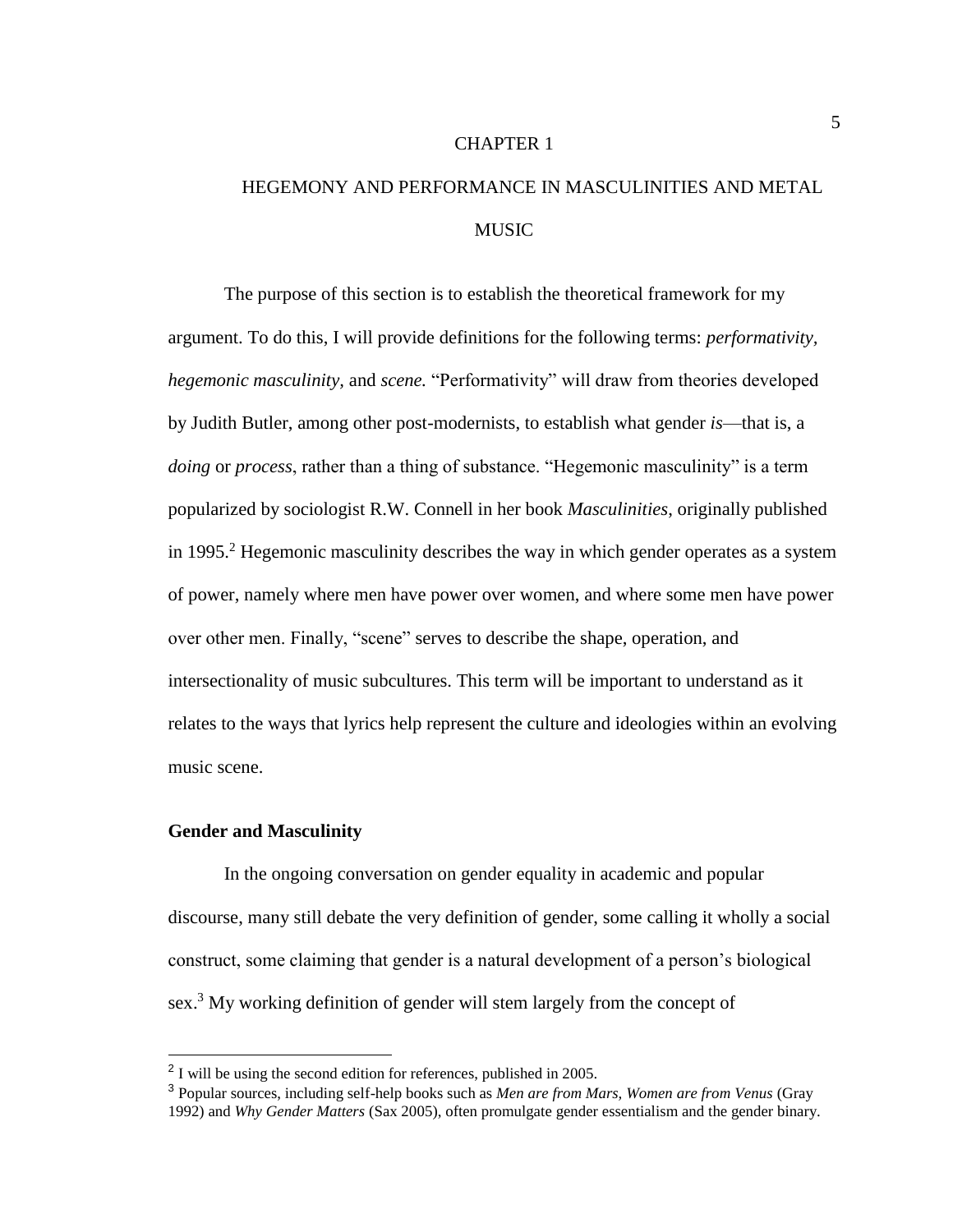# CHAPTER 1

# HEGEMONY AND PERFORMANCE IN MASCULINITIES AND METAL MUSIC

The purpose of this section is to establish the theoretical framework for my argument. To do this, I will provide definitions for the following terms: *performativity, hegemonic masculinity,* and *scene.* "Performativity" will draw from theories developed by Judith Butler, among other post-modernists, to establish what gender *is*—that is, a *doing* or *process*, rather than a thing of substance. "Hegemonic masculinity" is a term popularized by sociologist R.W. Connell in her book *Masculinities*, originally published in 1995.[2] Hegemonic masculinity describes the way in which gender operates as a system of power, namely where men have power over women, and where some men have power over other men. Finally, "scene" serves to describe the shape, operation, and intersectionality of music subcultures. This term will be important to understand as it relates to the ways that lyrics help represent the culture and ideologies within an evolving music scene.

## Gender and Masculinity

In the ongoing conversation on gender equality in academic and popular discourse, many still debate the very definition of gender, some calling it wholly a social construct, some claiming that gender is a natural development of a person's biological sex.[3] My working definition of gender will stem largely from the concept of

---

[2] I will be using the second edition for references, published in 2005.

[3] Popular sources, including self-help books such as *Men are from Mars, Women are from Venus* (Gray 1992) and *Why Gender Matters* (Sax 2005), often promulgate gender essentialism and the gender binary.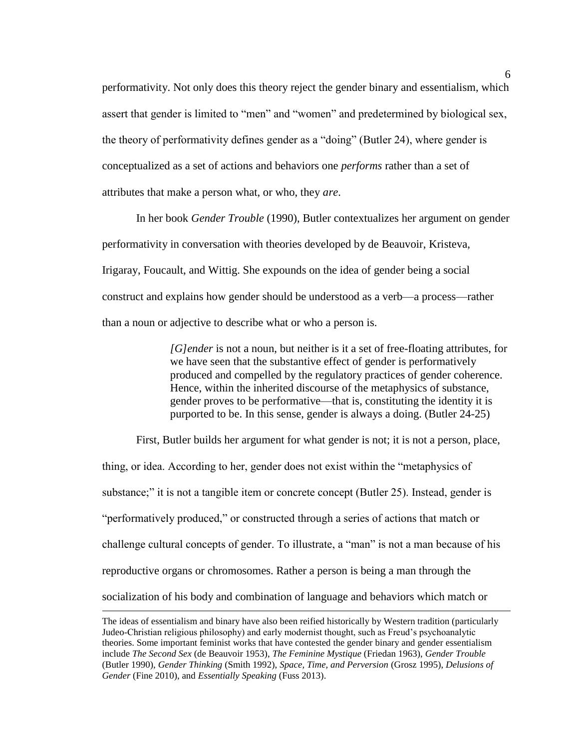performativity. Not only does this theory reject the gender binary and essentialism, which assert that gender is limited to "men" and "women" and predetermined by biological sex, the theory of performativity defines gender as a "doing" (Butler 24), where gender is conceptualized as a set of actions and behaviors one *performs* rather than a set of attributes that make a person what, or who, they *are*.

In her book *Gender Trouble* (1990), Butler contextualizes her argument on gender performativity in conversation with theories developed by de Beauvoir, Kristeva, Irigaray, Foucault, and Wittig. She expounds on the idea of gender being a social construct and explains how gender should be understood as a verb—a process—rather than a noun or adjective to describe what or who a person is.

> *[G]ender* is not a noun, but neither is it a set of free-floating attributes, for we have seen that the substantive effect of gender is performatively produced and compelled by the regulatory practices of gender coherence. Hence, within the inherited discourse of the metaphysics of substance, gender proves to be performative—that is, constituting the identity it is purported to be. In this sense, gender is always a doing. (Butler 24-25)

First, Butler builds her argument for what gender is not; it is not a person, place, thing, or idea. According to her, gender does not exist within the "metaphysics of substance;" it is not a tangible item or concrete concept (Butler 25). Instead, gender is "performatively produced," or constructed through a series of actions that match or challenge cultural concepts of gender. To illustrate, a "man" is not a man because of his reproductive organs or chromosomes. Rather a person is being a man through the socialization of his body and combination of language and behaviors which match or

---

The ideas of essentialism and binary have also been reified historically by Western tradition (particularly Judeo-Christian religious philosophy) and early modernist thought, such as Freud's psychoanalytic theories. Some important feminist works that have contested the gender binary and gender essentialism include *The Second Sex* (de Beauvoir 1953), *The Feminine Mystique* (Friedan 1963), *Gender Trouble* (Butler 1990), *Gender Thinking* (Smith 1992), *Space, Time, and Perversion* (Grosz 1995), *Delusions of Gender* (Fine 2010), and *Essentially Speaking* (Fuss 2013).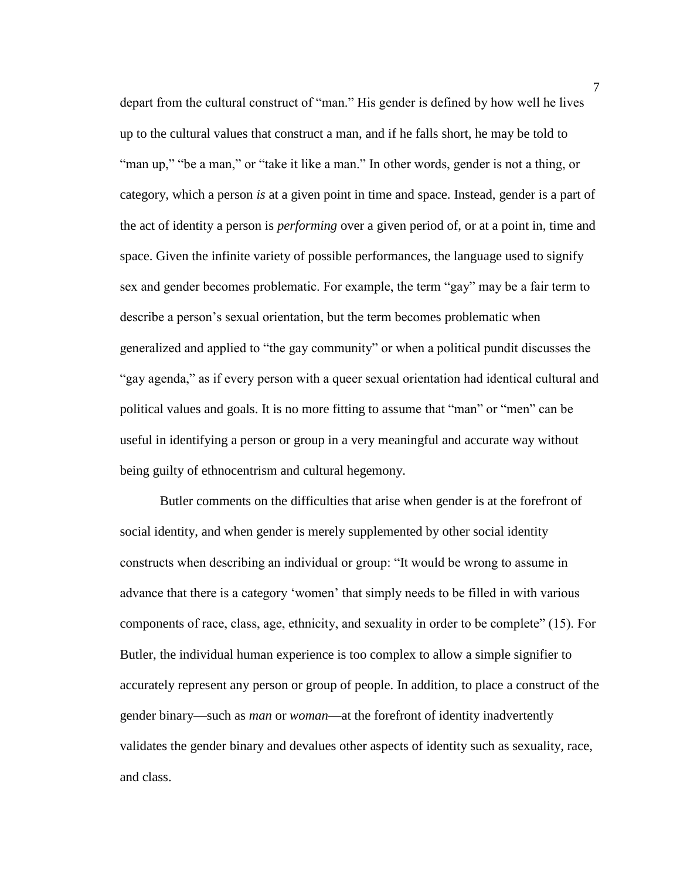depart from the cultural construct of "man." His gender is defined by how well he lives up to the cultural values that construct a man, and if he falls short, he may be told to "man up," "be a man," or "take it like a man." In other words, gender is not a thing, or category, which a person *is* at a given point in time and space. Instead, gender is a part of the act of identity a person is *performing* over a given period of, or at a point in, time and space. Given the infinite variety of possible performances, the language used to signify sex and gender becomes problematic. For example, the term "gay" may be a fair term to describe a person's sexual orientation, but the term becomes problematic when generalized and applied to "the gay community" or when a political pundit discusses the "gay agenda," as if every person with a queer sexual orientation had identical cultural and political values and goals. It is no more fitting to assume that "man" or "men" can be useful in identifying a person or group in a very meaningful and accurate way without being guilty of ethnocentrism and cultural hegemony.

Butler comments on the difficulties that arise when gender is at the forefront of social identity, and when gender is merely supplemented by other social identity constructs when describing an individual or group: "It would be wrong to assume in advance that there is a category 'women' that simply needs to be filled in with various components of race, class, age, ethnicity, and sexuality in order to be complete" (15). For Butler, the individual human experience is too complex to allow a simple signifier to accurately represent any person or group of people. In addition, to place a construct of the gender binary—such as *man* or *woman*—at the forefront of identity inadvertently validates the gender binary and devalues other aspects of identity such as sexuality, race, and class.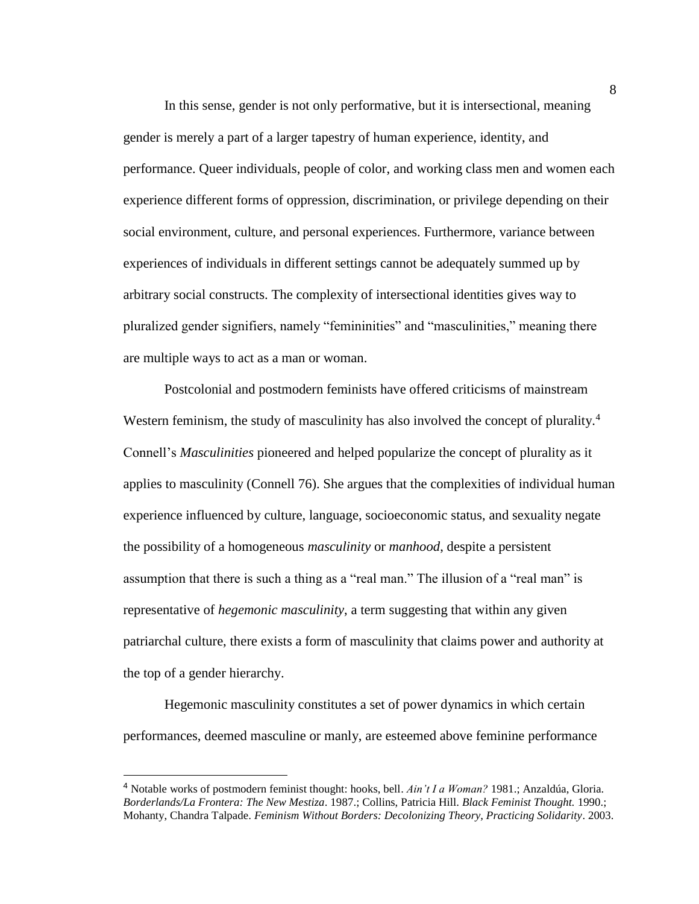In this sense, gender is not only performative, but it is intersectional, meaning gender is merely a part of a larger tapestry of human experience, identity, and performance. Queer individuals, people of color, and working class men and women each experience different forms of oppression, discrimination, or privilege depending on their social environment, culture, and personal experiences. Furthermore, variance between experiences of individuals in different settings cannot be adequately summed up by arbitrary social constructs. The complexity of intersectional identities gives way to pluralized gender signifiers, namely "femininities" and "masculinities," meaning there are multiple ways to act as a man or woman.

Postcolonial and postmodern feminists have offered criticisms of mainstream Western feminism, the study of masculinity has also involved the concept of plurality.[4] Connell's *Masculinities* pioneered and helped popularize the concept of plurality as it applies to masculinity (Connell 76). She argues that the complexities of individual human experience influenced by culture, language, socioeconomic status, and sexuality negate the possibility of a homogeneous *masculinity* or *manhood*, despite a persistent assumption that there is such a thing as a "real man." The illusion of a "real man" is representative of *hegemonic masculinity*, a term suggesting that within any given patriarchal culture, there exists a form of masculinity that claims power and authority at the top of a gender hierarchy.

Hegemonic masculinity constitutes a set of power dynamics in which certain performances, deemed masculine or manly, are esteemed above feminine performance

---

[4] Notable works of postmodern feminist thought: hooks, bell. *Ain't I a Woman?* 1981.; Anzaldúa, Gloria. *Borderlands/La Frontera: The New Mestiza*. 1987.; Collins, Patricia Hill. *Black Feminist Thought.* 1990.; Mohanty, Chandra Talpade. *Feminism Without Borders: Decolonizing Theory, Practicing Solidarity*. 2003.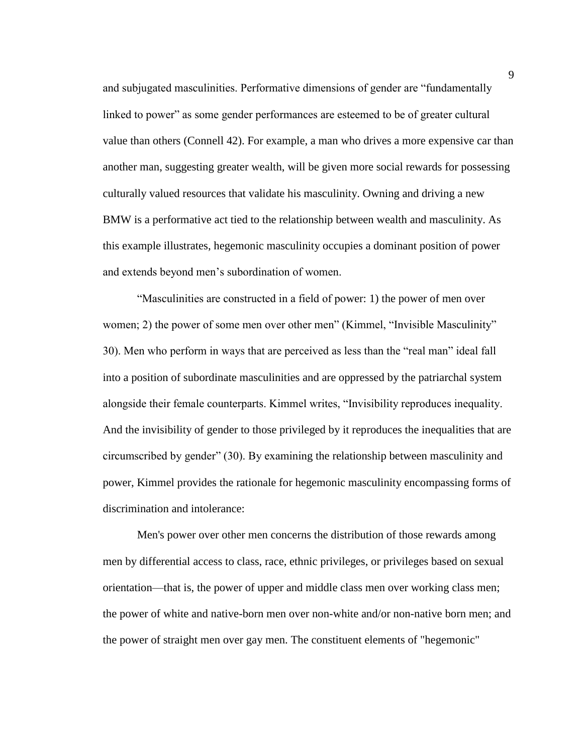and subjugated masculinities. Performative dimensions of gender are "fundamentally linked to power" as some gender performances are esteemed to be of greater cultural value than others (Connell 42). For example, a man who drives a more expensive car than another man, suggesting greater wealth, will be given more social rewards for possessing culturally valued resources that validate his masculinity. Owning and driving a new BMW is a performative act tied to the relationship between wealth and masculinity. As this example illustrates, hegemonic masculinity occupies a dominant position of power and extends beyond men's subordination of women.

"Masculinities are constructed in a field of power: 1) the power of men over women; 2) the power of some men over other men" (Kimmel, "Invisible Masculinity" 30). Men who perform in ways that are perceived as less than the "real man" ideal fall into a position of subordinate masculinities and are oppressed by the patriarchal system alongside their female counterparts. Kimmel writes, "Invisibility reproduces inequality. And the invisibility of gender to those privileged by it reproduces the inequalities that are circumscribed by gender" (30). By examining the relationship between masculinity and power, Kimmel provides the rationale for hegemonic masculinity encompassing forms of discrimination and intolerance:

> Men's power over other men concerns the distribution of those rewards among men by differential access to class, race, ethnic privileges, or privileges based on sexual orientation—that is, the power of upper and middle class men over working class men; the power of white and native-born men over non-white and/or non-native born men; and the power of straight men over gay men. The constituent elements of "hegemonic"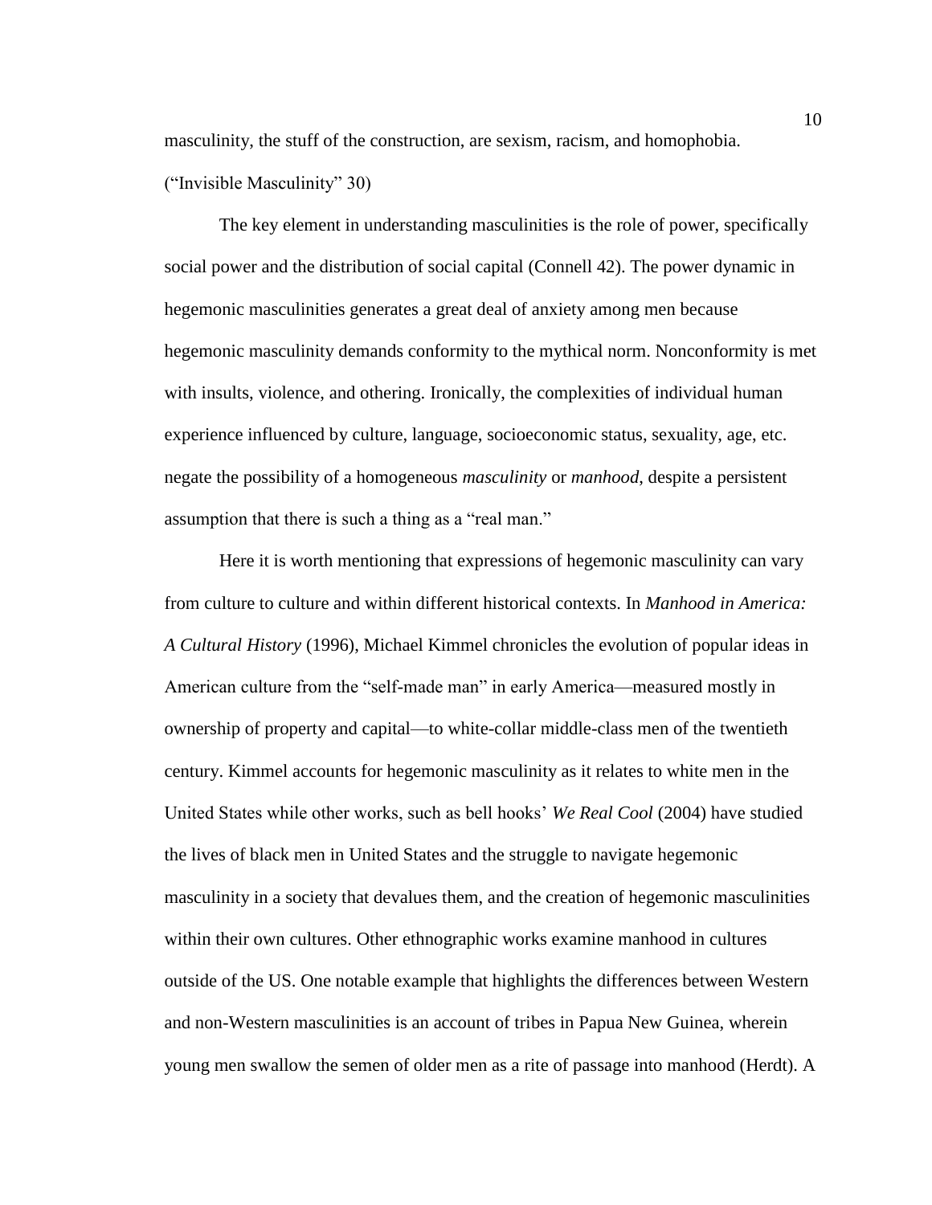masculinity, the stuff of the construction, are sexism, racism, and homophobia. ("Invisible Masculinity" 30)

The key element in understanding masculinities is the role of power, specifically social power and the distribution of social capital (Connell 42). The power dynamic in hegemonic masculinities generates a great deal of anxiety among men because hegemonic masculinity demands conformity to the mythical norm. Nonconformity is met with insults, violence, and othering. Ironically, the complexities of individual human experience influenced by culture, language, socioeconomic status, sexuality, age, etc. negate the possibility of a homogeneous *masculinity* or *manhood*, despite a persistent assumption that there is such a thing as a "real man."

Here it is worth mentioning that expressions of hegemonic masculinity can vary from culture to culture and within different historical contexts. In *Manhood in America: A Cultural History* (1996), Michael Kimmel chronicles the evolution of popular ideas in American culture from the "self-made man" in early America—measured mostly in ownership of property and capital—to white-collar middle-class men of the twentieth century. Kimmel accounts for hegemonic masculinity as it relates to white men in the United States while other works, such as bell hooks' *We Real Cool* (2004) have studied the lives of black men in United States and the struggle to navigate hegemonic masculinity in a society that devalues them, and the creation of hegemonic masculinities within their own cultures. Other ethnographic works examine manhood in cultures outside of the US. One notable example that highlights the differences between Western and non-Western masculinities is an account of tribes in Papua New Guinea, wherein young men swallow the semen of older men as a rite of passage into manhood (Herdt). A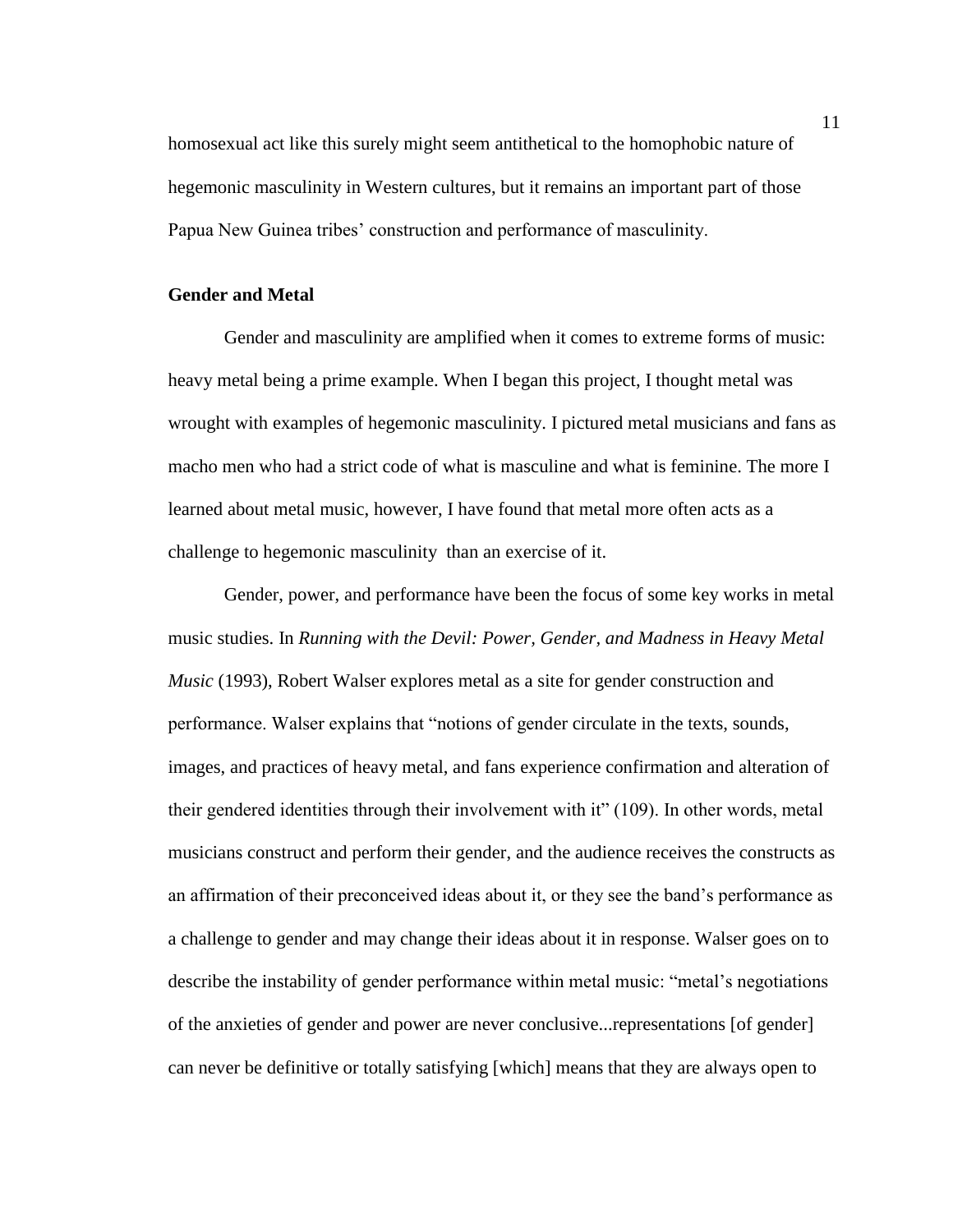homosexual act like this surely might seem antithetical to the homophobic nature of hegemonic masculinity in Western cultures, but it remains an important part of those Papua New Guinea tribes' construction and performance of masculinity.

**Gender and Metal**

Gender and masculinity are amplified when it comes to extreme forms of music: heavy metal being a prime example. When I began this project, I thought metal was wrought with examples of hegemonic masculinity. I pictured metal musicians and fans as macho men who had a strict code of what is masculine and what is feminine. The more I learned about metal music, however, I have found that metal more often acts as a challenge to hegemonic masculinity  than an exercise of it.

Gender, power, and performance have been the focus of some key works in metal music studies. In *Running with the Devil: Power, Gender, and Madness in Heavy Metal Music* (1993), Robert Walser explores metal as a site for gender construction and performance. Walser explains that "notions of gender circulate in the texts, sounds, images, and practices of heavy metal, and fans experience confirmation and alteration of their gendered identities through their involvement with it" (109). In other words, metal musicians construct and perform their gender, and the audience receives the constructs as an affirmation of their preconceived ideas about it, or they see the band's performance as a challenge to gender and may change their ideas about it in response. Walser goes on to describe the instability of gender performance within metal music: "metal's negotiations of the anxieties of gender and power are never conclusive...representations [of gender] can never be definitive or totally satisfying [which] means that they are always open to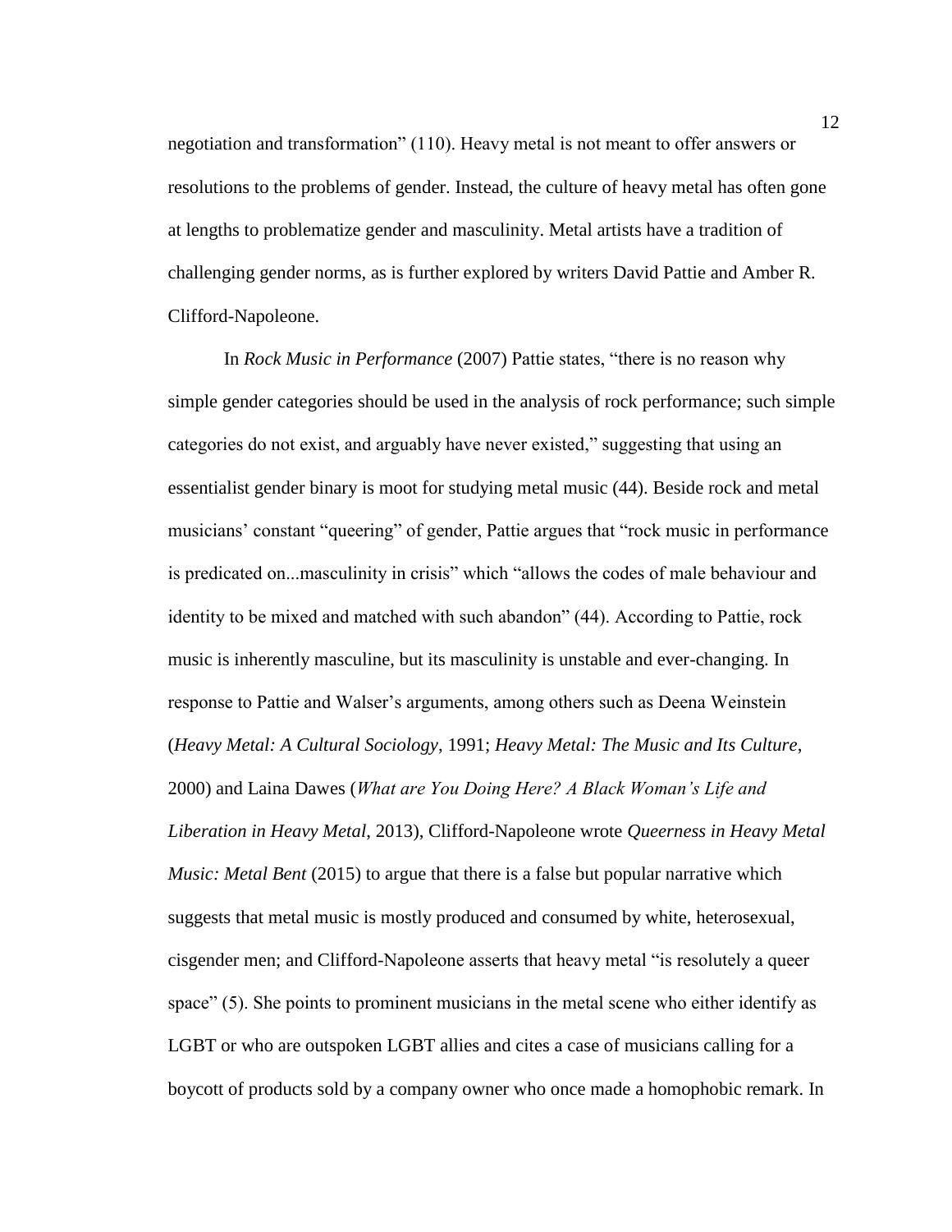negotiation and transformation" (110). Heavy metal is not meant to offer answers or resolutions to the problems of gender. Instead, the culture of heavy metal has often gone at lengths to problematize gender and masculinity. Metal artists have a tradition of challenging gender norms, as is further explored by writers David Pattie and Amber R. Clifford-Napoleone.

In *Rock Music in Performance* (2007) Pattie states, "there is no reason why simple gender categories should be used in the analysis of rock performance; such simple categories do not exist, and arguably have never existed," suggesting that using an essentialist gender binary is moot for studying metal music (44). Beside rock and metal musicians' constant "queering" of gender, Pattie argues that "rock music in performance is predicated on...masculinity in crisis" which "allows the codes of male behaviour and identity to be mixed and matched with such abandon" (44). According to Pattie, rock music is inherently masculine, but its masculinity is unstable and ever-changing. In response to Pattie and Walser's arguments, among others such as Deena Weinstein (*Heavy Metal: A Cultural Sociology*, 1991; *Heavy Metal: The Music and Its Culture*, 2000) and Laina Dawes (*What are You Doing Here? A Black Woman's Life and Liberation in Heavy Metal*, 2013), Clifford-Napoleone wrote *Queerness in Heavy Metal Music: Metal Bent* (2015) to argue that there is a false but popular narrative which suggests that metal music is mostly produced and consumed by white, heterosexual, cisgender men; and Clifford-Napoleone asserts that heavy metal "is resolutely a queer space" (5). She points to prominent musicians in the metal scene who either identify as LGBT or who are outspoken LGBT allies and cites a case of musicians calling for a boycott of products sold by a company owner who once made a homophobic remark. In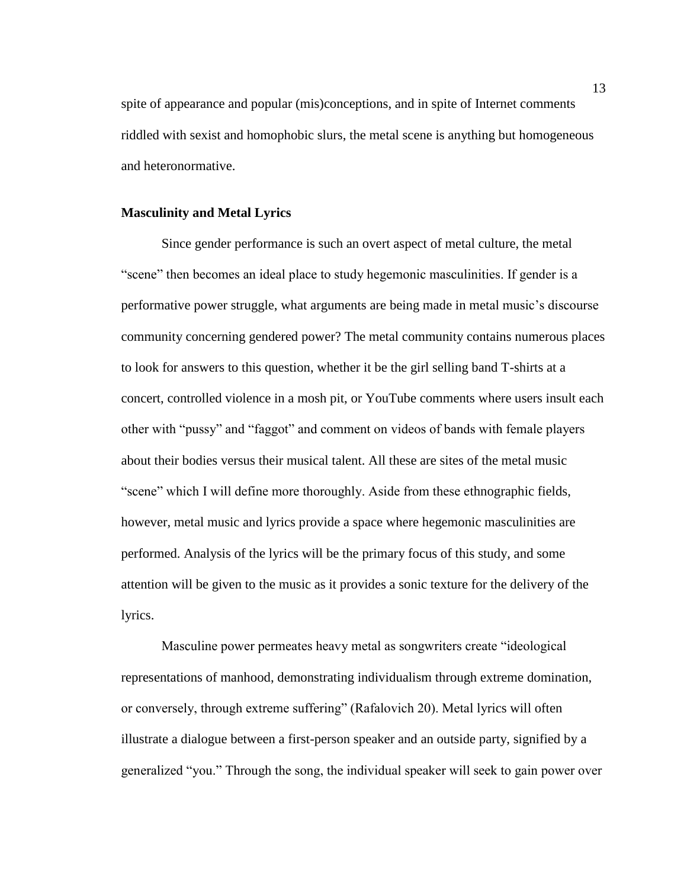spite of appearance and popular (mis)conceptions, and in spite of Internet comments riddled with sexist and homophobic slurs, the metal scene is anything but homogeneous and heteronormative.

### Masculinity and Metal Lyrics

Since gender performance is such an overt aspect of metal culture, the metal "scene" then becomes an ideal place to study hegemonic masculinities. If gender is a performative power struggle, what arguments are being made in metal music's discourse community concerning gendered power? The metal community contains numerous places to look for answers to this question, whether it be the girl selling band T-shirts at a concert, controlled violence in a mosh pit, or YouTube comments where users insult each other with "pussy" and "faggot" and comment on videos of bands with female players about their bodies versus their musical talent. All these are sites of the metal music "scene" which I will define more thoroughly. Aside from these ethnographic fields, however, metal music and lyrics provide a space where hegemonic masculinities are performed. Analysis of the lyrics will be the primary focus of this study, and some attention will be given to the music as it provides a sonic texture for the delivery of the lyrics.

Masculine power permeates heavy metal as songwriters create "ideological representations of manhood, demonstrating individualism through extreme domination, or conversely, through extreme suffering" (Rafalovich 20). Metal lyrics will often illustrate a dialogue between a first-person speaker and an outside party, signified by a generalized "you." Through the song, the individual speaker will seek to gain power over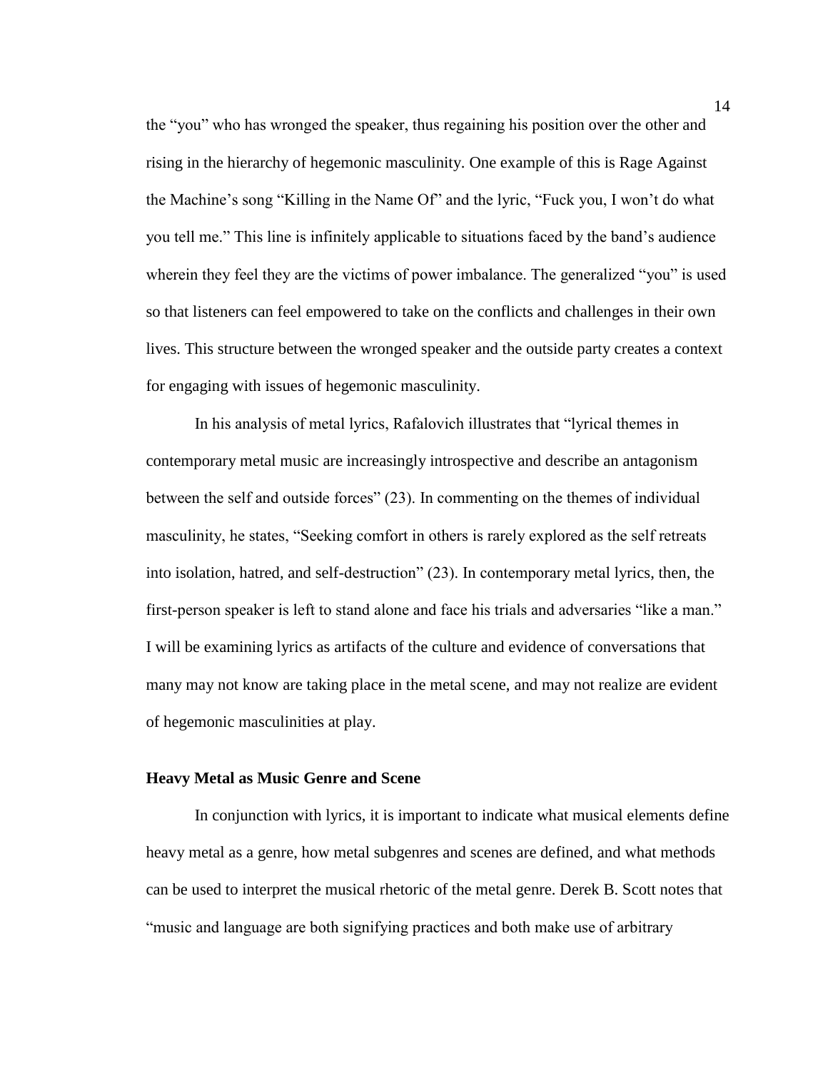the "you" who has wronged the speaker, thus regaining his position over the other and rising in the hierarchy of hegemonic masculinity. One example of this is Rage Against the Machine's song "Killing in the Name Of" and the lyric, "Fuck you, I won't do what you tell me." This line is infinitely applicable to situations faced by the band's audience wherein they feel they are the victims of power imbalance. The generalized "you" is used so that listeners can feel empowered to take on the conflicts and challenges in their own lives. This structure between the wronged speaker and the outside party creates a context for engaging with issues of hegemonic masculinity.

In his analysis of metal lyrics, Rafalovich illustrates that "lyrical themes in contemporary metal music are increasingly introspective and describe an antagonism between the self and outside forces" (23). In commenting on the themes of individual masculinity, he states, "Seeking comfort in others is rarely explored as the self retreats into isolation, hatred, and self-destruction" (23). In contemporary metal lyrics, then, the first-person speaker is left to stand alone and face his trials and adversaries "like a man." I will be examining lyrics as artifacts of the culture and evidence of conversations that many may not know are taking place in the metal scene, and may not realize are evident of hegemonic masculinities at play.

### Heavy Metal as Music Genre and Scene

In conjunction with lyrics, it is important to indicate what musical elements define heavy metal as a genre, how metal subgenres and scenes are defined, and what methods can be used to interpret the musical rhetoric of the metal genre. Derek B. Scott notes that "music and language are both signifying practices and both make use of arbitrary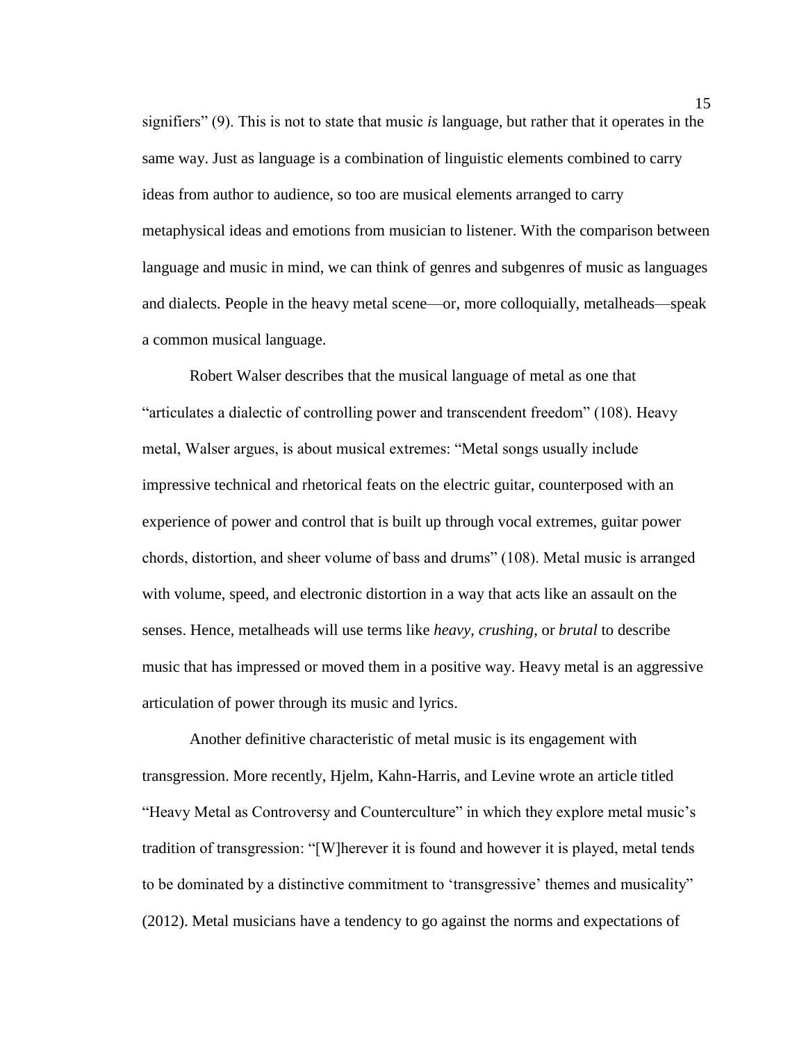signifiers" (9). This is not to state that music *is* language, but rather that it operates in the same way. Just as language is a combination of linguistic elements combined to carry ideas from author to audience, so too are musical elements arranged to carry metaphysical ideas and emotions from musician to listener. With the comparison between language and music in mind, we can think of genres and subgenres of music as languages and dialects. People in the heavy metal scene—or, more colloquially, metalheads—speak a common musical language.

Robert Walser describes that the musical language of metal as one that "articulates a dialectic of controlling power and transcendent freedom" (108). Heavy metal, Walser argues, is about musical extremes: "Metal songs usually include impressive technical and rhetorical feats on the electric guitar, counterposed with an experience of power and control that is built up through vocal extremes, guitar power chords, distortion, and sheer volume of bass and drums" (108). Metal music is arranged with volume, speed, and electronic distortion in a way that acts like an assault on the senses. Hence, metalheads will use terms like *heavy*, *crushing*, or *brutal* to describe music that has impressed or moved them in a positive way. Heavy metal is an aggressive articulation of power through its music and lyrics.

Another definitive characteristic of metal music is its engagement with transgression. More recently, Hjelm, Kahn-Harris, and Levine wrote an article titled "Heavy Metal as Controversy and Counterculture" in which they explore metal music's tradition of transgression: "[W]herever it is found and however it is played, metal tends to be dominated by a distinctive commitment to 'transgressive' themes and musicality" (2012). Metal musicians have a tendency to go against the norms and expectations of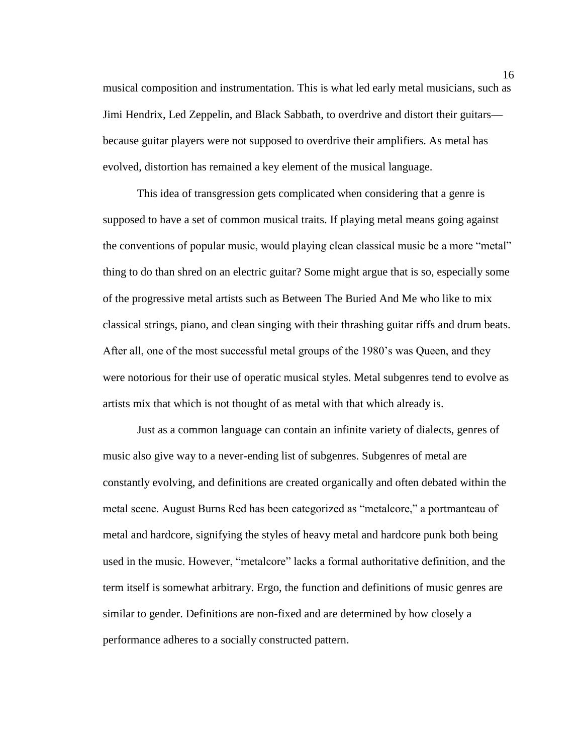musical composition and instrumentation. This is what led early metal musicians, such as Jimi Hendrix, Led Zeppelin, and Black Sabbath, to overdrive and distort their guitars—because guitar players were not supposed to overdrive their amplifiers. As metal has evolved, distortion has remained a key element of the musical language.

This idea of transgression gets complicated when considering that a genre is supposed to have a set of common musical traits. If playing metal means going against the conventions of popular music, would playing clean classical music be a more "metal" thing to do than shred on an electric guitar? Some might argue that is so, especially some of the progressive metal artists such as Between The Buried And Me who like to mix classical strings, piano, and clean singing with their thrashing guitar riffs and drum beats. After all, one of the most successful metal groups of the 1980's was Queen, and they were notorious for their use of operatic musical styles. Metal subgenres tend to evolve as artists mix that which is not thought of as metal with that which already is.

Just as a common language can contain an infinite variety of dialects, genres of music also give way to a never-ending list of subgenres. Subgenres of metal are constantly evolving, and definitions are created organically and often debated within the metal scene. August Burns Red has been categorized as "metalcore," a portmanteau of metal and hardcore, signifying the styles of heavy metal and hardcore punk both being used in the music. However, "metalcore" lacks a formal authoritative definition, and the term itself is somewhat arbitrary. Ergo, the function and definitions of music genres are similar to gender. Definitions are non-fixed and are determined by how closely a performance adheres to a socially constructed pattern.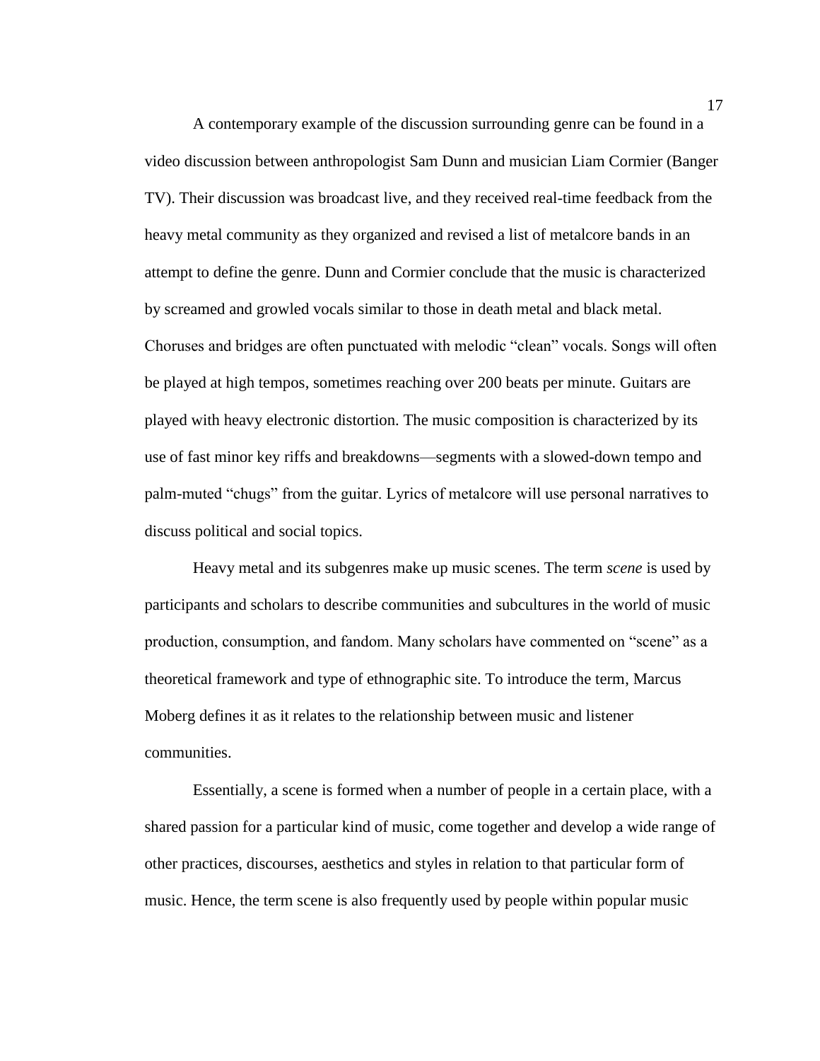A contemporary example of the discussion surrounding genre can be found in a video discussion between anthropologist Sam Dunn and musician Liam Cormier (Banger TV). Their discussion was broadcast live, and they received real-time feedback from the heavy metal community as they organized and revised a list of metalcore bands in an attempt to define the genre. Dunn and Cormier conclude that the music is characterized by screamed and growled vocals similar to those in death metal and black metal. Choruses and bridges are often punctuated with melodic "clean" vocals. Songs will often be played at high tempos, sometimes reaching over 200 beats per minute. Guitars are played with heavy electronic distortion. The music composition is characterized by its use of fast minor key riffs and breakdowns—segments with a slowed-down tempo and palm-muted "chugs" from the guitar. Lyrics of metalcore will use personal narratives to discuss political and social topics.

Heavy metal and its subgenres make up music scenes. The term *scene* is used by participants and scholars to describe communities and subcultures in the world of music production, consumption, and fandom. Many scholars have commented on "scene" as a theoretical framework and type of ethnographic site. To introduce the term, Marcus Moberg defines it as it relates to the relationship between music and listener communities.

Essentially, a scene is formed when a number of people in a certain place, with a shared passion for a particular kind of music, come together and develop a wide range of other practices, discourses, aesthetics and styles in relation to that particular form of music. Hence, the term scene is also frequently used by people within popular music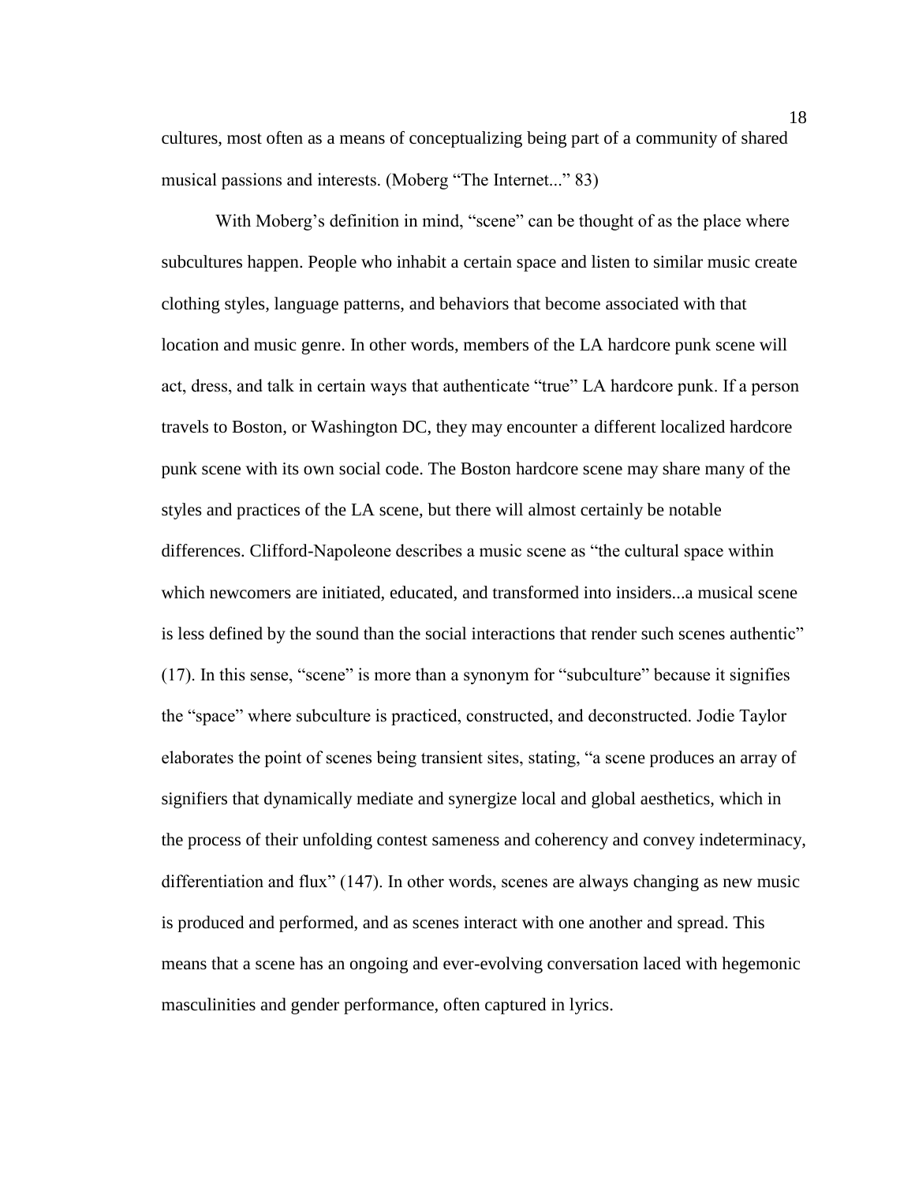cultures, most often as a means of conceptualizing being part of a community of shared musical passions and interests. (Moberg "The Internet..." 83)

With Moberg's definition in mind, "scene" can be thought of as the place where subcultures happen. People who inhabit a certain space and listen to similar music create clothing styles, language patterns, and behaviors that become associated with that location and music genre. In other words, members of the LA hardcore punk scene will act, dress, and talk in certain ways that authenticate "true" LA hardcore punk. If a person travels to Boston, or Washington DC, they may encounter a different localized hardcore punk scene with its own social code. The Boston hardcore scene may share many of the styles and practices of the LA scene, but there will almost certainly be notable differences. Clifford-Napoleone describes a music scene as "the cultural space within which newcomers are initiated, educated, and transformed into insiders...a musical scene is less defined by the sound than the social interactions that render such scenes authentic" (17). In this sense, "scene" is more than a synonym for "subculture" because it signifies the "space" where subculture is practiced, constructed, and deconstructed. Jodie Taylor elaborates the point of scenes being transient sites, stating, "a scene produces an array of signifiers that dynamically mediate and synergize local and global aesthetics, which in the process of their unfolding contest sameness and coherency and convey indeterminacy, differentiation and flux" (147). In other words, scenes are always changing as new music is produced and performed, and as scenes interact with one another and spread. This means that a scene has an ongoing and ever-evolving conversation laced with hegemonic masculinities and gender performance, often captured in lyrics.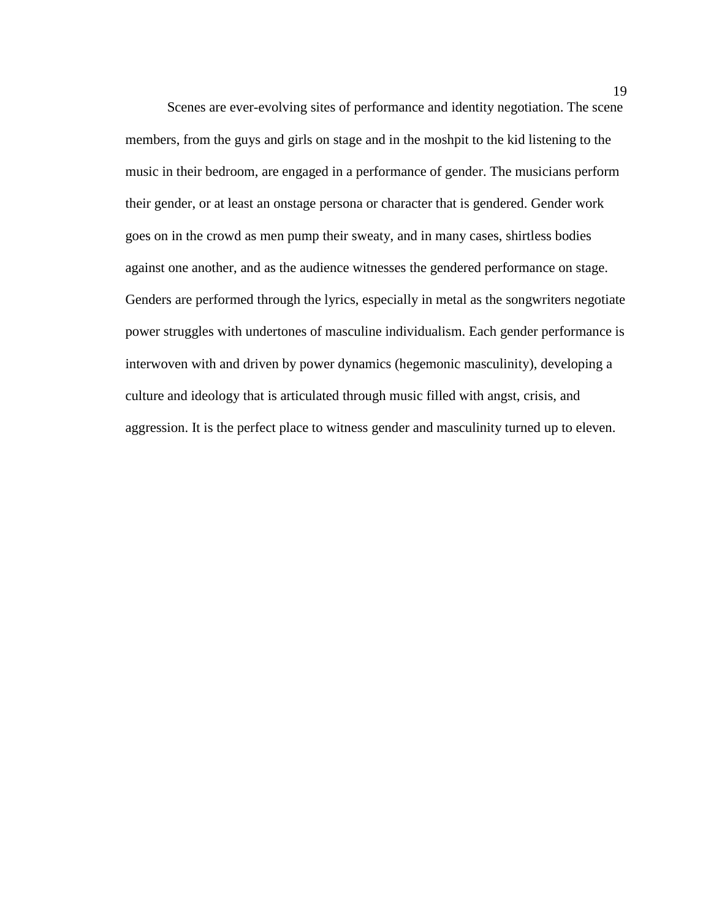Scenes are ever-evolving sites of performance and identity negotiation. The scene members, from the guys and girls on stage and in the moshpit to the kid listening to the music in their bedroom, are engaged in a performance of gender. The musicians perform their gender, or at least an onstage persona or character that is gendered. Gender work goes on in the crowd as men pump their sweaty, and in many cases, shirtless bodies against one another, and as the audience witnesses the gendered performance on stage. Genders are performed through the lyrics, especially in metal as the songwriters negotiate power struggles with undertones of masculine individualism. Each gender performance is interwoven with and driven by power dynamics (hegemonic masculinity), developing a culture and ideology that is articulated through music filled with angst, crisis, and aggression. It is the perfect place to witness gender and masculinity turned up to eleven.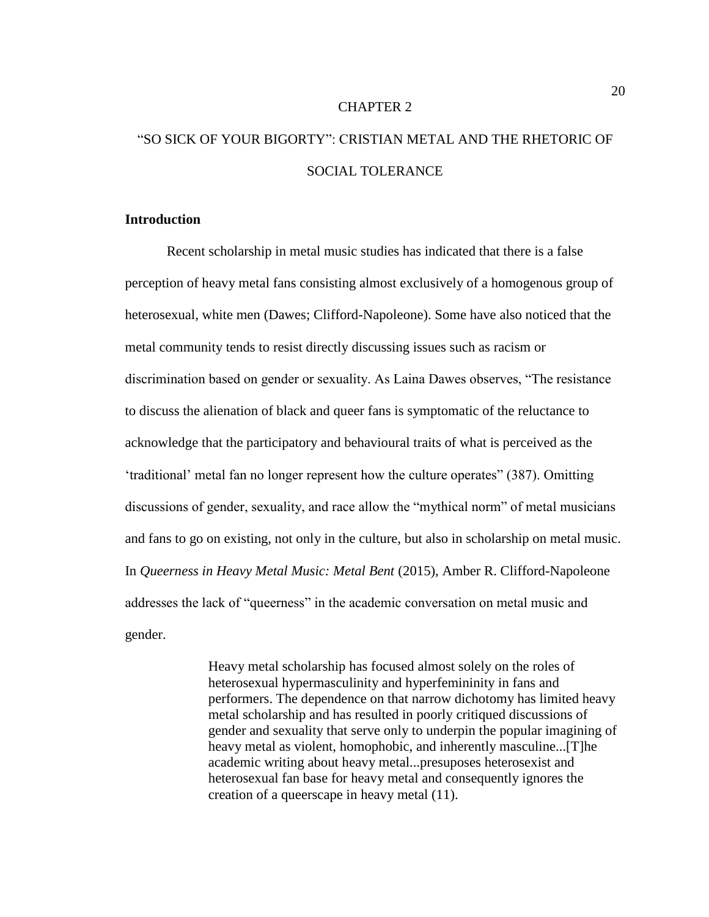# CHAPTER 2

# "SO SICK OF YOUR BIGORTY": CRISTIAN METAL AND THE RHETORIC OF SOCIAL TOLERANCE

## Introduction

Recent scholarship in metal music studies has indicated that there is a false perception of heavy metal fans consisting almost exclusively of a homogenous group of heterosexual, white men (Dawes; Clifford-Napoleone). Some have also noticed that the metal community tends to resist directly discussing issues such as racism or discrimination based on gender or sexuality. As Laina Dawes observes, "The resistance to discuss the alienation of black and queer fans is symptomatic of the reluctance to acknowledge that the participatory and behavioural traits of what is perceived as the 'traditional' metal fan no longer represent how the culture operates" (387). Omitting discussions of gender, sexuality, and race allow the "mythical norm" of metal musicians and fans to go on existing, not only in the culture, but also in scholarship on metal music. In *Queerness in Heavy Metal Music: Metal Bent* (2015), Amber R. Clifford-Napoleone addresses the lack of "queerness" in the academic conversation on metal music and gender.

> Heavy metal scholarship has focused almost solely on the roles of heterosexual hypermasculinity and hyperfemininity in fans and performers. The dependence on that narrow dichotomy has limited heavy metal scholarship and has resulted in poorly critiqued discussions of gender and sexuality that serve only to underpin the popular imagining of heavy metal as violent, homophobic, and inherently masculine...[T]he academic writing about heavy metal...presuposes heterosexist and heterosexual fan base for heavy metal and consequently ignores the creation of a queerscape in heavy metal (11).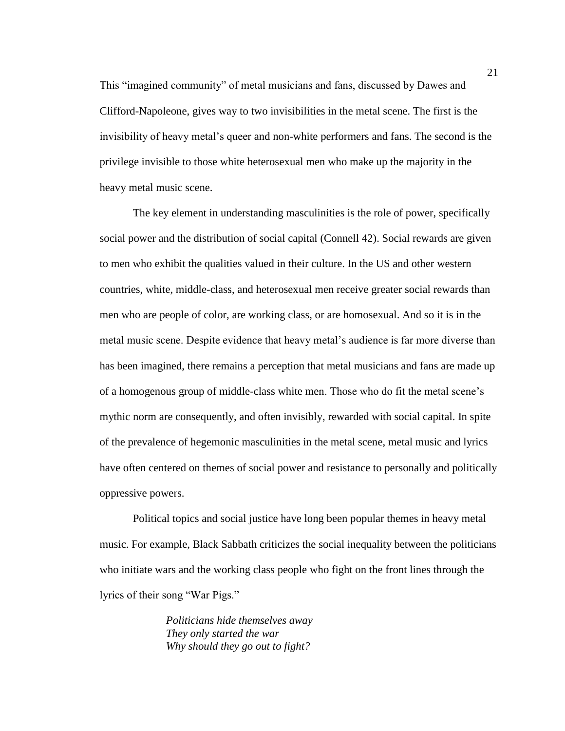This "imagined community" of metal musicians and fans, discussed by Dawes and Clifford-Napoleone, gives way to two invisibilities in the metal scene. The first is the invisibility of heavy metal's queer and non-white performers and fans. The second is the privilege invisible to those white heterosexual men who make up the majority in the heavy metal music scene.

The key element in understanding masculinities is the role of power, specifically social power and the distribution of social capital (Connell 42). Social rewards are given to men who exhibit the qualities valued in their culture. In the US and other western countries, white, middle-class, and heterosexual men receive greater social rewards than men who are people of color, are working class, or are homosexual. And so it is in the metal music scene. Despite evidence that heavy metal's audience is far more diverse than has been imagined, there remains a perception that metal musicians and fans are made up of a homogenous group of middle-class white men. Those who do fit the metal scene's mythic norm are consequently, and often invisibly, rewarded with social capital. In spite of the prevalence of hegemonic masculinities in the metal scene, metal music and lyrics have often centered on themes of social power and resistance to personally and politically oppressive powers.

Political topics and social justice have long been popular themes in heavy metal music. For example, Black Sabbath criticizes the social inequality between the politicians who initiate wars and the working class people who fight on the front lines through the lyrics of their song "War Pigs."

> *Politicians hide themselves away*
> *They only started the war*
> *Why should they go out to fight?*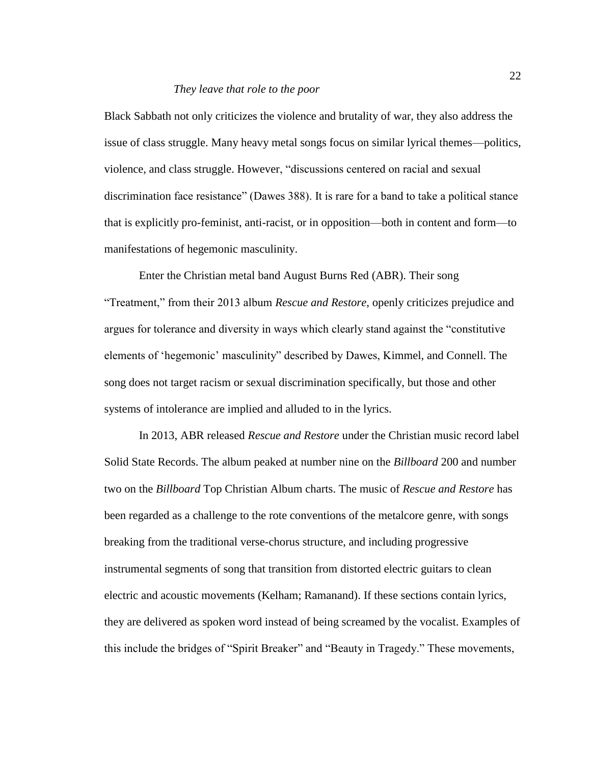*They leave that role to the poor*

Black Sabbath not only criticizes the violence and brutality of war, they also address the issue of class struggle. Many heavy metal songs focus on similar lyrical themes—politics, violence, and class struggle. However, "discussions centered on racial and sexual discrimination face resistance" (Dawes 388). It is rare for a band to take a political stance that is explicitly pro-feminist, anti-racist, or in opposition—both in content and form—to manifestations of hegemonic masculinity.

Enter the Christian metal band August Burns Red (ABR). Their song "Treatment," from their 2013 album *Rescue and Restore*, openly criticizes prejudice and argues for tolerance and diversity in ways which clearly stand against the "constitutive elements of 'hegemonic' masculinity" described by Dawes, Kimmel, and Connell. The song does not target racism or sexual discrimination specifically, but those and other systems of intolerance are implied and alluded to in the lyrics.

In 2013, ABR released *Rescue and Restore* under the Christian music record label Solid State Records. The album peaked at number nine on the *Billboard* 200 and number two on the *Billboard* Top Christian Album charts. The music of *Rescue and Restore* has been regarded as a challenge to the rote conventions of the metalcore genre, with songs breaking from the traditional verse-chorus structure, and including progressive instrumental segments of song that transition from distorted electric guitars to clean electric and acoustic movements (Kelham; Ramanand). If these sections contain lyrics, they are delivered as spoken word instead of being screamed by the vocalist. Examples of this include the bridges of "Spirit Breaker" and "Beauty in Tragedy." These movements,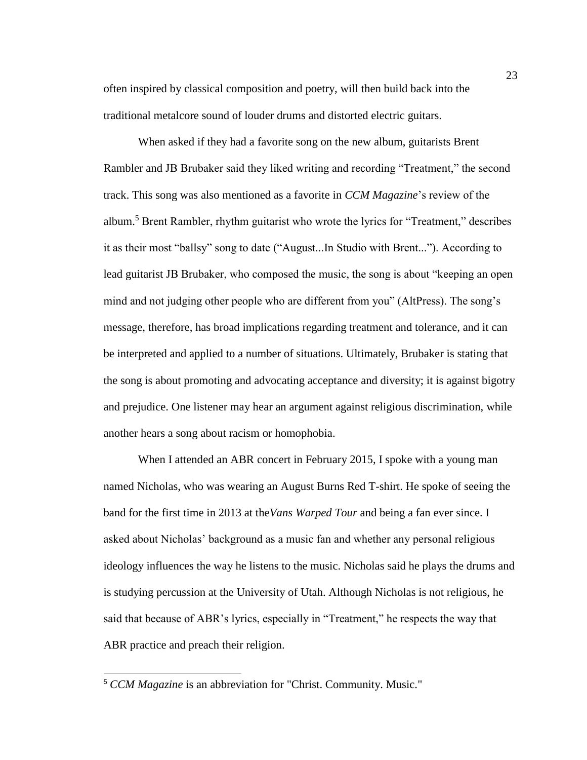often inspired by classical composition and poetry, will then build back into the traditional metalcore sound of louder drums and distorted electric guitars.

When asked if they had a favorite song on the new album, guitarists Brent Rambler and JB Brubaker said they liked writing and recording "Treatment," the second track. This song was also mentioned as a favorite in *CCM Magazine*'s review of the album.[5] Brent Rambler, rhythm guitarist who wrote the lyrics for "Treatment," describes it as their most "ballsy" song to date ("August...In Studio with Brent..."). According to lead guitarist JB Brubaker, who composed the music, the song is about "keeping an open mind and not judging other people who are different from you" (AltPress). The song's message, therefore, has broad implications regarding treatment and tolerance, and it can be interpreted and applied to a number of situations. Ultimately, Brubaker is stating that the song is about promoting and advocating acceptance and diversity; it is against bigotry and prejudice. One listener may hear an argument against religious discrimination, while another hears a song about racism or homophobia.

When I attended an ABR concert in February 2015, I spoke with a young man named Nicholas, who was wearing an August Burns Red T-shirt. He spoke of seeing the band for the first time in 2013 at the*Vans Warped Tour* and being a fan ever since. I asked about Nicholas' background as a music fan and whether any personal religious ideology influences the way he listens to the music. Nicholas said he plays the drums and is studying percussion at the University of Utah. Although Nicholas is not religious, he said that because of ABR's lyrics, especially in "Treatment," he respects the way that ABR practice and preach their religion.

---

[5] *CCM Magazine* is an abbreviation for "Christ. Community. Music."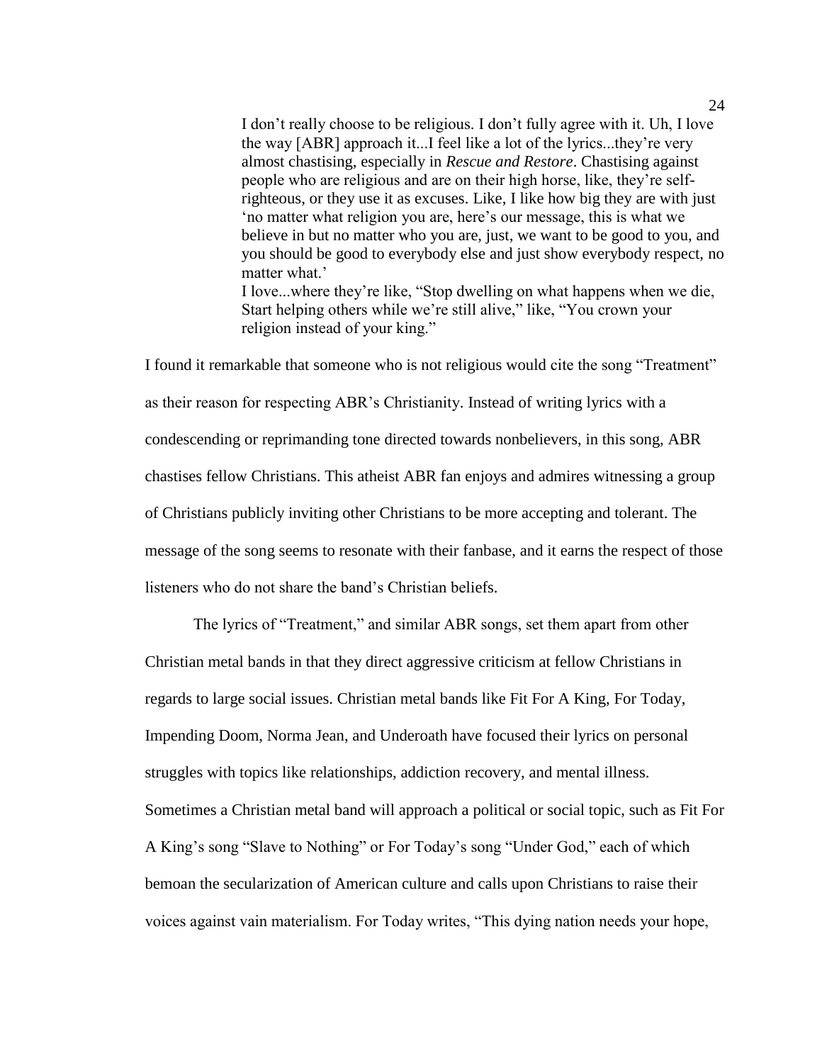> I don't really choose to be religious. I don't fully agree with it. Uh, I love the way [ABR] approach it...I feel like a lot of the lyrics...they're very almost chastising, especially in *Rescue and Restore*. Chastising against people who are religious and are on their high horse, like, they're self-righteous, or they use it as excuses. Like, I like how big they are with just 'no matter what religion you are, here's our message, this is what we believe in but no matter who you are, just, we want to be good to you, and you should be good to everybody else and just show everybody respect, no matter what.'
>
> I love...where they're like, "Stop dwelling on what happens when we die, Start helping others while we're still alive," like, "You crown your religion instead of your king."

I found it remarkable that someone who is not religious would cite the song "Treatment" as their reason for respecting ABR's Christianity. Instead of writing lyrics with a condescending or reprimanding tone directed towards nonbelievers, in this song, ABR chastises fellow Christians. This atheist ABR fan enjoys and admires witnessing a group of Christians publicly inviting other Christians to be more accepting and tolerant. The message of the song seems to resonate with their fanbase, and it earns the respect of those listeners who do not share the band's Christian beliefs.

The lyrics of "Treatment," and similar ABR songs, set them apart from other Christian metal bands in that they direct aggressive criticism at fellow Christians in regards to large social issues. Christian metal bands like Fit For A King, For Today, Impending Doom, Norma Jean, and Underoath have focused their lyrics on personal struggles with topics like relationships, addiction recovery, and mental illness. Sometimes a Christian metal band will approach a political or social topic, such as Fit For A King's song "Slave to Nothing" or For Today's song "Under God," each of which bemoan the secularization of American culture and calls upon Christians to raise their voices against vain materialism. For Today writes, "This dying nation needs your hope,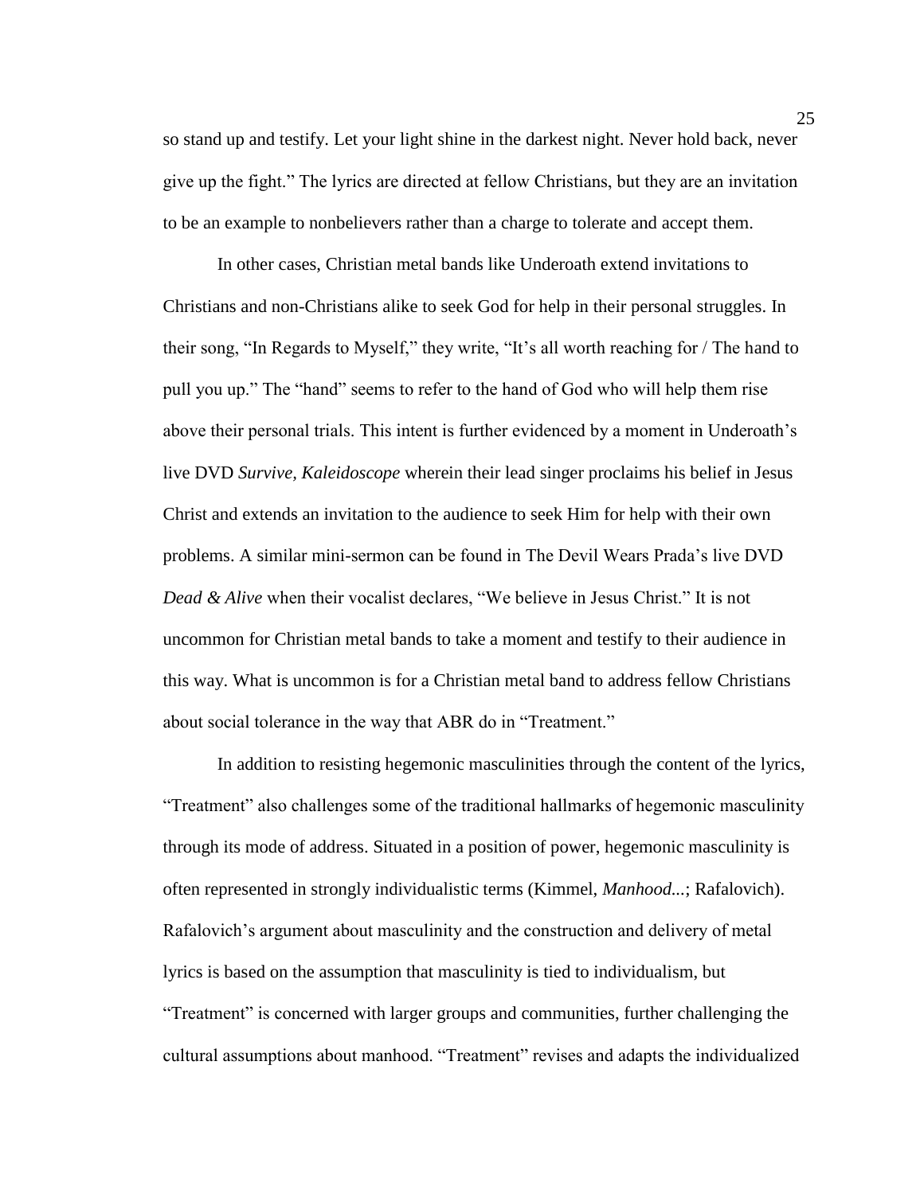so stand up and testify. Let your light shine in the darkest night. Never hold back, never give up the fight." The lyrics are directed at fellow Christians, but they are an invitation to be an example to nonbelievers rather than a charge to tolerate and accept them.

In other cases, Christian metal bands like Underoath extend invitations to Christians and non-Christians alike to seek God for help in their personal struggles. In their song, "In Regards to Myself," they write, "It's all worth reaching for / The hand to pull you up." The "hand" seems to refer to the hand of God who will help them rise above their personal trials. This intent is further evidenced by a moment in Underoath's live DVD *Survive, Kaleidoscope* wherein their lead singer proclaims his belief in Jesus Christ and extends an invitation to the audience to seek Him for help with their own problems. A similar mini-sermon can be found in The Devil Wears Prada's live DVD *Dead & Alive* when their vocalist declares, "We believe in Jesus Christ." It is not uncommon for Christian metal bands to take a moment and testify to their audience in this way. What is uncommon is for a Christian metal band to address fellow Christians about social tolerance in the way that ABR do in "Treatment."

In addition to resisting hegemonic masculinities through the content of the lyrics, "Treatment" also challenges some of the traditional hallmarks of hegemonic masculinity through its mode of address. Situated in a position of power, hegemonic masculinity is often represented in strongly individualistic terms (Kimmel, *Manhood...*; Rafalovich). Rafalovich's argument about masculinity and the construction and delivery of metal lyrics is based on the assumption that masculinity is tied to individualism, but "Treatment" is concerned with larger groups and communities, further challenging the cultural assumptions about manhood. "Treatment" revises and adapts the individualized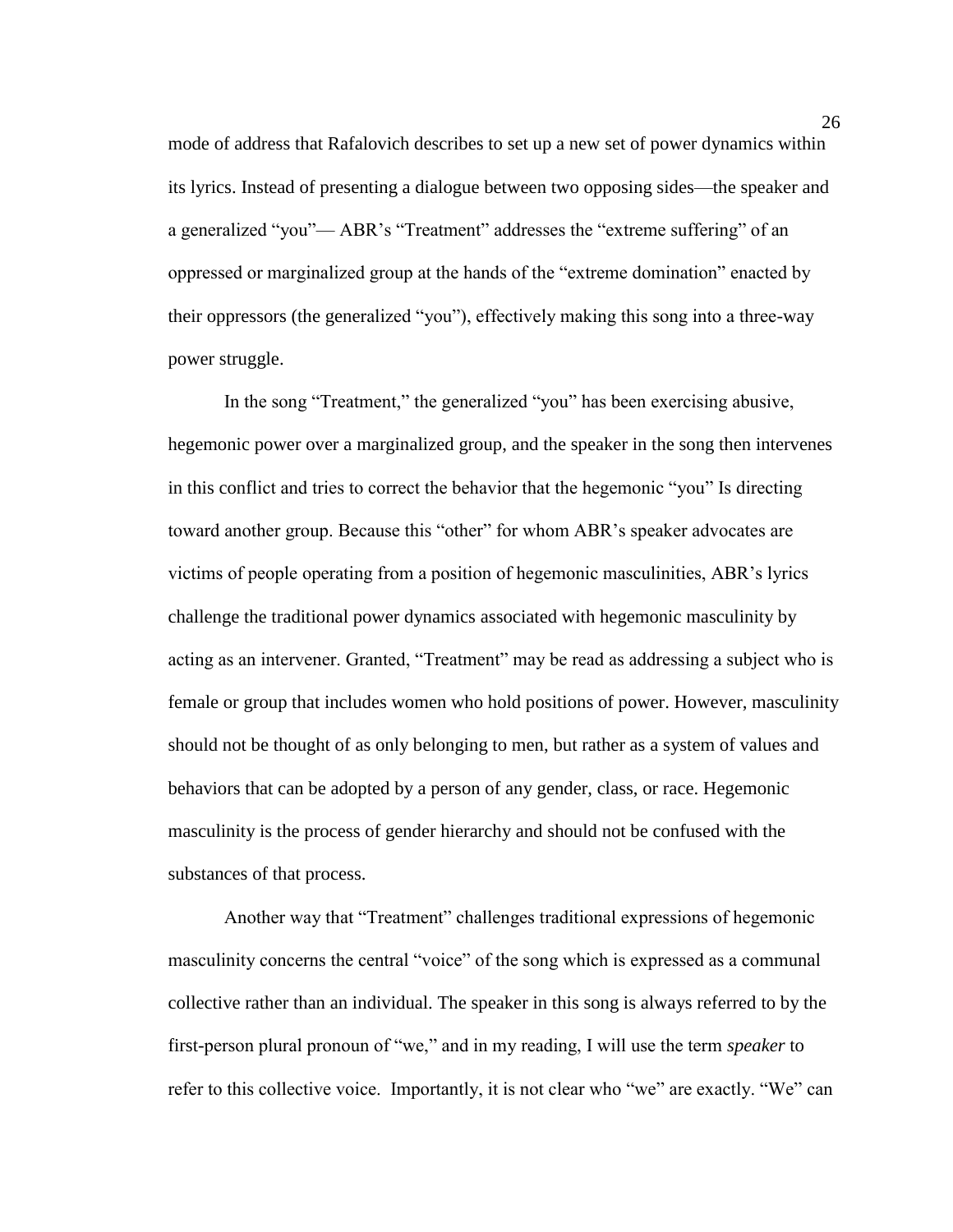mode of address that Rafalovich describes to set up a new set of power dynamics within its lyrics. Instead of presenting a dialogue between two opposing sides—the speaker and a generalized "you"— ABR's "Treatment" addresses the "extreme suffering" of an oppressed or marginalized group at the hands of the "extreme domination" enacted by their oppressors (the generalized "you"), effectively making this song into a three-way power struggle.

In the song "Treatment," the generalized "you" has been exercising abusive, hegemonic power over a marginalized group, and the speaker in the song then intervenes in this conflict and tries to correct the behavior that the hegemonic "you" Is directing toward another group. Because this "other" for whom ABR's speaker advocates are victims of people operating from a position of hegemonic masculinities, ABR's lyrics challenge the traditional power dynamics associated with hegemonic masculinity by acting as an intervener. Granted, "Treatment" may be read as addressing a subject who is female or group that includes women who hold positions of power. However, masculinity should not be thought of as only belonging to men, but rather as a system of values and behaviors that can be adopted by a person of any gender, class, or race. Hegemonic masculinity is the process of gender hierarchy and should not be confused with the substances of that process.

Another way that "Treatment" challenges traditional expressions of hegemonic masculinity concerns the central "voice" of the song which is expressed as a communal collective rather than an individual. The speaker in this song is always referred to by the first-person plural pronoun of "we," and in my reading, I will use the term *speaker* to refer to this collective voice. Importantly, it is not clear who "we" are exactly. "We" can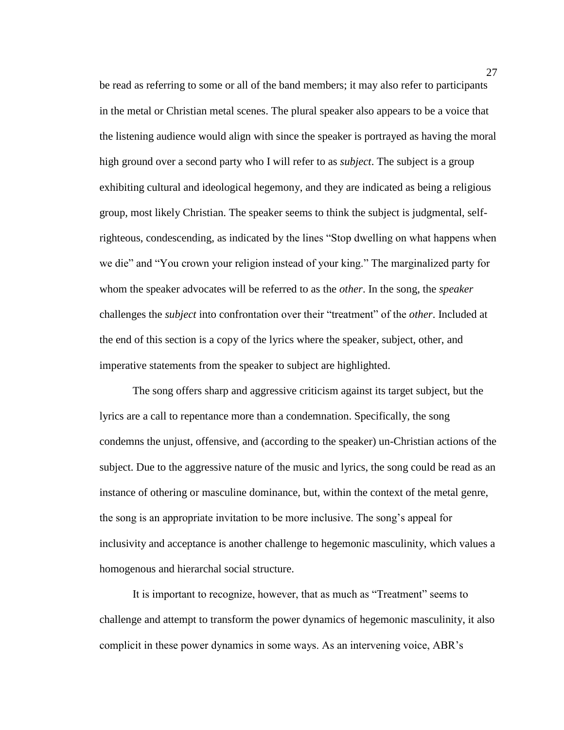be read as referring to some or all of the band members; it may also refer to participants in the metal or Christian metal scenes. The plural speaker also appears to be a voice that the listening audience would align with since the speaker is portrayed as having the moral high ground over a second party who I will refer to as *subject*. The subject is a group exhibiting cultural and ideological hegemony, and they are indicated as being a religious group, most likely Christian. The speaker seems to think the subject is judgmental, self-righteous, condescending, as indicated by the lines "Stop dwelling on what happens when we die" and "You crown your religion instead of your king." The marginalized party for whom the speaker advocates will be referred to as the *other*. In the song, the *speaker* challenges the *subject* into confrontation over their "treatment" of the *other*. Included at the end of this section is a copy of the lyrics where the speaker, subject, other, and imperative statements from the speaker to subject are highlighted.

The song offers sharp and aggressive criticism against its target subject, but the lyrics are a call to repentance more than a condemnation. Specifically, the song condemns the unjust, offensive, and (according to the speaker) un-Christian actions of the subject. Due to the aggressive nature of the music and lyrics, the song could be read as an instance of othering or masculine dominance, but, within the context of the metal genre, the song is an appropriate invitation to be more inclusive. The song's appeal for inclusivity and acceptance is another challenge to hegemonic masculinity, which values a homogenous and hierarchal social structure.

It is important to recognize, however, that as much as "Treatment" seems to challenge and attempt to transform the power dynamics of hegemonic masculinity, it also complicit in these power dynamics in some ways. As an intervening voice, ABR's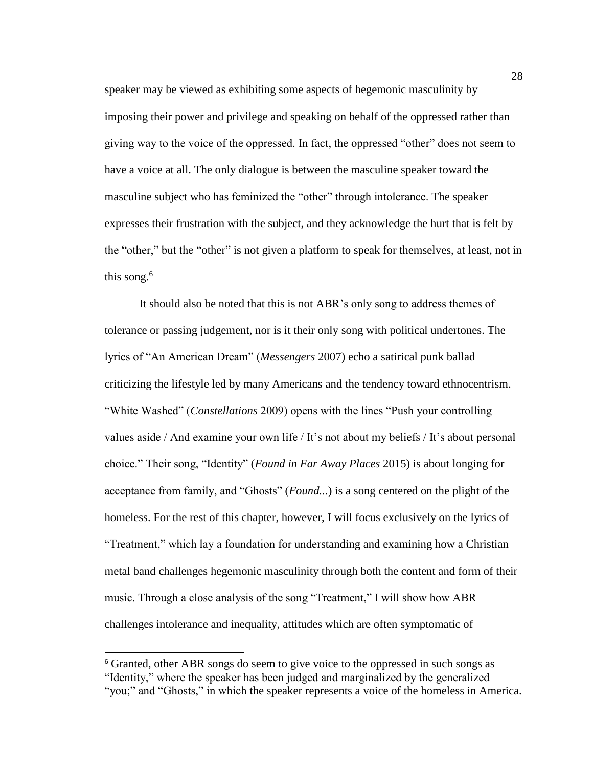speaker may be viewed as exhibiting some aspects of hegemonic masculinity by imposing their power and privilege and speaking on behalf of the oppressed rather than giving way to the voice of the oppressed. In fact, the oppressed "other" does not seem to have a voice at all. The only dialogue is between the masculine speaker toward the masculine subject who has feminized the "other" through intolerance. The speaker expresses their frustration with the subject, and they acknowledge the hurt that is felt by the "other," but the "other" is not given a platform to speak for themselves, at least, not in this song.[6]

It should also be noted that this is not ABR's only song to address themes of tolerance or passing judgement, nor is it their only song with political undertones. The lyrics of "An American Dream" (*Messengers* 2007) echo a satirical punk ballad criticizing the lifestyle led by many Americans and the tendency toward ethnocentrism. "White Washed" (*Constellations* 2009) opens with the lines "Push your controlling values aside / And examine your own life / It's not about my beliefs / It's about personal choice." Their song, "Identity" (*Found in Far Away Places* 2015) is about longing for acceptance from family, and "Ghosts" (*Found...*) is a song centered on the plight of the homeless. For the rest of this chapter, however, I will focus exclusively on the lyrics of "Treatment," which lay a foundation for understanding and examining how a Christian metal band challenges hegemonic masculinity through both the content and form of their music. Through a close analysis of the song "Treatment," I will show how ABR challenges intolerance and inequality, attitudes which are often symptomatic of

[6] Granted, other ABR songs do seem to give voice to the oppressed in such songs as "Identity," where the speaker has been judged and marginalized by the generalized "you;" and "Ghosts," in which the speaker represents a voice of the homeless in America.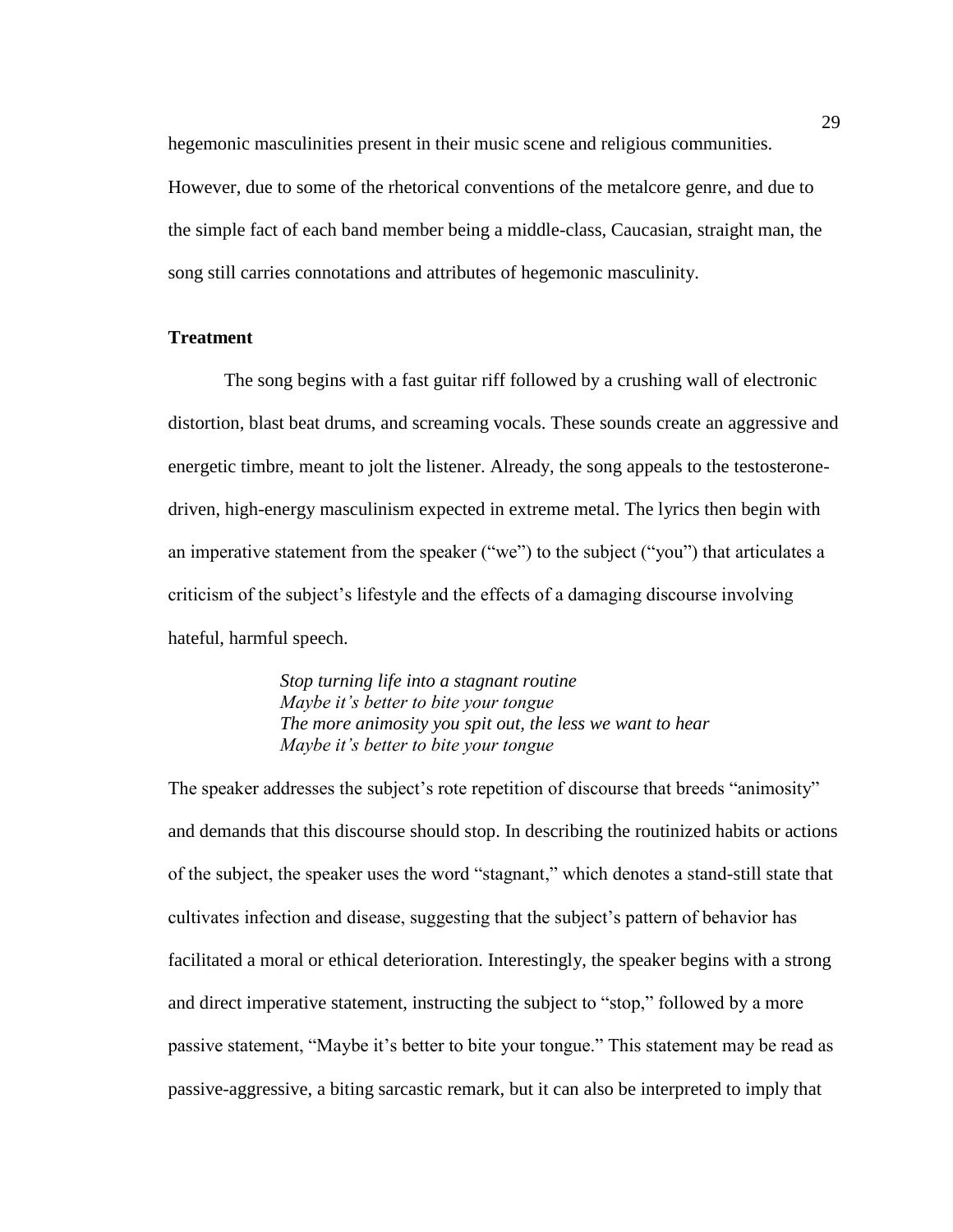hegemonic masculinities present in their music scene and religious communities. However, due to some of the rhetorical conventions of the metalcore genre, and due to the simple fact of each band member being a middle-class, Caucasian, straight man, the song still carries connotations and attributes of hegemonic masculinity.

### Treatment

The song begins with a fast guitar riff followed by a crushing wall of electronic distortion, blast beat drums, and screaming vocals. These sounds create an aggressive and energetic timbre, meant to jolt the listener. Already, the song appeals to the testosterone-driven, high-energy masculinism expected in extreme metal. The lyrics then begin with an imperative statement from the speaker ("we") to the subject ("you") that articulates a criticism of the subject's lifestyle and the effects of a damaging discourse involving hateful, harmful speech.

> *Stop turning life into a stagnant routine*
> *Maybe it's better to bite your tongue*
> *The more animosity you spit out, the less we want to hear*
> *Maybe it's better to bite your tongue*

The speaker addresses the subject's rote repetition of discourse that breeds "animosity" and demands that this discourse should stop. In describing the routinized habits or actions of the subject, the speaker uses the word "stagnant," which denotes a stand-still state that cultivates infection and disease, suggesting that the subject's pattern of behavior has facilitated a moral or ethical deterioration. Interestingly, the speaker begins with a strong and direct imperative statement, instructing the subject to "stop," followed by a more passive statement, "Maybe it's better to bite your tongue." This statement may be read as passive-aggressive, a biting sarcastic remark, but it can also be interpreted to imply that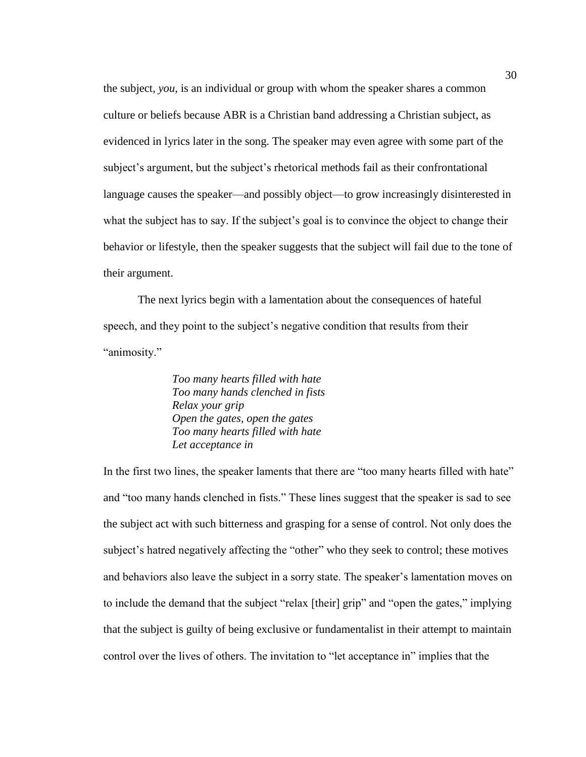the subject, *you*, is an individual or group with whom the speaker shares a common culture or beliefs because ABR is a Christian band addressing a Christian subject, as evidenced in lyrics later in the song. The speaker may even agree with some part of the subject's argument, but the subject's rhetorical methods fail as their confrontational language causes the speaker—and possibly object—to grow increasingly disinterested in what the subject has to say. If the subject's goal is to convince the object to change their behavior or lifestyle, then the speaker suggests that the subject will fail due to the tone of their argument.

The next lyrics begin with a lamentation about the consequences of hateful speech, and they point to the subject's negative condition that results from their "animosity."

> *Too many hearts filled with hate*
> *Too many hands clenched in fists*
> *Relax your grip*
> *Open the gates, open the gates*
> *Too many hearts filled with hate*
> *Let acceptance in*

In the first two lines, the speaker laments that there are "too many hearts filled with hate" and "too many hands clenched in fists." These lines suggest that the speaker is sad to see the subject act with such bitterness and grasping for a sense of control. Not only does the subject's hatred negatively affecting the "other" who they seek to control; these motives and behaviors also leave the subject in a sorry state. The speaker's lamentation moves on to include the demand that the subject "relax [their] grip" and "open the gates," implying that the subject is guilty of being exclusive or fundamentalist in their attempt to maintain control over the lives of others. The invitation to "let acceptance in" implies that the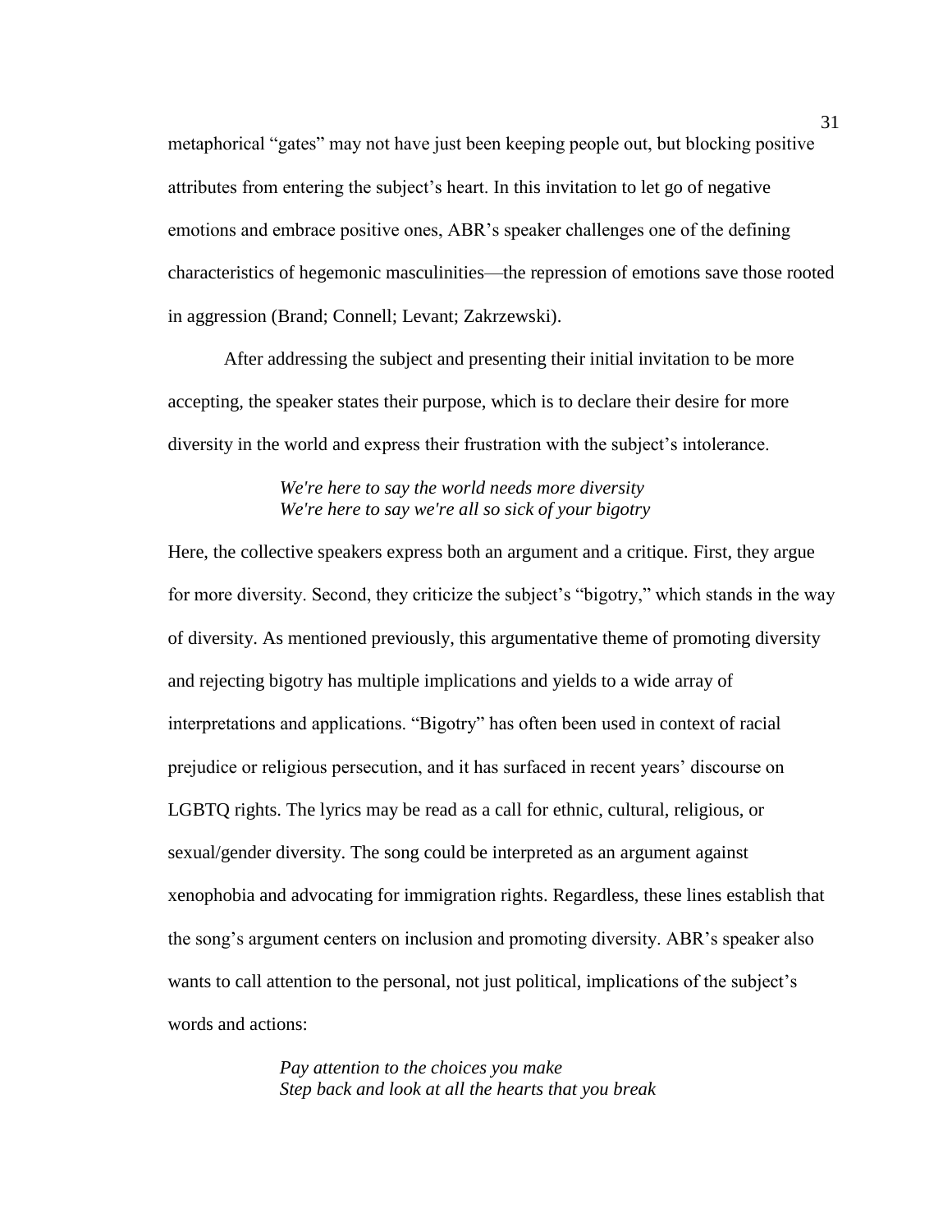metaphorical "gates" may not have just been keeping people out, but blocking positive attributes from entering the subject's heart. In this invitation to let go of negative emotions and embrace positive ones, ABR's speaker challenges one of the defining characteristics of hegemonic masculinities—the repression of emotions save those rooted in aggression (Brand; Connell; Levant; Zakrzewski).

After addressing the subject and presenting their initial invitation to be more accepting, the speaker states their purpose, which is to declare their desire for more diversity in the world and express their frustration with the subject's intolerance.

> *We're here to say the world needs more diversity*
> *We're here to say we're all so sick of your bigotry*

Here, the collective speakers express both an argument and a critique. First, they argue for more diversity. Second, they criticize the subject's "bigotry," which stands in the way of diversity. As mentioned previously, this argumentative theme of promoting diversity and rejecting bigotry has multiple implications and yields to a wide array of interpretations and applications. "Bigotry" has often been used in context of racial prejudice or religious persecution, and it has surfaced in recent years' discourse on LGBTQ rights. The lyrics may be read as a call for ethnic, cultural, religious, or sexual/gender diversity. The song could be interpreted as an argument against xenophobia and advocating for immigration rights. Regardless, these lines establish that the song's argument centers on inclusion and promoting diversity. ABR's speaker also wants to call attention to the personal, not just political, implications of the subject's words and actions:

> *Pay attention to the choices you make*
> *Step back and look at all the hearts that you break*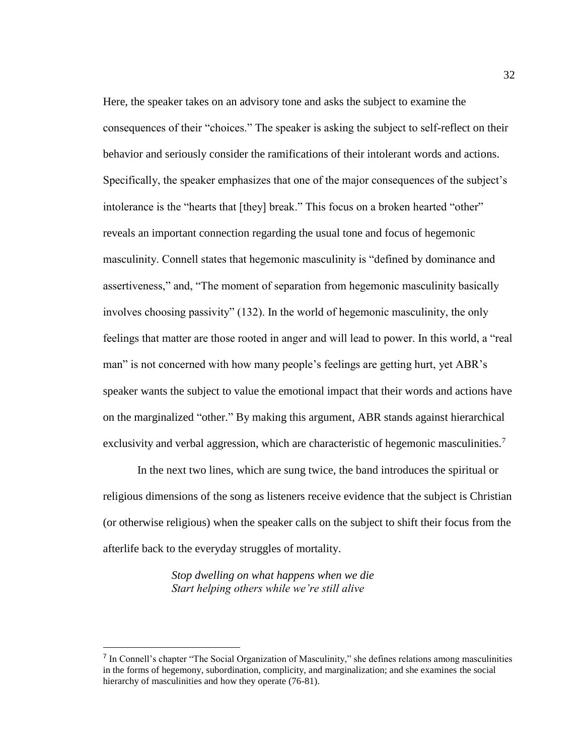Here, the speaker takes on an advisory tone and asks the subject to examine the consequences of their "choices." The speaker is asking the subject to self-reflect on their behavior and seriously consider the ramifications of their intolerant words and actions. Specifically, the speaker emphasizes that one of the major consequences of the subject's intolerance is the "hearts that [they] break." This focus on a broken hearted "other" reveals an important connection regarding the usual tone and focus of hegemonic masculinity. Connell states that hegemonic masculinity is "defined by dominance and assertiveness," and, "The moment of separation from hegemonic masculinity basically involves choosing passivity" (132). In the world of hegemonic masculinity, the only feelings that matter are those rooted in anger and will lead to power. In this world, a "real man" is not concerned with how many people's feelings are getting hurt, yet ABR's speaker wants the subject to value the emotional impact that their words and actions have on the marginalized "other." By making this argument, ABR stands against hierarchical exclusivity and verbal aggression, which are characteristic of hegemonic masculinities.[7]

In the next two lines, which are sung twice, the band introduces the spiritual or religious dimensions of the song as listeners receive evidence that the subject is Christian (or otherwise religious) when the speaker calls on the subject to shift their focus from the afterlife back to the everyday struggles of mortality.

> *Stop dwelling on what happens when we die*
> *Start helping others while we're still alive*

---

[7] In Connell's chapter "The Social Organization of Masculinity," she defines relations among masculinities in the forms of hegemony, subordination, complicity, and marginalization; and she examines the social hierarchy of masculinities and how they operate (76-81).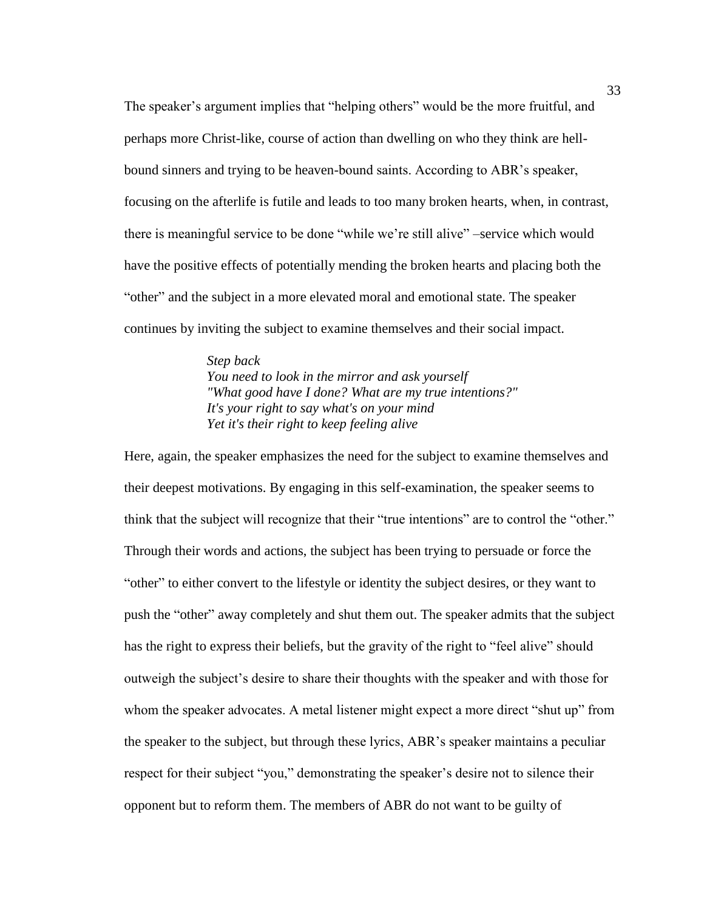The speaker's argument implies that "helping others" would be the more fruitful, and perhaps more Christ-like, course of action than dwelling on who they think are hell-bound sinners and trying to be heaven-bound saints. According to ABR's speaker, focusing on the afterlife is futile and leads to too many broken hearts, when, in contrast, there is meaningful service to be done "while we're still alive" –service which would have the positive effects of potentially mending the broken hearts and placing both the "other" and the subject in a more elevated moral and emotional state. The speaker continues by inviting the subject to examine themselves and their social impact.

> *Step back*
> *You need to look in the mirror and ask yourself*
> *"What good have I done? What are my true intentions?"*
> *It's your right to say what's on your mind*
> *Yet it's their right to keep feeling alive*

Here, again, the speaker emphasizes the need for the subject to examine themselves and their deepest motivations. By engaging in this self-examination, the speaker seems to think that the subject will recognize that their "true intentions" are to control the "other." Through their words and actions, the subject has been trying to persuade or force the "other" to either convert to the lifestyle or identity the subject desires, or they want to push the "other" away completely and shut them out. The speaker admits that the subject has the right to express their beliefs, but the gravity of the right to "feel alive" should outweigh the subject's desire to share their thoughts with the speaker and with those for whom the speaker advocates. A metal listener might expect a more direct "shut up" from the speaker to the subject, but through these lyrics, ABR's speaker maintains a peculiar respect for their subject "you," demonstrating the speaker's desire not to silence their opponent but to reform them. The members of ABR do not want to be guilty of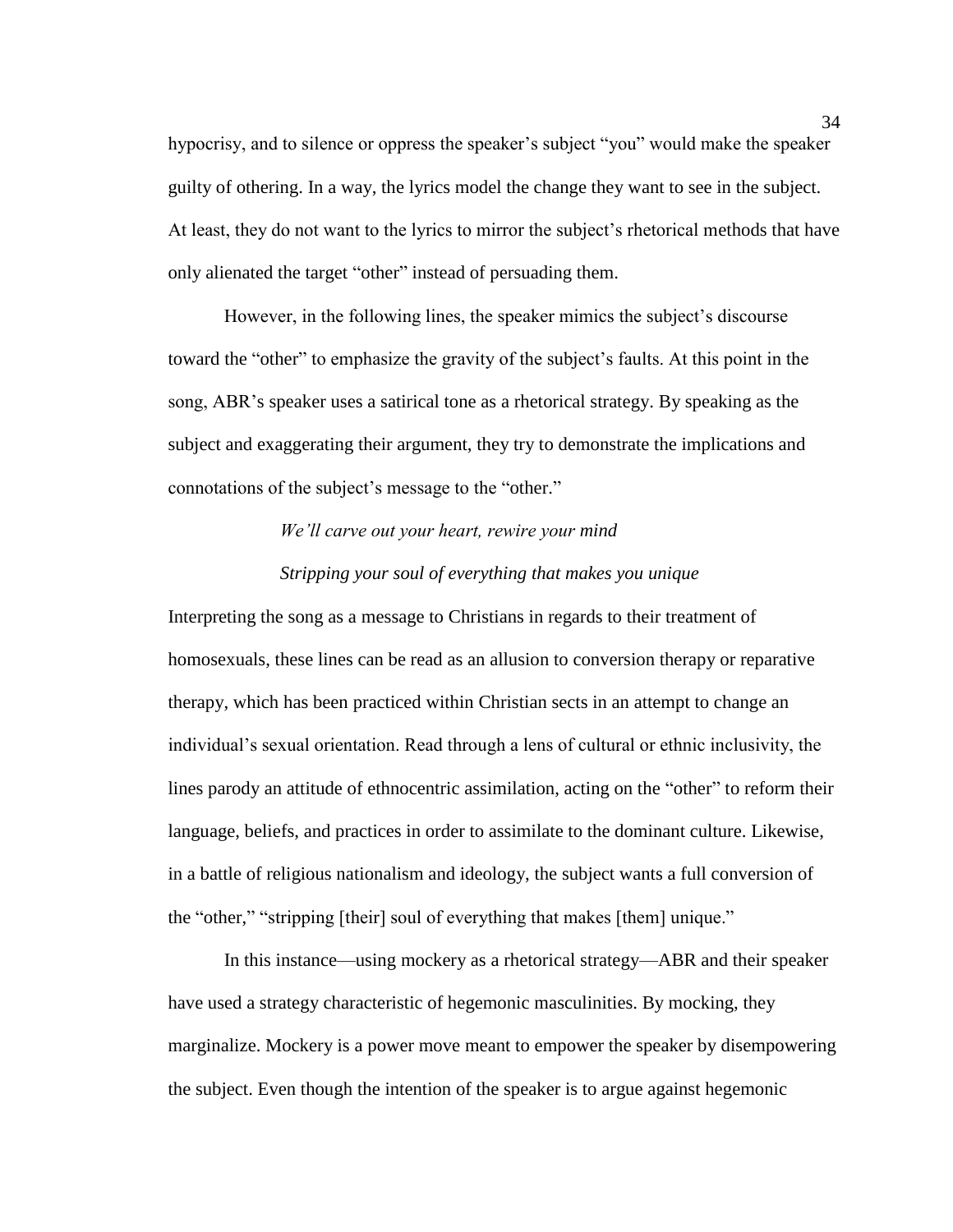hypocrisy, and to silence or oppress the speaker's subject "you" would make the speaker guilty of othering. In a way, the lyrics model the change they want to see in the subject. At least, they do not want to the lyrics to mirror the subject's rhetorical methods that have only alienated the target "other" instead of persuading them.

However, in the following lines, the speaker mimics the subject's discourse toward the "other" to emphasize the gravity of the subject's faults. At this point in the song, ABR's speaker uses a satirical tone as a rhetorical strategy. By speaking as the subject and exaggerating their argument, they try to demonstrate the implications and connotations of the subject's message to the "other."

*We'll carve out your heart, rewire your mind*

*Stripping your soul of everything that makes you unique*

Interpreting the song as a message to Christians in regards to their treatment of homosexuals, these lines can be read as an allusion to conversion therapy or reparative therapy, which has been practiced within Christian sects in an attempt to change an individual's sexual orientation. Read through a lens of cultural or ethnic inclusivity, the lines parody an attitude of ethnocentric assimilation, acting on the "other" to reform their language, beliefs, and practices in order to assimilate to the dominant culture. Likewise, in a battle of religious nationalism and ideology, the subject wants a full conversion of the "other," "stripping [their] soul of everything that makes [them] unique."

In this instance—using mockery as a rhetorical strategy—ABR and their speaker have used a strategy characteristic of hegemonic masculinities. By mocking, they marginalize. Mockery is a power move meant to empower the speaker by disempowering the subject. Even though the intention of the speaker is to argue against hegemonic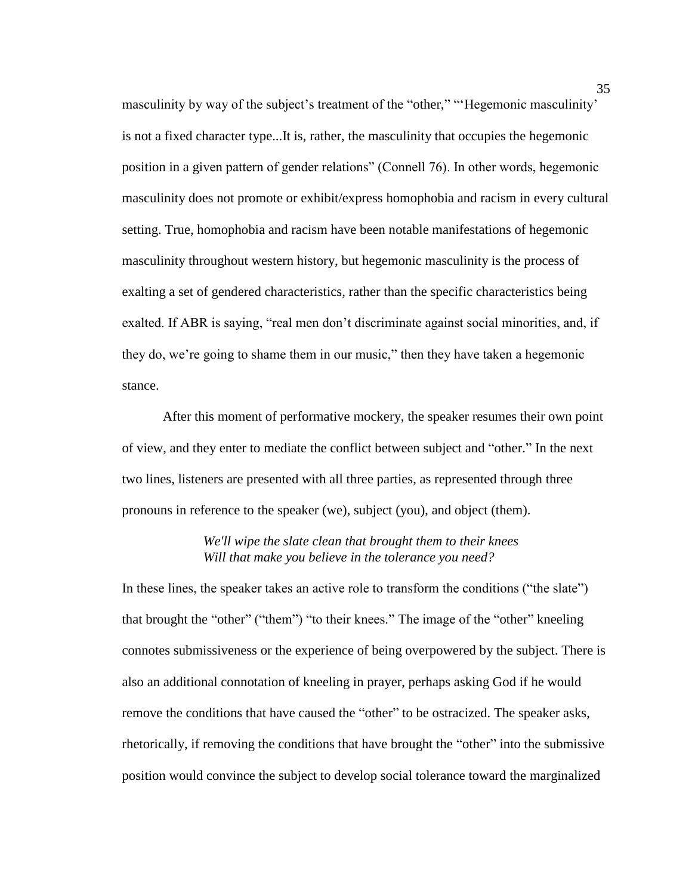masculinity by way of the subject's treatment of the "other," "'Hegemonic masculinity' is not a fixed character type...It is, rather, the masculinity that occupies the hegemonic position in a given pattern of gender relations" (Connell 76). In other words, hegemonic masculinity does not promote or exhibit/express homophobia and racism in every cultural setting. True, homophobia and racism have been notable manifestations of hegemonic masculinity throughout western history, but hegemonic masculinity is the process of exalting a set of gendered characteristics, rather than the specific characteristics being exalted. If ABR is saying, "real men don't discriminate against social minorities, and, if they do, we're going to shame them in our music," then they have taken a hegemonic stance.

After this moment of performative mockery, the speaker resumes their own point of view, and they enter to mediate the conflict between subject and "other." In the next two lines, listeners are presented with all three parties, as represented through three pronouns in reference to the speaker (we), subject (you), and object (them).

> *We'll wipe the slate clean that brought them to their knees*
> *Will that make you believe in the tolerance you need?*

In these lines, the speaker takes an active role to transform the conditions ("the slate") that brought the "other" ("them") "to their knees." The image of the "other" kneeling connotes submissiveness or the experience of being overpowered by the subject. There is also an additional connotation of kneeling in prayer, perhaps asking God if he would remove the conditions that have caused the "other" to be ostracized. The speaker asks, rhetorically, if removing the conditions that have brought the "other" into the submissive position would convince the subject to develop social tolerance toward the marginalized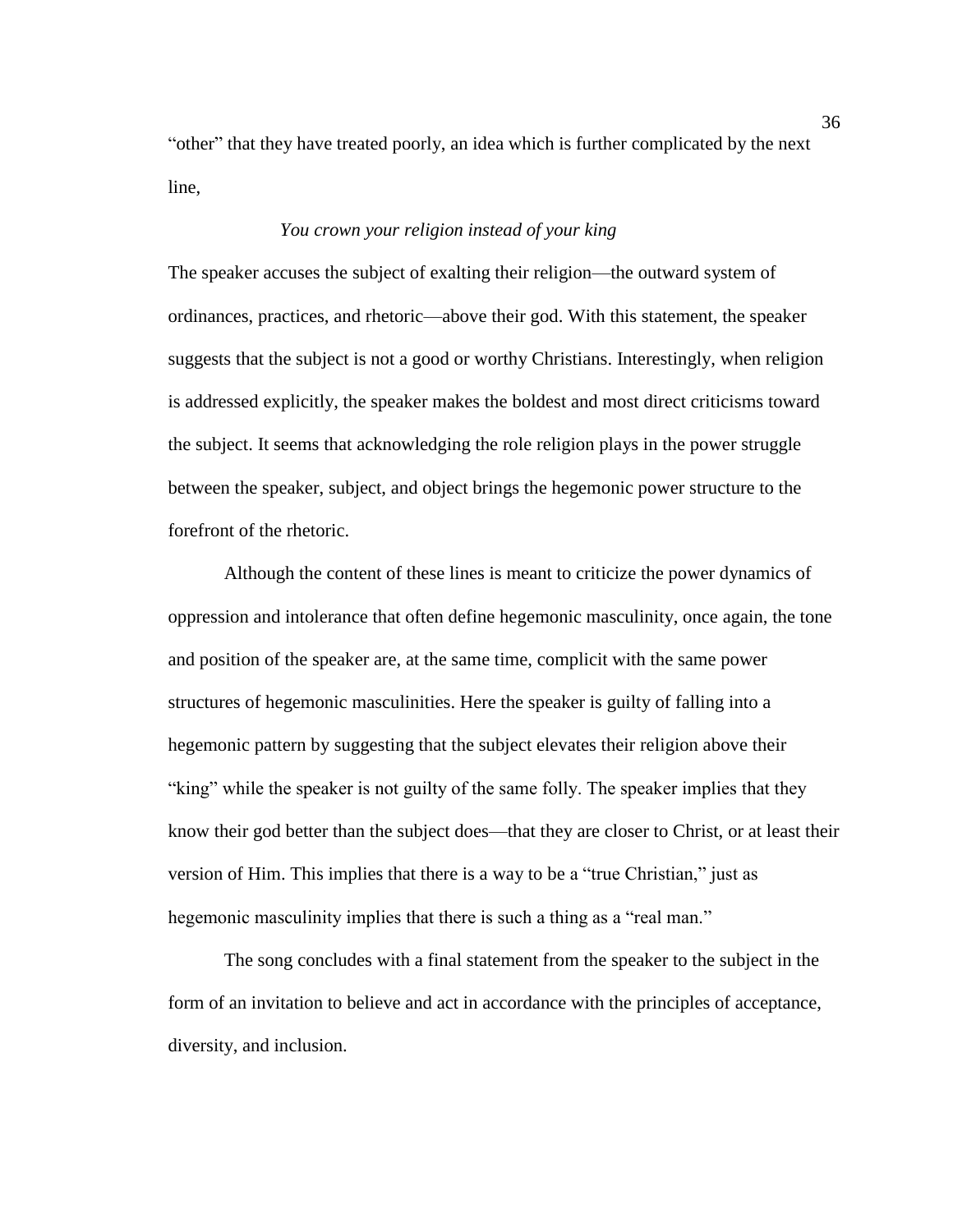"other" that they have treated poorly, an idea which is further complicated by the next line,

*You crown your religion instead of your king*

The speaker accuses the subject of exalting their religion—the outward system of ordinances, practices, and rhetoric—above their god. With this statement, the speaker suggests that the subject is not a good or worthy Christians. Interestingly, when religion is addressed explicitly, the speaker makes the boldest and most direct criticisms toward the subject. It seems that acknowledging the role religion plays in the power struggle between the speaker, subject, and object brings the hegemonic power structure to the forefront of the rhetoric.

Although the content of these lines is meant to criticize the power dynamics of oppression and intolerance that often define hegemonic masculinity, once again, the tone and position of the speaker are, at the same time, complicit with the same power structures of hegemonic masculinities. Here the speaker is guilty of falling into a hegemonic pattern by suggesting that the subject elevates their religion above their "king" while the speaker is not guilty of the same folly. The speaker implies that they know their god better than the subject does—that they are closer to Christ, or at least their version of Him. This implies that there is a way to be a "true Christian," just as hegemonic masculinity implies that there is such a thing as a "real man."

The song concludes with a final statement from the speaker to the subject in the form of an invitation to believe and act in accordance with the principles of acceptance, diversity, and inclusion.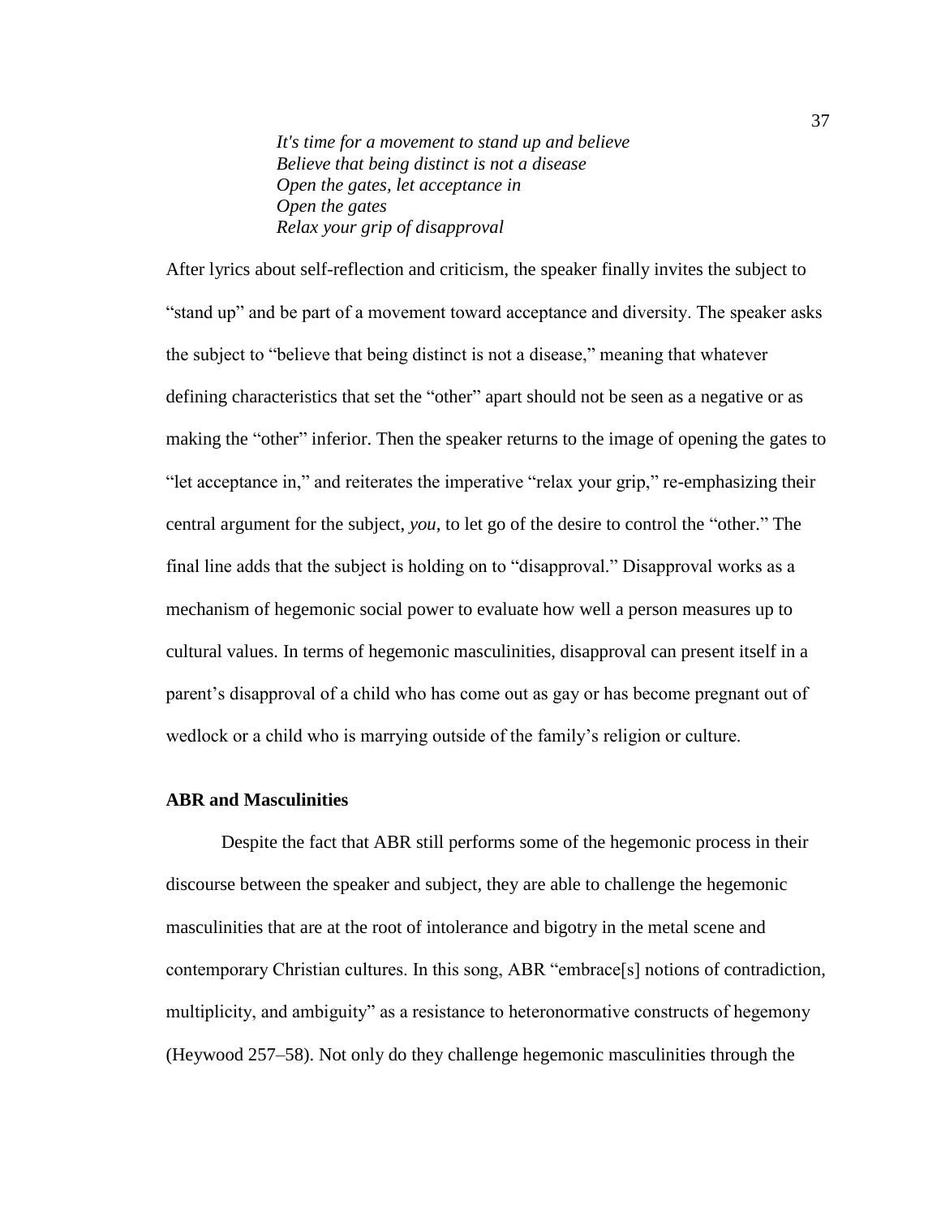*It's time for a movement to stand up and believe*
*Believe that being distinct is not a disease*
*Open the gates, let acceptance in*
*Open the gates*
*Relax your grip of disapproval*

After lyrics about self-reflection and criticism, the speaker finally invites the subject to "stand up" and be part of a movement toward acceptance and diversity. The speaker asks the subject to "believe that being distinct is not a disease," meaning that whatever defining characteristics that set the "other" apart should not be seen as a negative or as making the "other" inferior. Then the speaker returns to the image of opening the gates to "let acceptance in," and reiterates the imperative "relax your grip," re-emphasizing their central argument for the subject, *you*, to let go of the desire to control the "other." The final line adds that the subject is holding on to "disapproval." Disapproval works as a mechanism of hegemonic social power to evaluate how well a person measures up to cultural values. In terms of hegemonic masculinities, disapproval can present itself in a parent's disapproval of a child who has come out as gay or has become pregnant out of wedlock or a child who is marrying outside of the family's religion or culture.

### ABR and Masculinities

Despite the fact that ABR still performs some of the hegemonic process in their discourse between the speaker and subject, they are able to challenge the hegemonic masculinities that are at the root of intolerance and bigotry in the metal scene and contemporary Christian cultures. In this song, ABR "embrace[s] notions of contradiction, multiplicity, and ambiguity" as a resistance to heteronormative constructs of hegemony (Heywood 257–58). Not only do they challenge hegemonic masculinities through the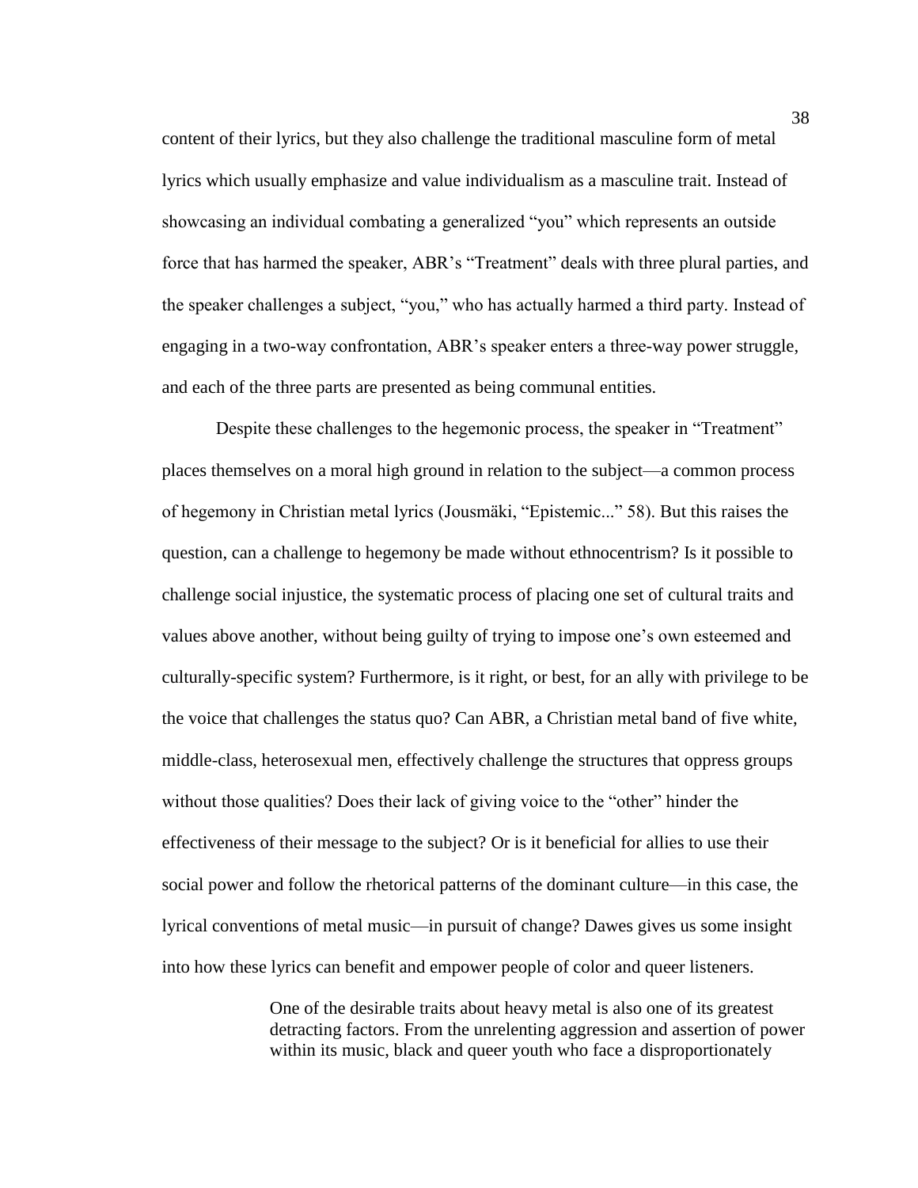content of their lyrics, but they also challenge the traditional masculine form of metal lyrics which usually emphasize and value individualism as a masculine trait. Instead of showcasing an individual combating a generalized "you" which represents an outside force that has harmed the speaker, ABR's "Treatment" deals with three plural parties, and the speaker challenges a subject, "you," who has actually harmed a third party. Instead of engaging in a two-way confrontation, ABR's speaker enters a three-way power struggle, and each of the three parts are presented as being communal entities.

Despite these challenges to the hegemonic process, the speaker in "Treatment" places themselves on a moral high ground in relation to the subject—a common process of hegemony in Christian metal lyrics (Jousmäki, "Epistemic..." 58). But this raises the question, can a challenge to hegemony be made without ethnocentrism? Is it possible to challenge social injustice, the systematic process of placing one set of cultural traits and values above another, without being guilty of trying to impose one's own esteemed and culturally-specific system? Furthermore, is it right, or best, for an ally with privilege to be the voice that challenges the status quo? Can ABR, a Christian metal band of five white, middle-class, heterosexual men, effectively challenge the structures that oppress groups without those qualities? Does their lack of giving voice to the "other" hinder the effectiveness of their message to the subject? Or is it beneficial for allies to use their social power and follow the rhetorical patterns of the dominant culture—in this case, the lyrical conventions of metal music—in pursuit of change? Dawes gives us some insight into how these lyrics can benefit and empower people of color and queer listeners.

> One of the desirable traits about heavy metal is also one of its greatest detracting factors. From the unrelenting aggression and assertion of power within its music, black and queer youth who face a disproportionately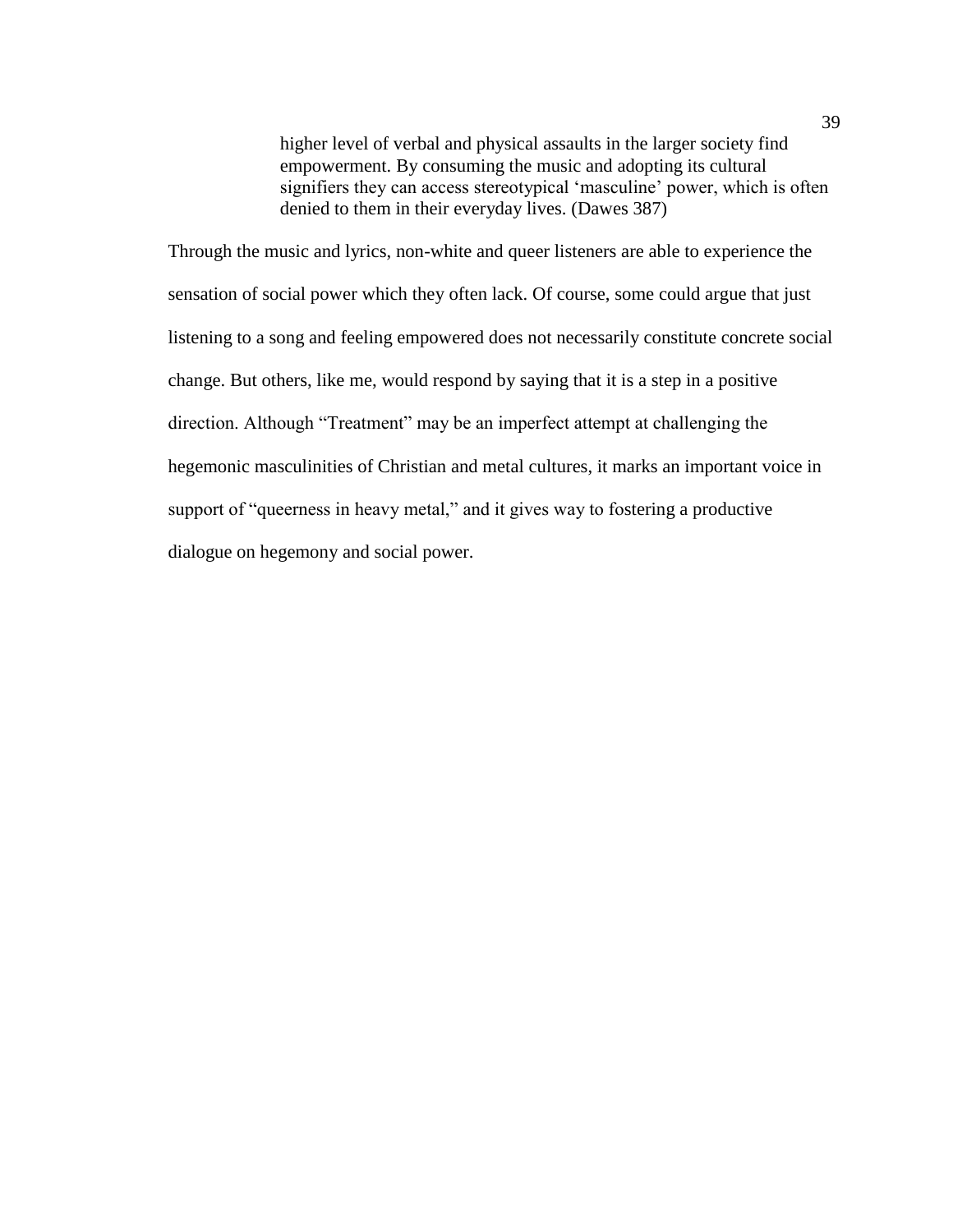> higher level of verbal and physical assaults in the larger society find empowerment. By consuming the music and adopting its cultural signifiers they can access stereotypical 'masculine' power, which is often denied to them in their everyday lives. (Dawes 387)

Through the music and lyrics, non-white and queer listeners are able to experience the sensation of social power which they often lack. Of course, some could argue that just listening to a song and feeling empowered does not necessarily constitute concrete social change. But others, like me, would respond by saying that it is a step in a positive direction. Although "Treatment" may be an imperfect attempt at challenging the hegemonic masculinities of Christian and metal cultures, it marks an important voice in support of "queerness in heavy metal," and it gives way to fostering a productive dialogue on hegemony and social power.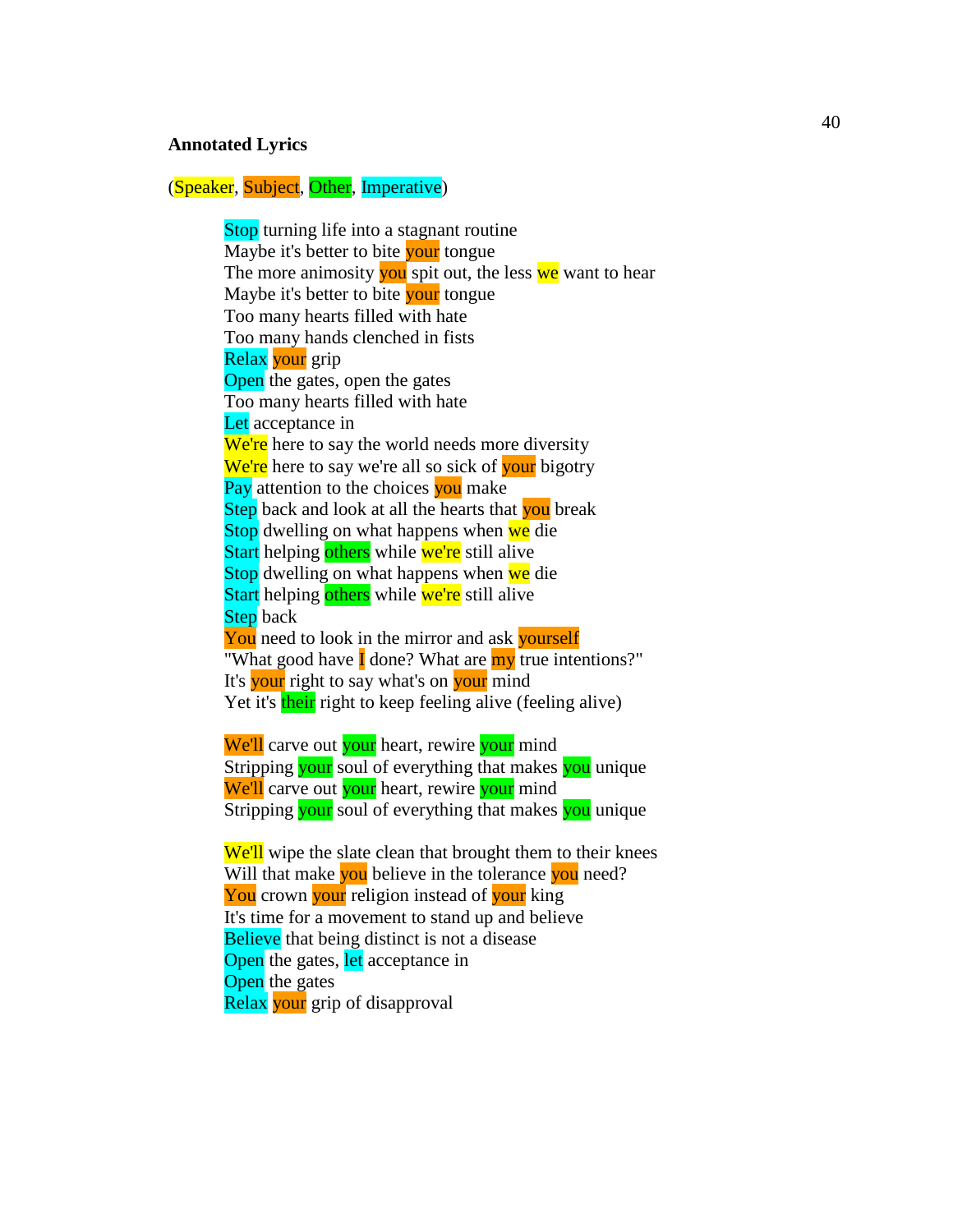**Annotated Lyrics**

(Speaker, Subject, Other, Imperative)

Stop turning life into a stagnant routine
Maybe it's better to bite your tongue
The more animosity you spit out, the less we want to hear
Maybe it's better to bite your tongue
Too many hearts filled with hate
Too many hands clenched in fists
Relax your grip
Open the gates, open the gates
Too many hearts filled with hate
Let acceptance in
We're here to say the world needs more diversity
We're here to say we're all so sick of your bigotry
Pay attention to the choices you make
Step back and look at all the hearts that you break
Stop dwelling on what happens when we die
Start helping others while we're still alive
Stop dwelling on what happens when we die
Start helping others while we're still alive
Step back
You need to look in the mirror and ask yourself
"What good have I done? What are my true intentions?"
It's your right to say what's on your mind
Yet it's their right to keep feeling alive (feeling alive)

We'll carve out your heart, rewire your mind
Stripping your soul of everything that makes you unique
We'll carve out your heart, rewire your mind
Stripping your soul of everything that makes you unique

We'll wipe the slate clean that brought them to their knees
Will that make you believe in the tolerance you need?
You crown your religion instead of your king
It's time for a movement to stand up and believe
Believe that being distinct is not a disease
Open the gates, let acceptance in
Open the gates
Relax your grip of disapproval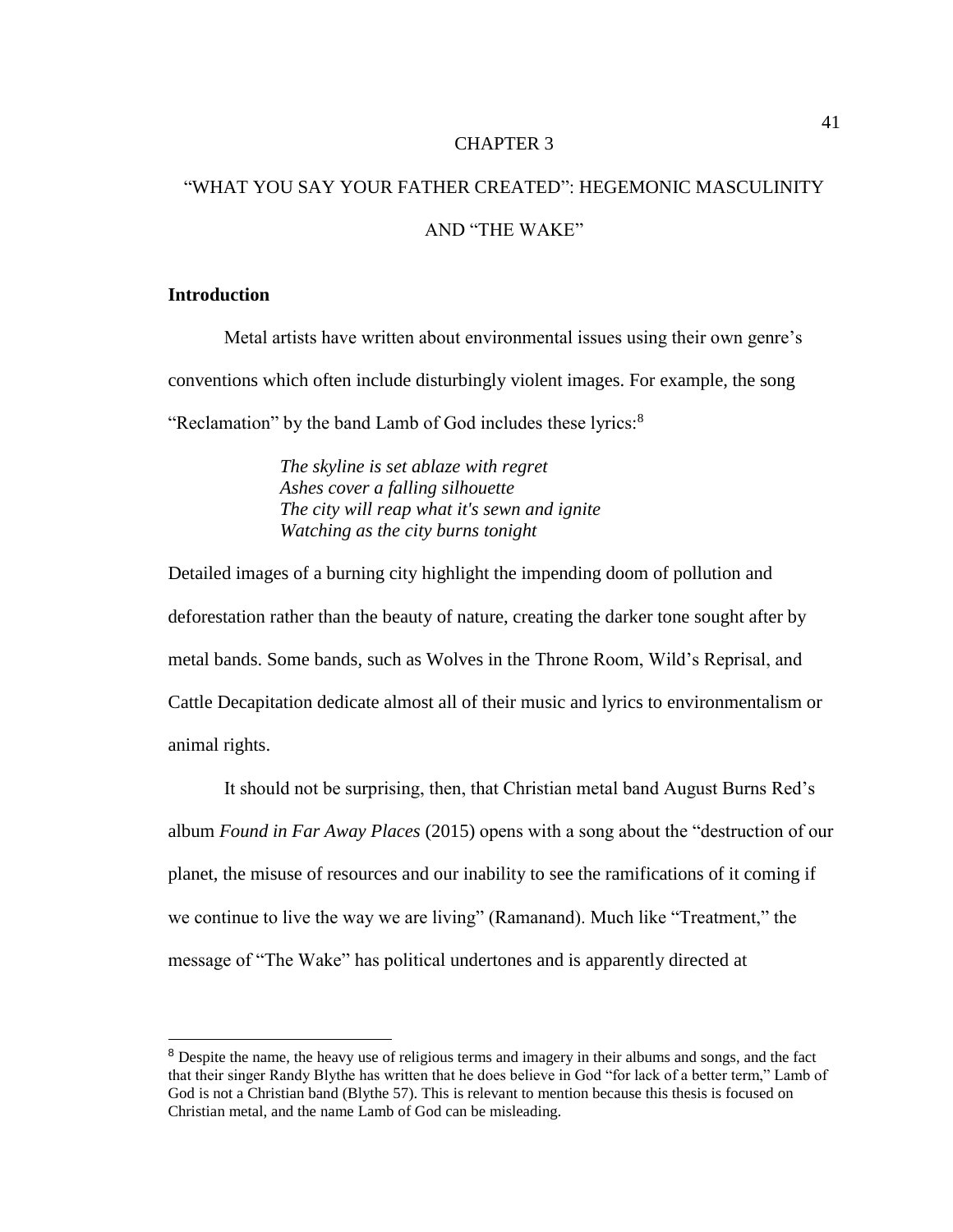# CHAPTER 3

# "WHAT YOU SAY YOUR FATHER CREATED": HEGEMONIC MASCULINITY AND "THE WAKE"

## Introduction

Metal artists have written about environmental issues using their own genre's conventions which often include disturbingly violent images. For example, the song "Reclamation" by the band Lamb of God includes these lyrics:[8]

> *The skyline is set ablaze with regret*
> *Ashes cover a falling silhouette*
> *The city will reap what it's sewn and ignite*
> *Watching as the city burns tonight*

Detailed images of a burning city highlight the impending doom of pollution and deforestation rather than the beauty of nature, creating the darker tone sought after by metal bands. Some bands, such as Wolves in the Throne Room, Wild's Reprisal, and Cattle Decapitation dedicate almost all of their music and lyrics to environmentalism or animal rights.

It should not be surprising, then, that Christian metal band August Burns Red's album *Found in Far Away Places* (2015) opens with a song about the "destruction of our planet, the misuse of resources and our inability to see the ramifications of it coming if we continue to live the way we are living" (Ramanand). Much like "Treatment," the message of "The Wake" has political undertones and is apparently directed at

---

[8] Despite the name, the heavy use of religious terms and imagery in their albums and songs, and the fact that their singer Randy Blythe has written that he does believe in God "for lack of a better term," Lamb of God is not a Christian band (Blythe 57). This is relevant to mention because this thesis is focused on Christian metal, and the name Lamb of God can be misleading.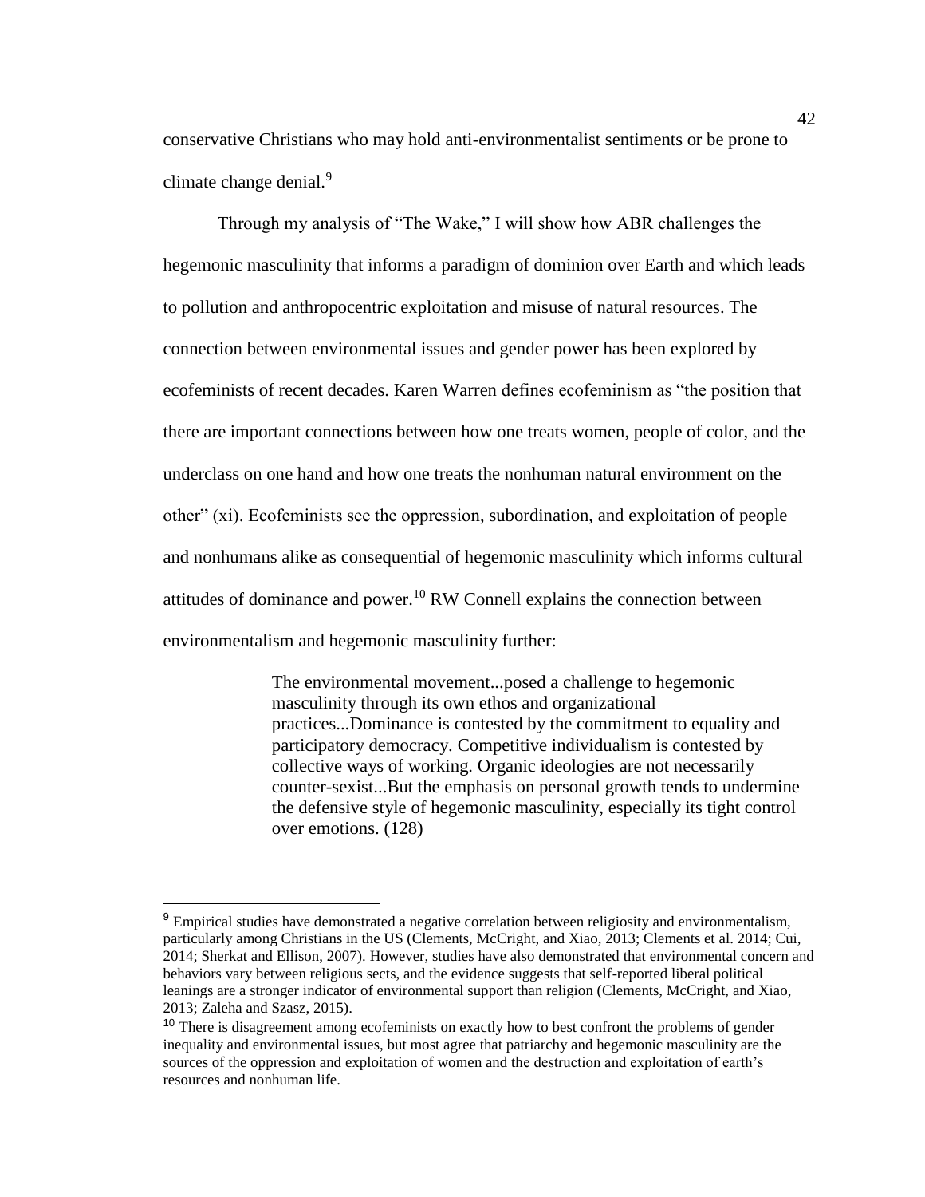conservative Christians who may hold anti-environmentalist sentiments or be prone to climate change denial.[9]

Through my analysis of "The Wake," I will show how ABR challenges the hegemonic masculinity that informs a paradigm of dominion over Earth and which leads to pollution and anthropocentric exploitation and misuse of natural resources. The connection between environmental issues and gender power has been explored by ecofeminists of recent decades. Karen Warren defines ecofeminism as "the position that there are important connections between how one treats women, people of color, and the underclass on one hand and how one treats the nonhuman natural environment on the other" (xi). Ecofeminists see the oppression, subordination, and exploitation of people and nonhumans alike as consequential of hegemonic masculinity which informs cultural attitudes of dominance and power.[10] RW Connell explains the connection between environmentalism and hegemonic masculinity further:

> The environmental movement...posed a challenge to hegemonic masculinity through its own ethos and organizational practices...Dominance is contested by the commitment to equality and participatory democracy. Competitive individualism is contested by collective ways of working. Organic ideologies are not necessarily counter-sexist...But the emphasis on personal growth tends to undermine the defensive style of hegemonic masculinity, especially its tight control over emotions. (128)

---

[9] Empirical studies have demonstrated a negative correlation between religiosity and environmentalism, particularly among Christians in the US (Clements, McCright, and Xiao, 2013; Clements et al. 2014; Cui, 2014; Sherkat and Ellison, 2007). However, studies have also demonstrated that environmental concern and behaviors vary between religious sects, and the evidence suggests that self-reported liberal political leanings are a stronger indicator of environmental support than religion (Clements, McCright, and Xiao, 2013; Zaleha and Szasz, 2015).

[10] There is disagreement among ecofeminists on exactly how to best confront the problems of gender inequality and environmental issues, but most agree that patriarchy and hegemonic masculinity are the sources of the oppression and exploitation of women and the destruction and exploitation of earth's resources and nonhuman life.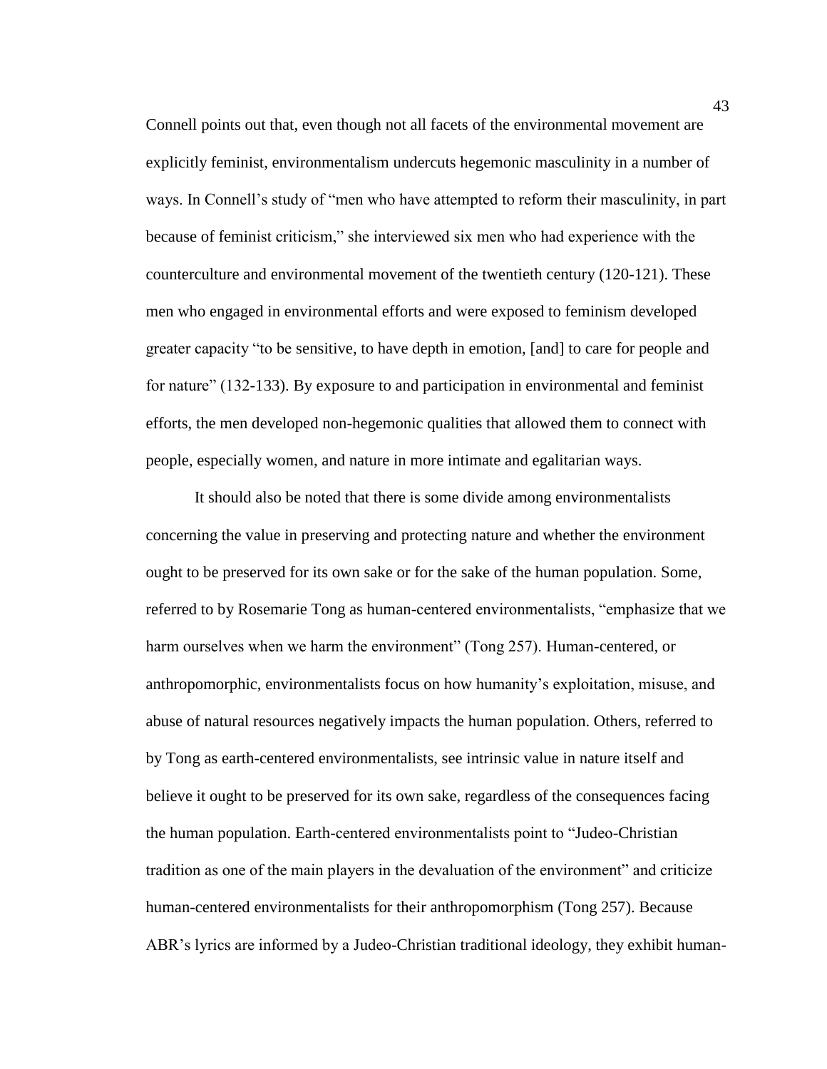Connell points out that, even though not all facets of the environmental movement are explicitly feminist, environmentalism undercuts hegemonic masculinity in a number of ways. In Connell's study of "men who have attempted to reform their masculinity, in part because of feminist criticism," she interviewed six men who had experience with the counterculture and environmental movement of the twentieth century (120-121). These men who engaged in environmental efforts and were exposed to feminism developed greater capacity "to be sensitive, to have depth in emotion, [and] to care for people and for nature" (132-133). By exposure to and participation in environmental and feminist efforts, the men developed non-hegemonic qualities that allowed them to connect with people, especially women, and nature in more intimate and egalitarian ways.

It should also be noted that there is some divide among environmentalists concerning the value in preserving and protecting nature and whether the environment ought to be preserved for its own sake or for the sake of the human population. Some, referred to by Rosemarie Tong as human-centered environmentalists, "emphasize that we harm ourselves when we harm the environment" (Tong 257). Human-centered, or anthropomorphic, environmentalists focus on how humanity's exploitation, misuse, and abuse of natural resources negatively impacts the human population. Others, referred to by Tong as earth-centered environmentalists, see intrinsic value in nature itself and believe it ought to be preserved for its own sake, regardless of the consequences facing the human population. Earth-centered environmentalists point to "Judeo-Christian tradition as one of the main players in the devaluation of the environment" and criticize human-centered environmentalists for their anthropomorphism (Tong 257). Because ABR's lyrics are informed by a Judeo-Christian traditional ideology, they exhibit human-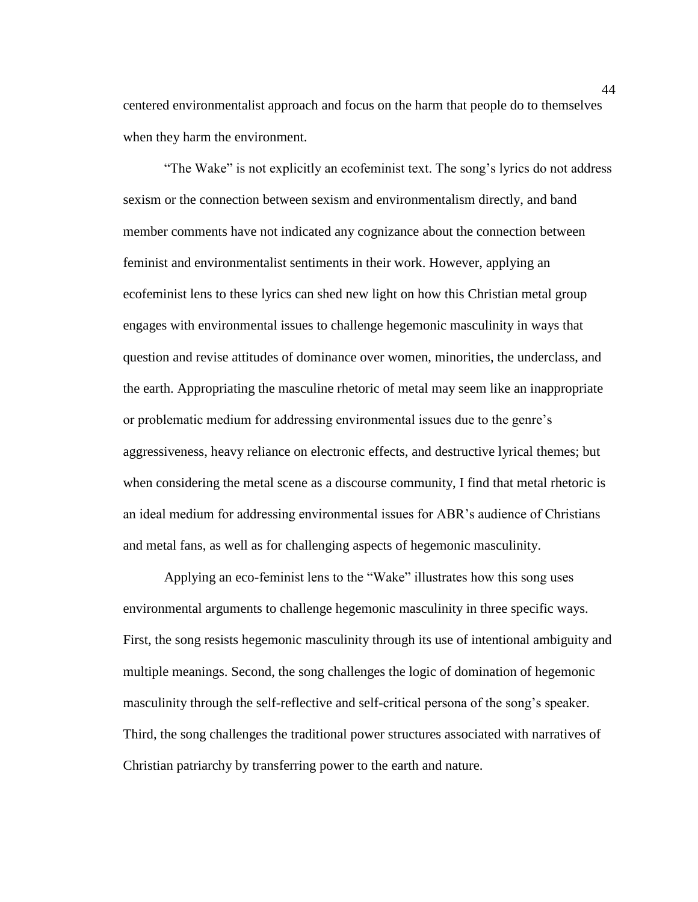centered environmentalist approach and focus on the harm that people do to themselves when they harm the environment.

"The Wake" is not explicitly an ecofeminist text. The song's lyrics do not address sexism or the connection between sexism and environmentalism directly, and band member comments have not indicated any cognizance about the connection between feminist and environmentalist sentiments in their work. However, applying an ecofeminist lens to these lyrics can shed new light on how this Christian metal group engages with environmental issues to challenge hegemonic masculinity in ways that question and revise attitudes of dominance over women, minorities, the underclass, and the earth. Appropriating the masculine rhetoric of metal may seem like an inappropriate or problematic medium for addressing environmental issues due to the genre's aggressiveness, heavy reliance on electronic effects, and destructive lyrical themes; but when considering the metal scene as a discourse community, I find that metal rhetoric is an ideal medium for addressing environmental issues for ABR's audience of Christians and metal fans, as well as for challenging aspects of hegemonic masculinity.

Applying an eco-feminist lens to the "Wake" illustrates how this song uses environmental arguments to challenge hegemonic masculinity in three specific ways. First, the song resists hegemonic masculinity through its use of intentional ambiguity and multiple meanings. Second, the song challenges the logic of domination of hegemonic masculinity through the self-reflective and self-critical persona of the song's speaker. Third, the song challenges the traditional power structures associated with narratives of Christian patriarchy by transferring power to the earth and nature.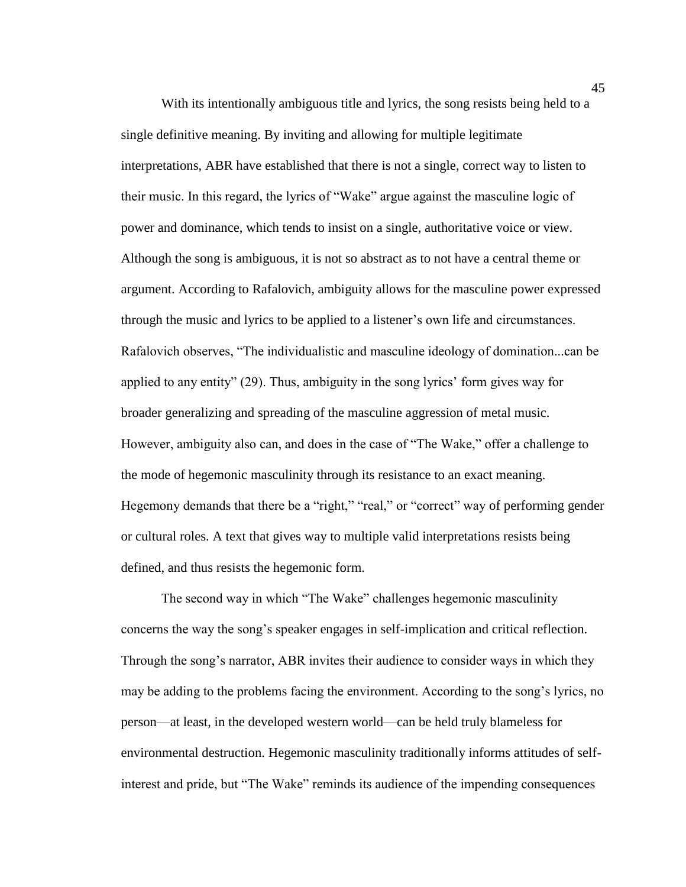With its intentionally ambiguous title and lyrics, the song resists being held to a single definitive meaning. By inviting and allowing for multiple legitimate interpretations, ABR have established that there is not a single, correct way to listen to their music. In this regard, the lyrics of "Wake" argue against the masculine logic of power and dominance, which tends to insist on a single, authoritative voice or view. Although the song is ambiguous, it is not so abstract as to not have a central theme or argument. According to Rafalovich, ambiguity allows for the masculine power expressed through the music and lyrics to be applied to a listener's own life and circumstances. Rafalovich observes, "The individualistic and masculine ideology of domination...can be applied to any entity" (29). Thus, ambiguity in the song lyrics' form gives way for broader generalizing and spreading of the masculine aggression of metal music. However, ambiguity also can, and does in the case of "The Wake," offer a challenge to the mode of hegemonic masculinity through its resistance to an exact meaning. Hegemony demands that there be a "right," "real," or "correct" way of performing gender or cultural roles. A text that gives way to multiple valid interpretations resists being defined, and thus resists the hegemonic form.

The second way in which "The Wake" challenges hegemonic masculinity concerns the way the song's speaker engages in self-implication and critical reflection. Through the song's narrator, ABR invites their audience to consider ways in which they may be adding to the problems facing the environment. According to the song's lyrics, no person—at least, in the developed western world—can be held truly blameless for environmental destruction. Hegemonic masculinity traditionally informs attitudes of self-interest and pride, but "The Wake" reminds its audience of the impending consequences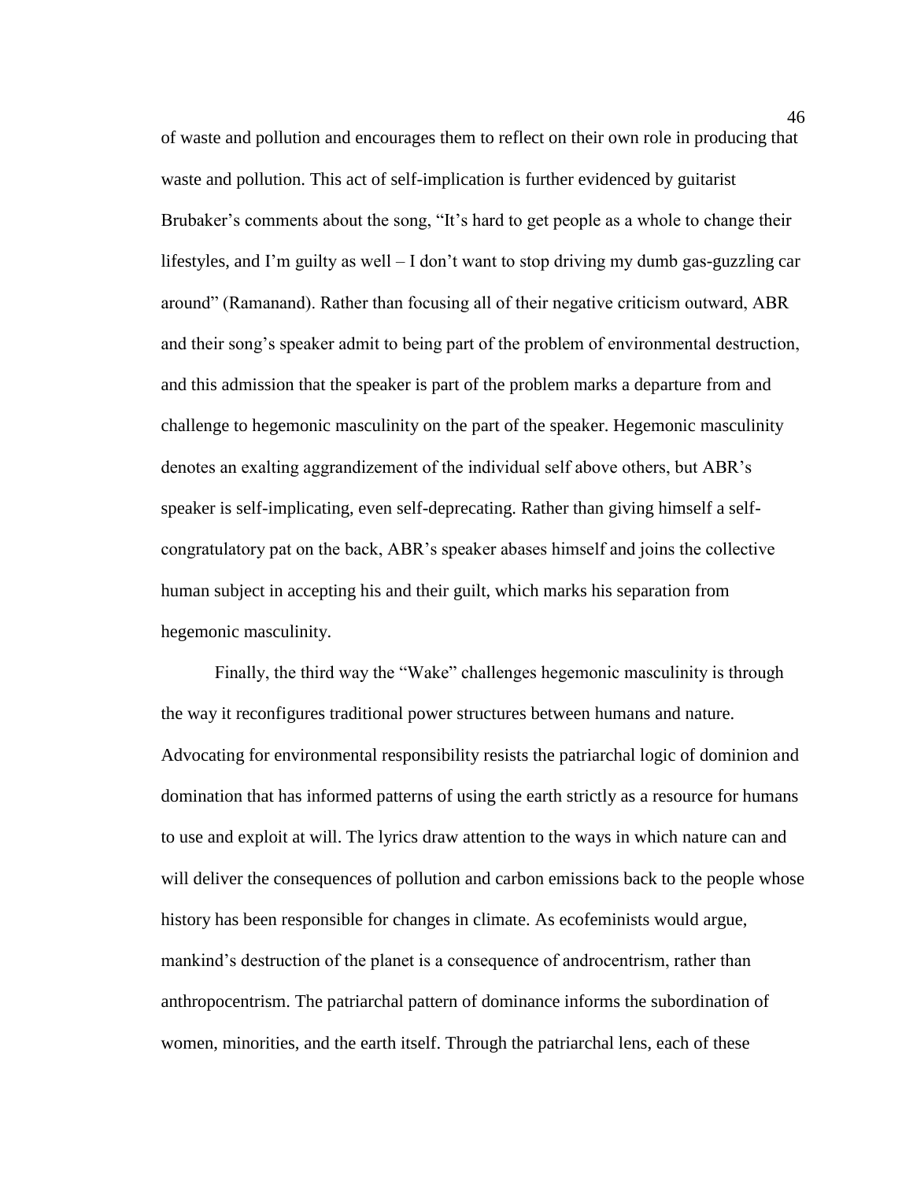of waste and pollution and encourages them to reflect on their own role in producing that waste and pollution. This act of self-implication is further evidenced by guitarist Brubaker's comments about the song, "It's hard to get people as a whole to change their lifestyles, and I'm guilty as well – I don't want to stop driving my dumb gas-guzzling car around" (Ramanand). Rather than focusing all of their negative criticism outward, ABR and their song's speaker admit to being part of the problem of environmental destruction, and this admission that the speaker is part of the problem marks a departure from and challenge to hegemonic masculinity on the part of the speaker. Hegemonic masculinity denotes an exalting aggrandizement of the individual self above others, but ABR's speaker is self-implicating, even self-deprecating. Rather than giving himself a self-congratulatory pat on the back, ABR's speaker abases himself and joins the collective human subject in accepting his and their guilt, which marks his separation from hegemonic masculinity.

Finally, the third way the "Wake" challenges hegemonic masculinity is through the way it reconfigures traditional power structures between humans and nature. Advocating for environmental responsibility resists the patriarchal logic of dominion and domination that has informed patterns of using the earth strictly as a resource for humans to use and exploit at will. The lyrics draw attention to the ways in which nature can and will deliver the consequences of pollution and carbon emissions back to the people whose history has been responsible for changes in climate. As ecofeminists would argue, mankind's destruction of the planet is a consequence of androcentrism, rather than anthropocentrism. The patriarchal pattern of dominance informs the subordination of women, minorities, and the earth itself. Through the patriarchal lens, each of these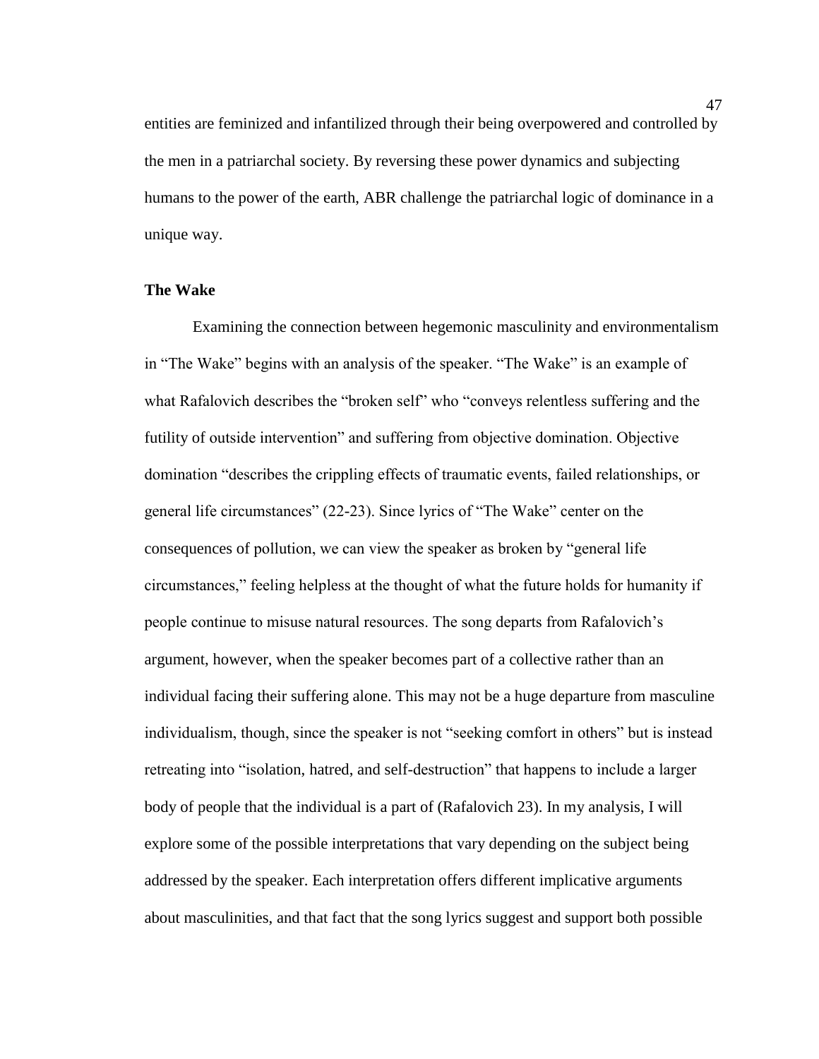entities are feminized and infantilized through their being overpowered and controlled by the men in a patriarchal society. By reversing these power dynamics and subjecting humans to the power of the earth, ABR challenge the patriarchal logic of dominance in a unique way.

**The Wake**

Examining the connection between hegemonic masculinity and environmentalism in "The Wake" begins with an analysis of the speaker. "The Wake" is an example of what Rafalovich describes the "broken self" who "conveys relentless suffering and the futility of outside intervention" and suffering from objective domination. Objective domination "describes the crippling effects of traumatic events, failed relationships, or general life circumstances" (22-23). Since lyrics of "The Wake" center on the consequences of pollution, we can view the speaker as broken by "general life circumstances," feeling helpless at the thought of what the future holds for humanity if people continue to misuse natural resources. The song departs from Rafalovich's argument, however, when the speaker becomes part of a collective rather than an individual facing their suffering alone. This may not be a huge departure from masculine individualism, though, since the speaker is not "seeking comfort in others" but is instead retreating into "isolation, hatred, and self-destruction" that happens to include a larger body of people that the individual is a part of (Rafalovich 23). In my analysis, I will explore some of the possible interpretations that vary depending on the subject being addressed by the speaker. Each interpretation offers different implicative arguments about masculinities, and that fact that the song lyrics suggest and support both possible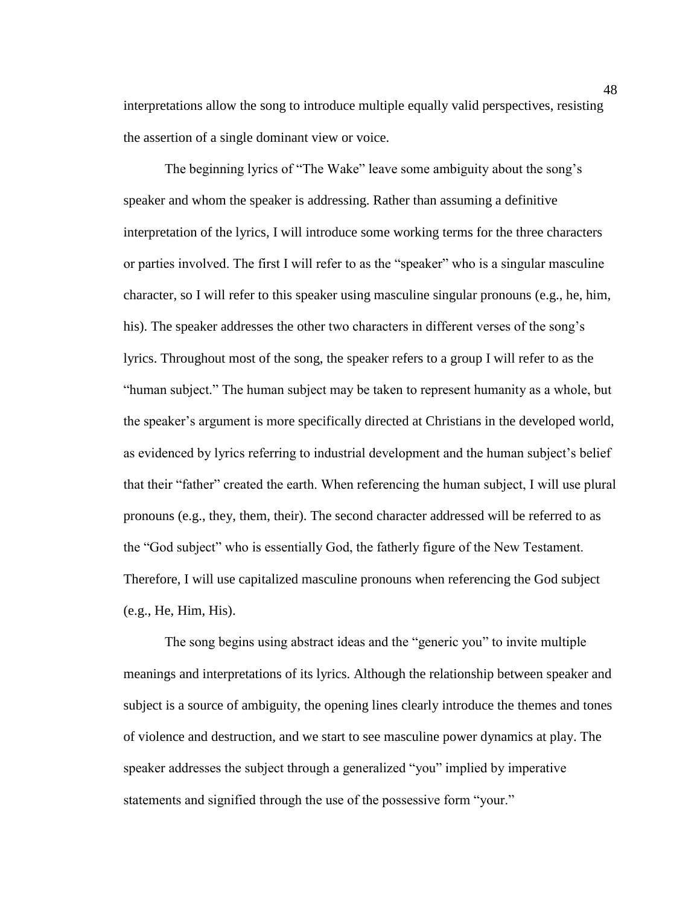interpretations allow the song to introduce multiple equally valid perspectives, resisting the assertion of a single dominant view or voice.

The beginning lyrics of "The Wake" leave some ambiguity about the song's speaker and whom the speaker is addressing. Rather than assuming a definitive interpretation of the lyrics, I will introduce some working terms for the three characters or parties involved. The first I will refer to as the "speaker" who is a singular masculine character, so I will refer to this speaker using masculine singular pronouns (e.g., he, him, his). The speaker addresses the other two characters in different verses of the song's lyrics. Throughout most of the song, the speaker refers to a group I will refer to as the "human subject." The human subject may be taken to represent humanity as a whole, but the speaker's argument is more specifically directed at Christians in the developed world, as evidenced by lyrics referring to industrial development and the human subject's belief that their "father" created the earth. When referencing the human subject, I will use plural pronouns (e.g., they, them, their). The second character addressed will be referred to as the "God subject" who is essentially God, the fatherly figure of the New Testament. Therefore, I will use capitalized masculine pronouns when referencing the God subject (e.g., He, Him, His).

The song begins using abstract ideas and the "generic you" to invite multiple meanings and interpretations of its lyrics. Although the relationship between speaker and subject is a source of ambiguity, the opening lines clearly introduce the themes and tones of violence and destruction, and we start to see masculine power dynamics at play. The speaker addresses the subject through a generalized "you" implied by imperative statements and signified through the use of the possessive form "your."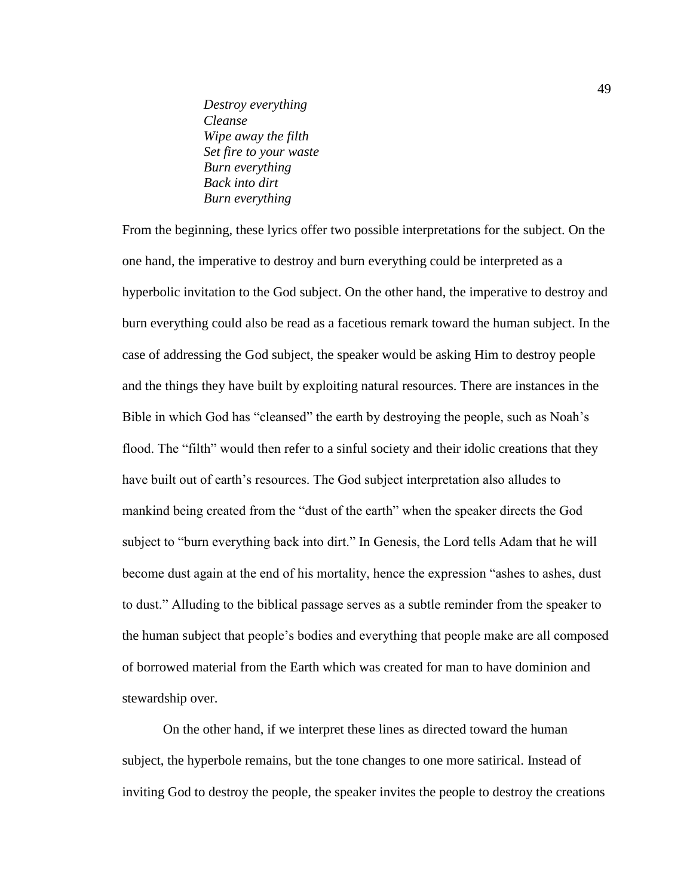*Destroy everything*  
*Cleanse*  
*Wipe away the filth*  
*Set fire to your waste*  
*Burn everything*  
*Back into dirt*  
*Burn everything*

From the beginning, these lyrics offer two possible interpretations for the subject. On the one hand, the imperative to destroy and burn everything could be interpreted as a hyperbolic invitation to the God subject. On the other hand, the imperative to destroy and burn everything could also be read as a facetious remark toward the human subject. In the case of addressing the God subject, the speaker would be asking Him to destroy people and the things they have built by exploiting natural resources. There are instances in the Bible in which God has "cleansed" the earth by destroying the people, such as Noah's flood. The "filth" would then refer to a sinful society and their idolic creations that they have built out of earth's resources. The God subject interpretation also alludes to mankind being created from the "dust of the earth" when the speaker directs the God subject to "burn everything back into dirt." In Genesis, the Lord tells Adam that he will become dust again at the end of his mortality, hence the expression "ashes to ashes, dust to dust." Alluding to the biblical passage serves as a subtle reminder from the speaker to the human subject that people's bodies and everything that people make are all composed of borrowed material from the Earth which was created for man to have dominion and stewardship over.

On the other hand, if we interpret these lines as directed toward the human subject, the hyperbole remains, but the tone changes to one more satirical. Instead of inviting God to destroy the people, the speaker invites the people to destroy the creations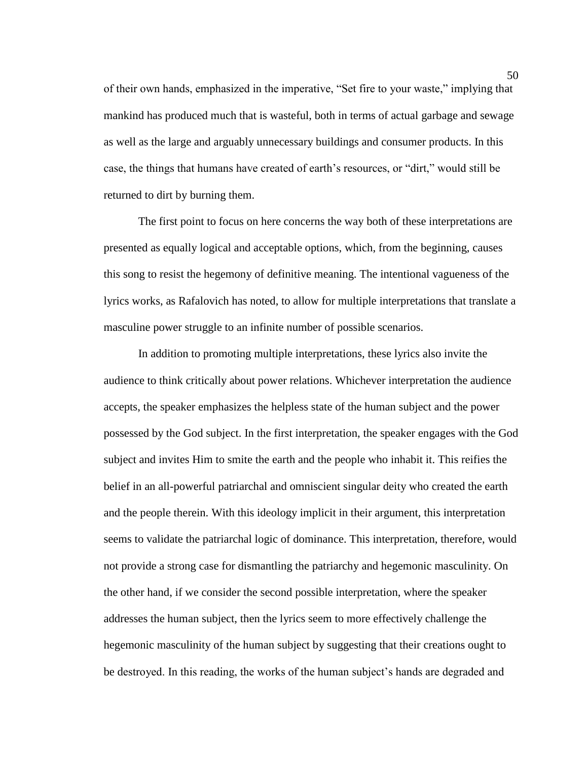of their own hands, emphasized in the imperative, "Set fire to your waste," implying that mankind has produced much that is wasteful, both in terms of actual garbage and sewage as well as the large and arguably unnecessary buildings and consumer products. In this case, the things that humans have created of earth's resources, or "dirt," would still be returned to dirt by burning them.

The first point to focus on here concerns the way both of these interpretations are presented as equally logical and acceptable options, which, from the beginning, causes this song to resist the hegemony of definitive meaning. The intentional vagueness of the lyrics works, as Rafalovich has noted, to allow for multiple interpretations that translate a masculine power struggle to an infinite number of possible scenarios.

In addition to promoting multiple interpretations, these lyrics also invite the audience to think critically about power relations. Whichever interpretation the audience accepts, the speaker emphasizes the helpless state of the human subject and the power possessed by the God subject. In the first interpretation, the speaker engages with the God subject and invites Him to smite the earth and the people who inhabit it. This reifies the belief in an all-powerful patriarchal and omniscient singular deity who created the earth and the people therein. With this ideology implicit in their argument, this interpretation seems to validate the patriarchal logic of dominance. This interpretation, therefore, would not provide a strong case for dismantling the patriarchy and hegemonic masculinity. On the other hand, if we consider the second possible interpretation, where the speaker addresses the human subject, then the lyrics seem to more effectively challenge the hegemonic masculinity of the human subject by suggesting that their creations ought to be destroyed. In this reading, the works of the human subject's hands are degraded and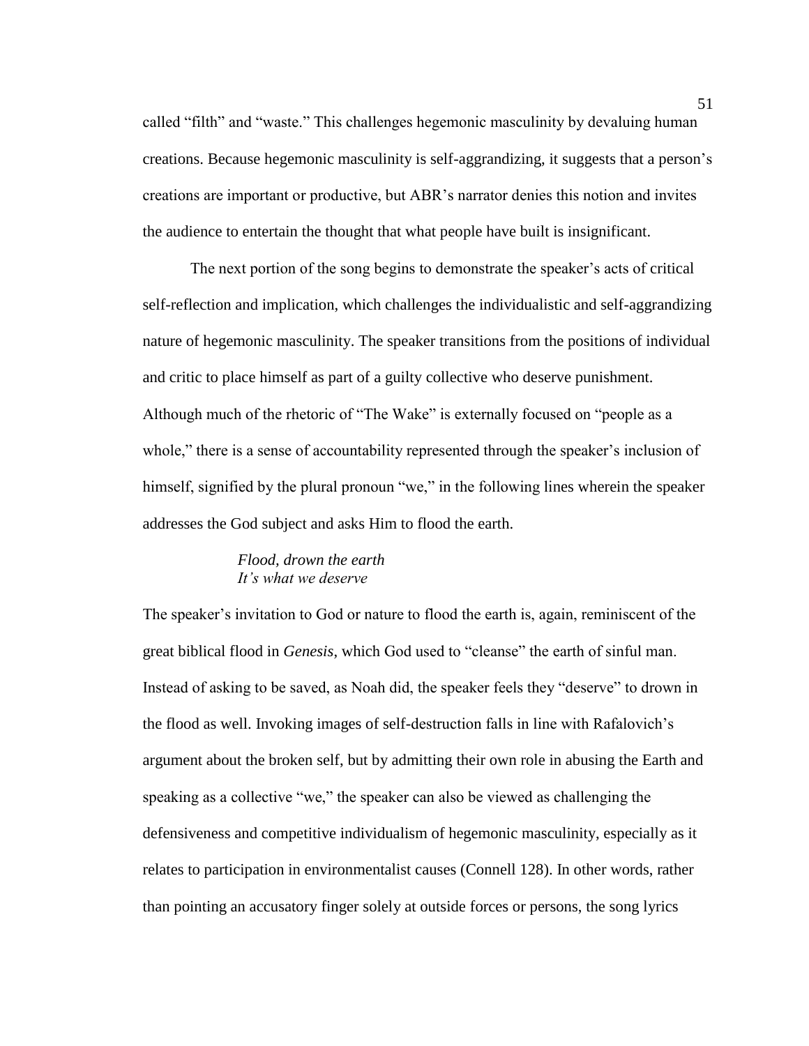called "filth" and "waste." This challenges hegemonic masculinity by devaluing human creations. Because hegemonic masculinity is self-aggrandizing, it suggests that a person's creations are important or productive, but ABR's narrator denies this notion and invites the audience to entertain the thought that what people have built is insignificant.

The next portion of the song begins to demonstrate the speaker's acts of critical self-reflection and implication, which challenges the individualistic and self-aggrandizing nature of hegemonic masculinity. The speaker transitions from the positions of individual and critic to place himself as part of a guilty collective who deserve punishment. Although much of the rhetoric of "The Wake" is externally focused on "people as a whole," there is a sense of accountability represented through the speaker's inclusion of himself, signified by the plural pronoun "we," in the following lines wherein the speaker addresses the God subject and asks Him to flood the earth.

> *Flood, drown the earth*
> *It's what we deserve*

The speaker's invitation to God or nature to flood the earth is, again, reminiscent of the great biblical flood in *Genesis*, which God used to "cleanse" the earth of sinful man. Instead of asking to be saved, as Noah did, the speaker feels they "deserve" to drown in the flood as well. Invoking images of self-destruction falls in line with Rafalovich's argument about the broken self, but by admitting their own role in abusing the Earth and speaking as a collective "we," the speaker can also be viewed as challenging the defensiveness and competitive individualism of hegemonic masculinity, especially as it relates to participation in environmentalist causes (Connell 128). In other words, rather than pointing an accusatory finger solely at outside forces or persons, the song lyrics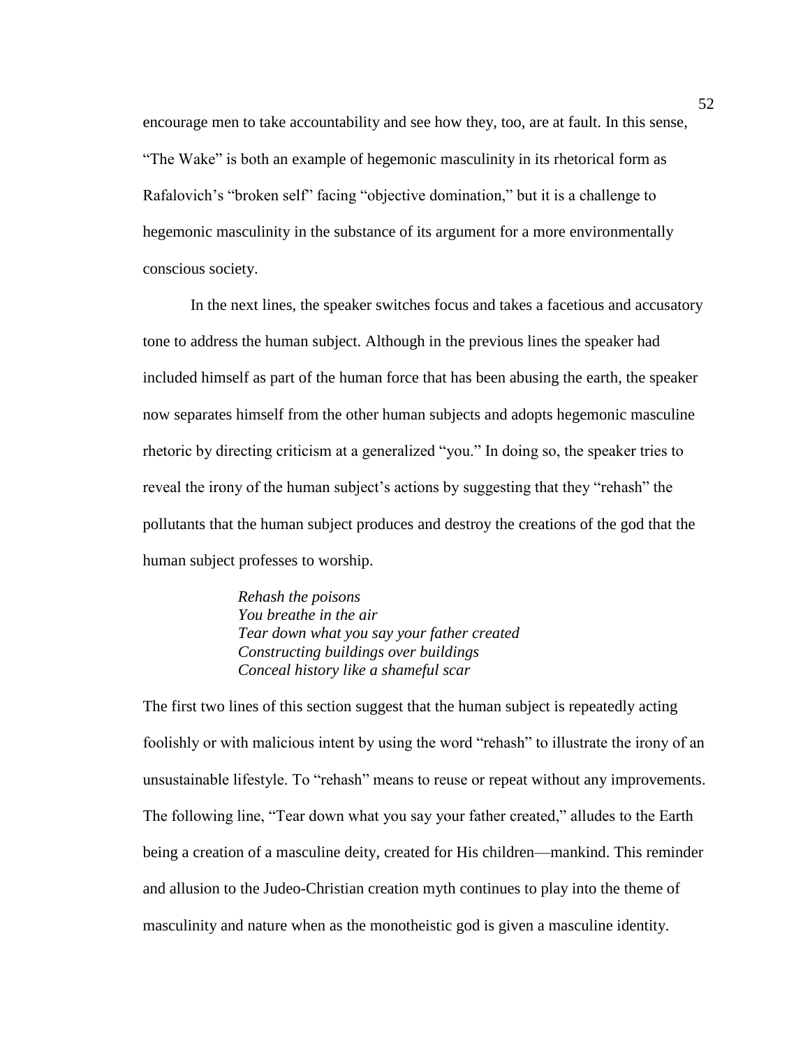encourage men to take accountability and see how they, too, are at fault. In this sense, "The Wake" is both an example of hegemonic masculinity in its rhetorical form as Rafalovich's "broken self" facing "objective domination," but it is a challenge to hegemonic masculinity in the substance of its argument for a more environmentally conscious society.

In the next lines, the speaker switches focus and takes a facetious and accusatory tone to address the human subject. Although in the previous lines the speaker had included himself as part of the human force that has been abusing the earth, the speaker now separates himself from the other human subjects and adopts hegemonic masculine rhetoric by directing criticism at a generalized "you." In doing so, the speaker tries to reveal the irony of the human subject's actions by suggesting that they "rehash" the pollutants that the human subject produces and destroy the creations of the god that the human subject professes to worship.

> *Rehash the poisons*
> *You breathe in the air*
> *Tear down what you say your father created*
> *Constructing buildings over buildings*
> *Conceal history like a shameful scar*

The first two lines of this section suggest that the human subject is repeatedly acting foolishly or with malicious intent by using the word "rehash" to illustrate the irony of an unsustainable lifestyle. To "rehash" means to reuse or repeat without any improvements. The following line, "Tear down what you say your father created," alludes to the Earth being a creation of a masculine deity, created for His children—mankind. This reminder and allusion to the Judeo-Christian creation myth continues to play into the theme of masculinity and nature when as the monotheistic god is given a masculine identity.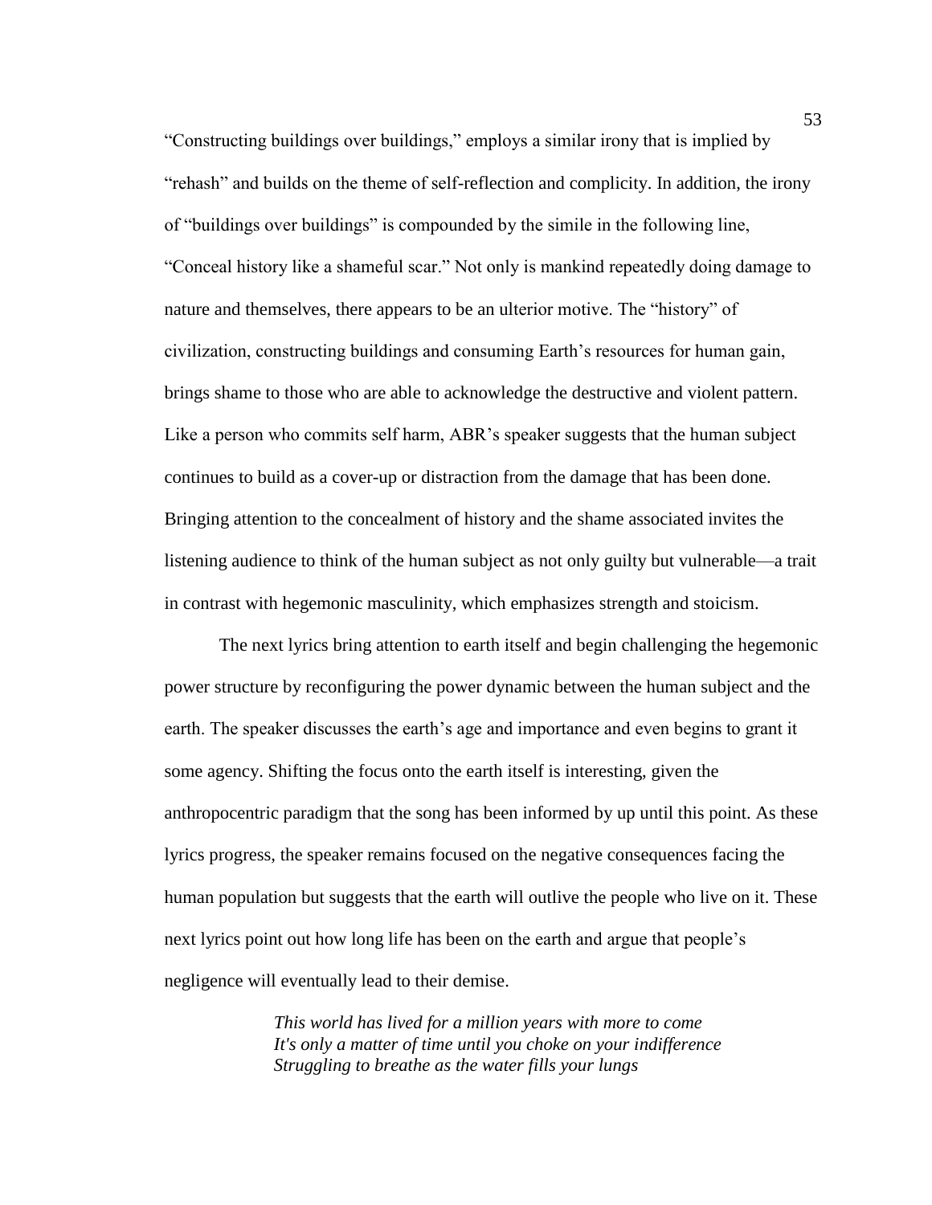"Constructing buildings over buildings," employs a similar irony that is implied by "rehash" and builds on the theme of self-reflection and complicity. In addition, the irony of "buildings over buildings" is compounded by the simile in the following line, "Conceal history like a shameful scar." Not only is mankind repeatedly doing damage to nature and themselves, there appears to be an ulterior motive. The "history" of civilization, constructing buildings and consuming Earth's resources for human gain, brings shame to those who are able to acknowledge the destructive and violent pattern. Like a person who commits self harm, ABR's speaker suggests that the human subject continues to build as a cover-up or distraction from the damage that has been done. Bringing attention to the concealment of history and the shame associated invites the listening audience to think of the human subject as not only guilty but vulnerable—a trait in contrast with hegemonic masculinity, which emphasizes strength and stoicism.

The next lyrics bring attention to earth itself and begin challenging the hegemonic power structure by reconfiguring the power dynamic between the human subject and the earth. The speaker discusses the earth's age and importance and even begins to grant it some agency. Shifting the focus onto the earth itself is interesting, given the anthropocentric paradigm that the song has been informed by up until this point. As these lyrics progress, the speaker remains focused on the negative consequences facing the human population but suggests that the earth will outlive the people who live on it. These next lyrics point out how long life has been on the earth and argue that people's negligence will eventually lead to their demise.

> *This world has lived for a million years with more to come*
> *It's only a matter of time until you choke on your indifference*
> *Struggling to breathe as the water fills your lungs*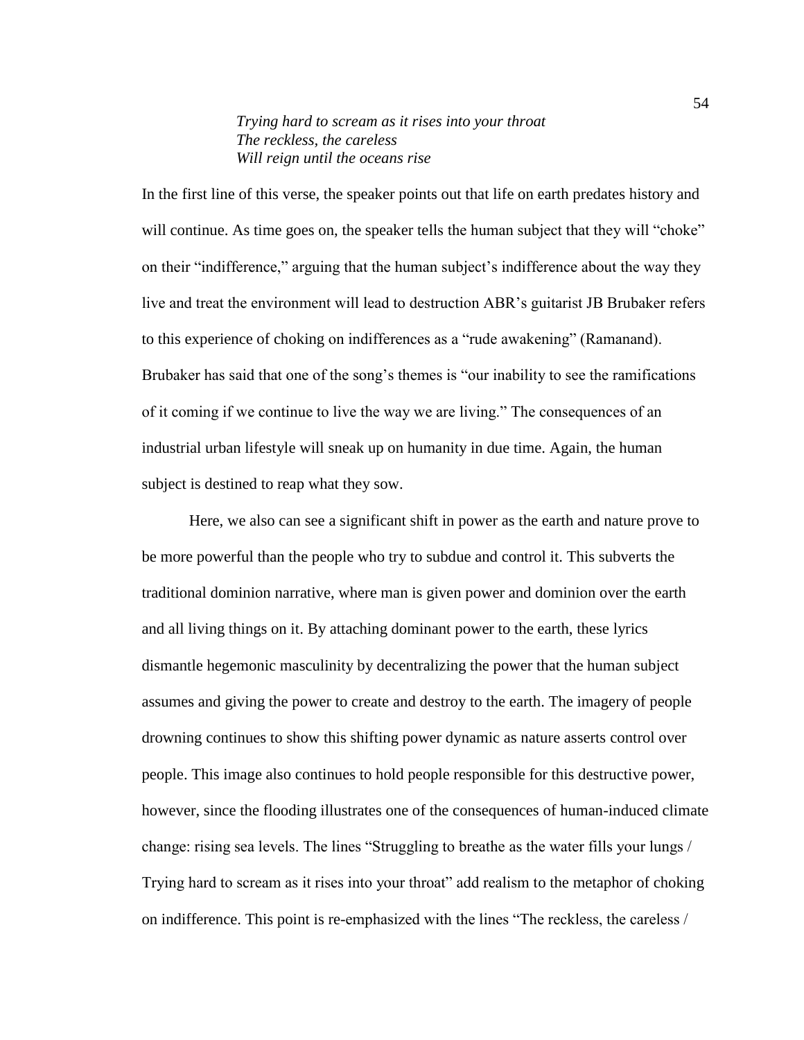*Trying hard to scream as it rises into your throat*
*The reckless, the careless*
*Will reign until the oceans rise*

In the first line of this verse, the speaker points out that life on earth predates history and will continue. As time goes on, the speaker tells the human subject that they will "choke" on their "indifference," arguing that the human subject's indifference about the way they live and treat the environment will lead to destruction ABR's guitarist JB Brubaker refers to this experience of choking on indifferences as a "rude awakening" (Ramanand). Brubaker has said that one of the song's themes is "our inability to see the ramifications of it coming if we continue to live the way we are living." The consequences of an industrial urban lifestyle will sneak up on humanity in due time. Again, the human subject is destined to reap what they sow.

Here, we also can see a significant shift in power as the earth and nature prove to be more powerful than the people who try to subdue and control it. This subverts the traditional dominion narrative, where man is given power and dominion over the earth and all living things on it. By attaching dominant power to the earth, these lyrics dismantle hegemonic masculinity by decentralizing the power that the human subject assumes and giving the power to create and destroy to the earth. The imagery of people drowning continues to show this shifting power dynamic as nature asserts control over people. This image also continues to hold people responsible for this destructive power, however, since the flooding illustrates one of the consequences of human-induced climate change: rising sea levels. The lines "Struggling to breathe as the water fills your lungs / Trying hard to scream as it rises into your throat" add realism to the metaphor of choking on indifference. This point is re-emphasized with the lines "The reckless, the careless /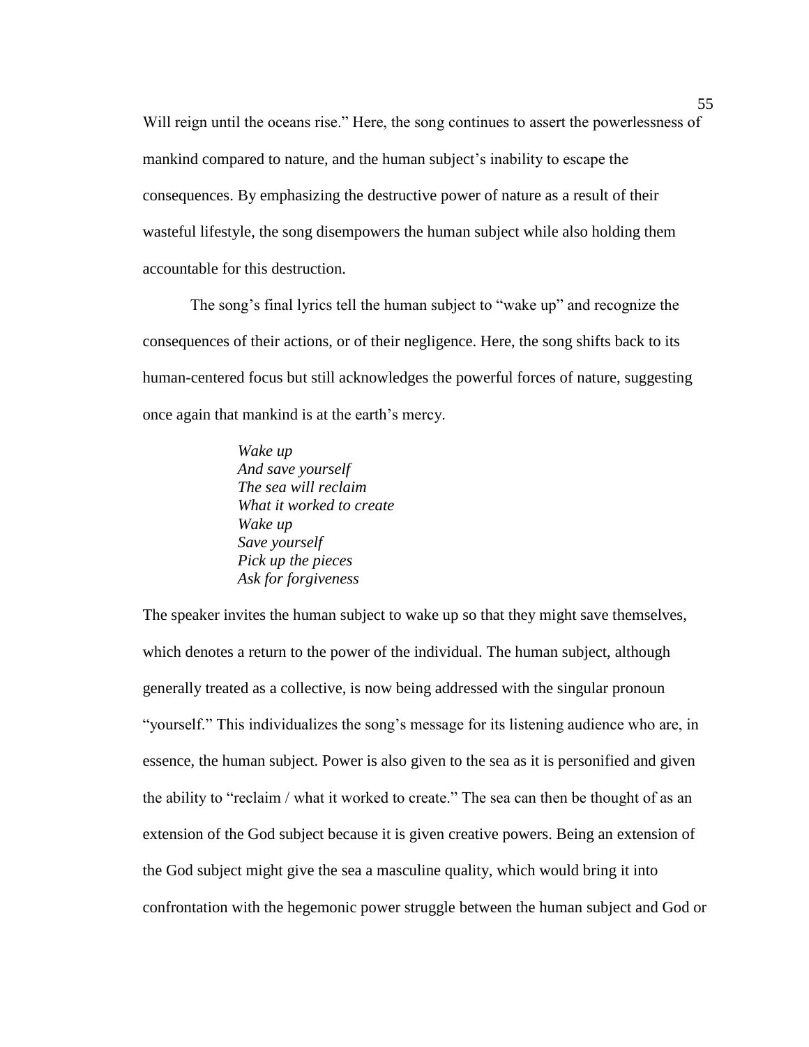Will reign until the oceans rise." Here, the song continues to assert the powerlessness of mankind compared to nature, and the human subject's inability to escape the consequences. By emphasizing the destructive power of nature as a result of their wasteful lifestyle, the song disempowers the human subject while also holding them accountable for this destruction.

The song's final lyrics tell the human subject to "wake up" and recognize the consequences of their actions, or of their negligence. Here, the song shifts back to its human-centered focus but still acknowledges the powerful forces of nature, suggesting once again that mankind is at the earth's mercy.

> *Wake up*
> *And save yourself*
> *The sea will reclaim*
> *What it worked to create*
> *Wake up*
> *Save yourself*
> *Pick up the pieces*
> *Ask for forgiveness*

The speaker invites the human subject to wake up so that they might save themselves, which denotes a return to the power of the individual. The human subject, although generally treated as a collective, is now being addressed with the singular pronoun "yourself." This individualizes the song's message for its listening audience who are, in essence, the human subject. Power is also given to the sea as it is personified and given the ability to "reclaim / what it worked to create." The sea can then be thought of as an extension of the God subject because it is given creative powers. Being an extension of the God subject might give the sea a masculine quality, which would bring it into confrontation with the hegemonic power struggle between the human subject and God or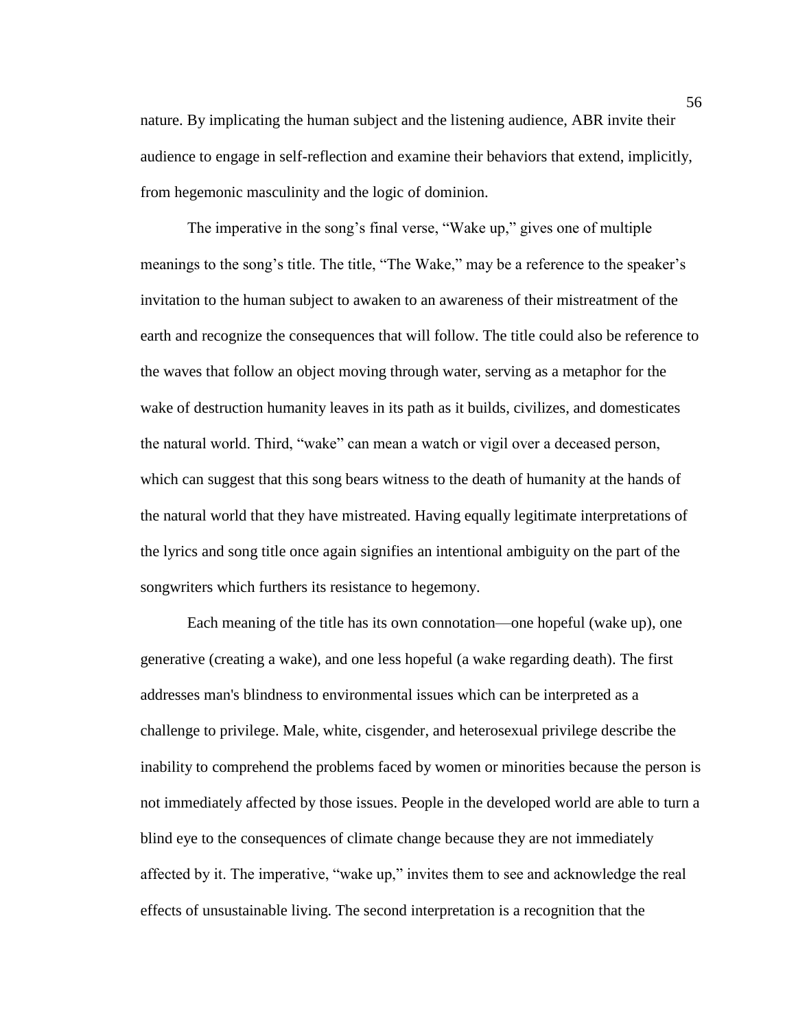nature. By implicating the human subject and the listening audience, ABR invite their audience to engage in self-reflection and examine their behaviors that extend, implicitly, from hegemonic masculinity and the logic of dominion.

The imperative in the song's final verse, "Wake up," gives one of multiple meanings to the song's title. The title, "The Wake," may be a reference to the speaker's invitation to the human subject to awaken to an awareness of their mistreatment of the earth and recognize the consequences that will follow. The title could also be reference to the waves that follow an object moving through water, serving as a metaphor for the wake of destruction humanity leaves in its path as it builds, civilizes, and domesticates the natural world. Third, "wake" can mean a watch or vigil over a deceased person, which can suggest that this song bears witness to the death of humanity at the hands of the natural world that they have mistreated. Having equally legitimate interpretations of the lyrics and song title once again signifies an intentional ambiguity on the part of the songwriters which furthers its resistance to hegemony.

Each meaning of the title has its own connotation—one hopeful (wake up), one generative (creating a wake), and one less hopeful (a wake regarding death). The first addresses man's blindness to environmental issues which can be interpreted as a challenge to privilege. Male, white, cisgender, and heterosexual privilege describe the inability to comprehend the problems faced by women or minorities because the person is not immediately affected by those issues. People in the developed world are able to turn a blind eye to the consequences of climate change because they are not immediately affected by it. The imperative, "wake up," invites them to see and acknowledge the real effects of unsustainable living. The second interpretation is a recognition that the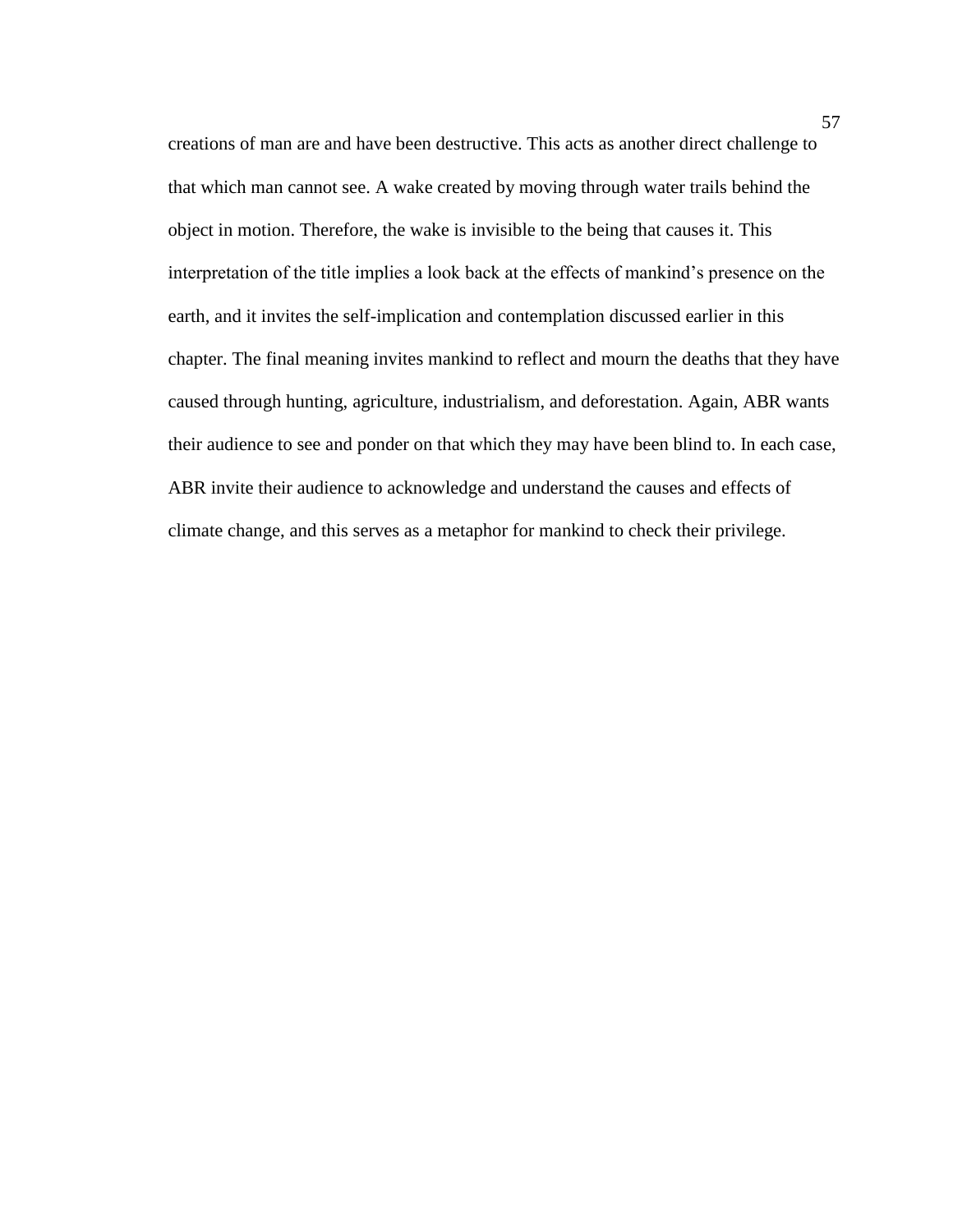creations of man are and have been destructive. This acts as another direct challenge to that which man cannot see. A wake created by moving through water trails behind the object in motion. Therefore, the wake is invisible to the being that causes it. This interpretation of the title implies a look back at the effects of mankind's presence on the earth, and it invites the self-implication and contemplation discussed earlier in this chapter. The final meaning invites mankind to reflect and mourn the deaths that they have caused through hunting, agriculture, industrialism, and deforestation. Again, ABR wants their audience to see and ponder on that which they may have been blind to. In each case, ABR invite their audience to acknowledge and understand the causes and effects of climate change, and this serves as a metaphor for mankind to check their privilege.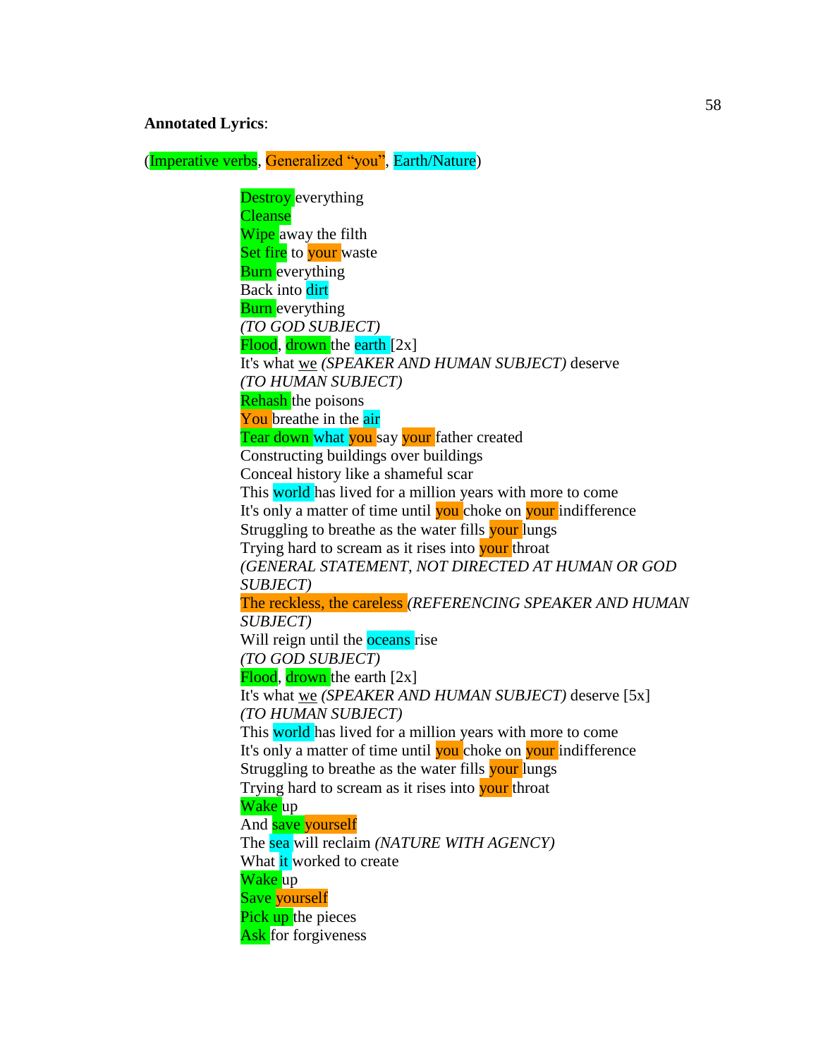**Annotated Lyrics**:

(Imperative verbs, Generalized "you", Earth/Nature)

Destroy everything
Cleanse
Wipe away the filth
Set fire to your waste
Burn everything
Back into dirt
Burn everything
*(TO GOD SUBJECT)*
Flood, drown the earth [2x]
It's what <u>we</u> *(SPEAKER AND HUMAN SUBJECT)* deserve
*(TO HUMAN SUBJECT)*
Rehash the poisons
You breathe in the air
Tear down what you say your father created
Constructing buildings over buildings
Conceal history like a shameful scar
This world has lived for a million years with more to come
It's only a matter of time until you choke on your indifference
Struggling to breathe as the water fills your lungs
Trying hard to scream as it rises into your throat
*(GENERAL STATEMENT, NOT DIRECTED AT HUMAN OR GOD SUBJECT)*
The reckless, the careless *(REFERENCING SPEAKER AND HUMAN SUBJECT)*
Will reign until the oceans rise
*(TO GOD SUBJECT)*
Flood, drown the earth [2x]
It's what <u>we</u> *(SPEAKER AND HUMAN SUBJECT)* deserve [5x]
*(TO HUMAN SUBJECT)*
This world has lived for a million years with more to come
It's only a matter of time until you choke on your indifference
Struggling to breathe as the water fills your lungs
Trying hard to scream as it rises into your throat
Wake up
And save yourself
The sea will reclaim *(NATURE WITH AGENCY)*
What it worked to create
Wake up
Save yourself
Pick up the pieces
Ask for forgiveness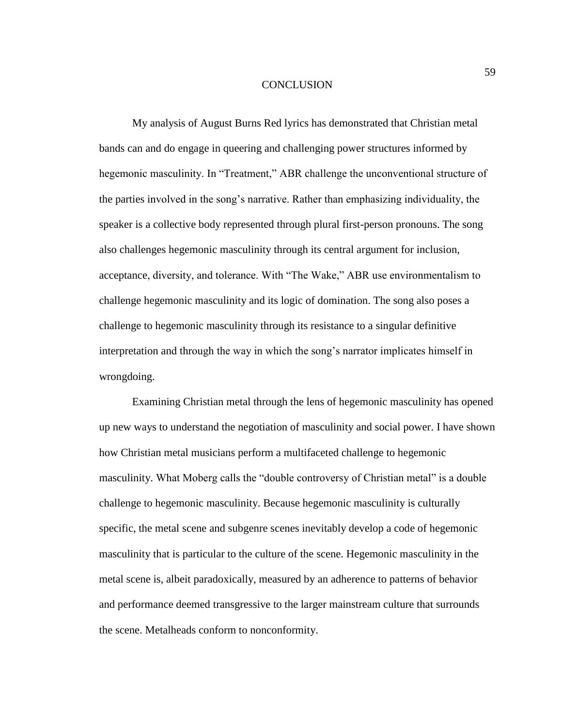# CONCLUSION

My analysis of August Burns Red lyrics has demonstrated that Christian metal bands can and do engage in queering and challenging power structures informed by hegemonic masculinity. In "Treatment," ABR challenge the unconventional structure of the parties involved in the song's narrative. Rather than emphasizing individuality, the speaker is a collective body represented through plural first-person pronouns. The song also challenges hegemonic masculinity through its central argument for inclusion, acceptance, diversity, and tolerance. With "The Wake," ABR use environmentalism to challenge hegemonic masculinity and its logic of domination. The song also poses a challenge to hegemonic masculinity through its resistance to a singular definitive interpretation and through the way in which the song's narrator implicates himself in wrongdoing.

Examining Christian metal through the lens of hegemonic masculinity has opened up new ways to understand the negotiation of masculinity and social power. I have shown how Christian metal musicians perform a multifaceted challenge to hegemonic masculinity. What Moberg calls the "double controversy of Christian metal" is a double challenge to hegemonic masculinity. Because hegemonic masculinity is culturally specific, the metal scene and subgenre scenes inevitably develop a code of hegemonic masculinity that is particular to the culture of the scene. Hegemonic masculinity in the metal scene is, albeit paradoxically, measured by an adherence to patterns of behavior and performance deemed transgressive to the larger mainstream culture that surrounds the scene. Metalheads conform to nonconformity.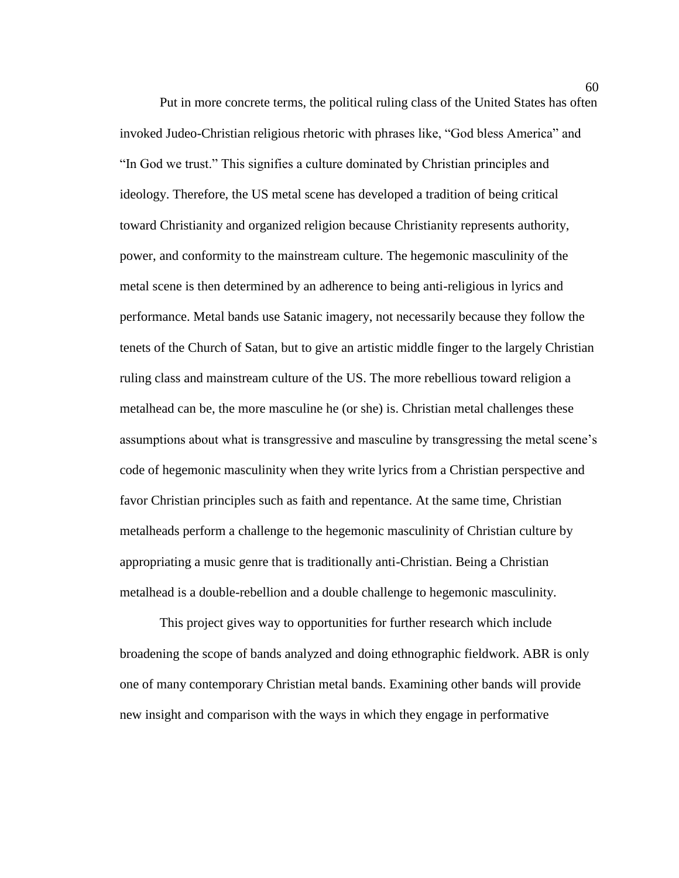Put in more concrete terms, the political ruling class of the United States has often invoked Judeo-Christian religious rhetoric with phrases like, "God bless America" and "In God we trust." This signifies a culture dominated by Christian principles and ideology. Therefore, the US metal scene has developed a tradition of being critical toward Christianity and organized religion because Christianity represents authority, power, and conformity to the mainstream culture. The hegemonic masculinity of the metal scene is then determined by an adherence to being anti-religious in lyrics and performance. Metal bands use Satanic imagery, not necessarily because they follow the tenets of the Church of Satan, but to give an artistic middle finger to the largely Christian ruling class and mainstream culture of the US. The more rebellious toward religion a metalhead can be, the more masculine he (or she) is. Christian metal challenges these assumptions about what is transgressive and masculine by transgressing the metal scene's code of hegemonic masculinity when they write lyrics from a Christian perspective and favor Christian principles such as faith and repentance. At the same time, Christian metalheads perform a challenge to the hegemonic masculinity of Christian culture by appropriating a music genre that is traditionally anti-Christian. Being a Christian metalhead is a double-rebellion and a double challenge to hegemonic masculinity.

This project gives way to opportunities for further research which include broadening the scope of bands analyzed and doing ethnographic fieldwork. ABR is only one of many contemporary Christian metal bands. Examining other bands will provide new insight and comparison with the ways in which they engage in performative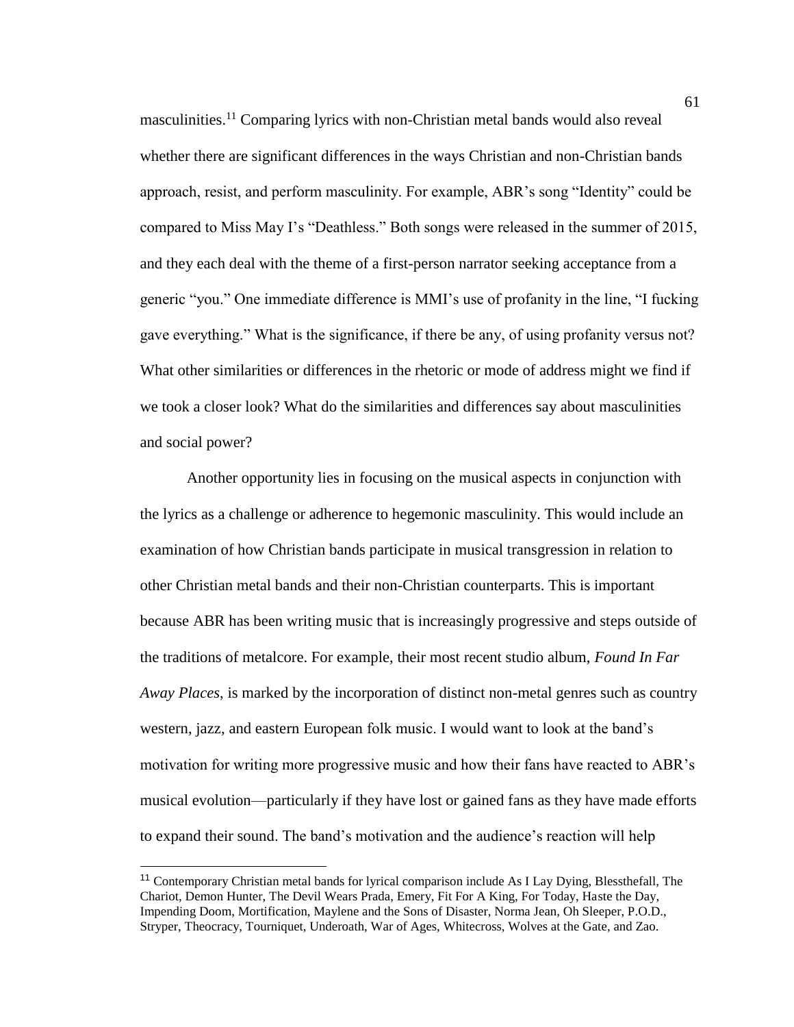masculinities.[11] Comparing lyrics with non-Christian metal bands would also reveal whether there are significant differences in the ways Christian and non-Christian bands approach, resist, and perform masculinity. For example, ABR's song "Identity" could be compared to Miss May I's "Deathless." Both songs were released in the summer of 2015, and they each deal with the theme of a first-person narrator seeking acceptance from a generic "you." One immediate difference is MMI's use of profanity in the line, "I fucking gave everything." What is the significance, if there be any, of using profanity versus not? What other similarities or differences in the rhetoric or mode of address might we find if we took a closer look? What do the similarities and differences say about masculinities and social power?

Another opportunity lies in focusing on the musical aspects in conjunction with the lyrics as a challenge or adherence to hegemonic masculinity. This would include an examination of how Christian bands participate in musical transgression in relation to other Christian metal bands and their non-Christian counterparts. This is important because ABR has been writing music that is increasingly progressive and steps outside of the traditions of metalcore. For example, their most recent studio album, *Found In Far Away Places*, is marked by the incorporation of distinct non-metal genres such as country western, jazz, and eastern European folk music. I would want to look at the band's motivation for writing more progressive music and how their fans have reacted to ABR's musical evolution—particularly if they have lost or gained fans as they have made efforts to expand their sound. The band's motivation and the audience's reaction will help

---

[11] Contemporary Christian metal bands for lyrical comparison include As I Lay Dying, Blessthefall, The Chariot, Demon Hunter, The Devil Wears Prada, Emery, Fit For A King, For Today, Haste the Day, Impending Doom, Mortification, Maylene and the Sons of Disaster, Norma Jean, Oh Sleeper, P.O.D., Stryper, Theocracy, Tourniquet, Underoath, War of Ages, Whitecross, Wolves at the Gate, and Zao.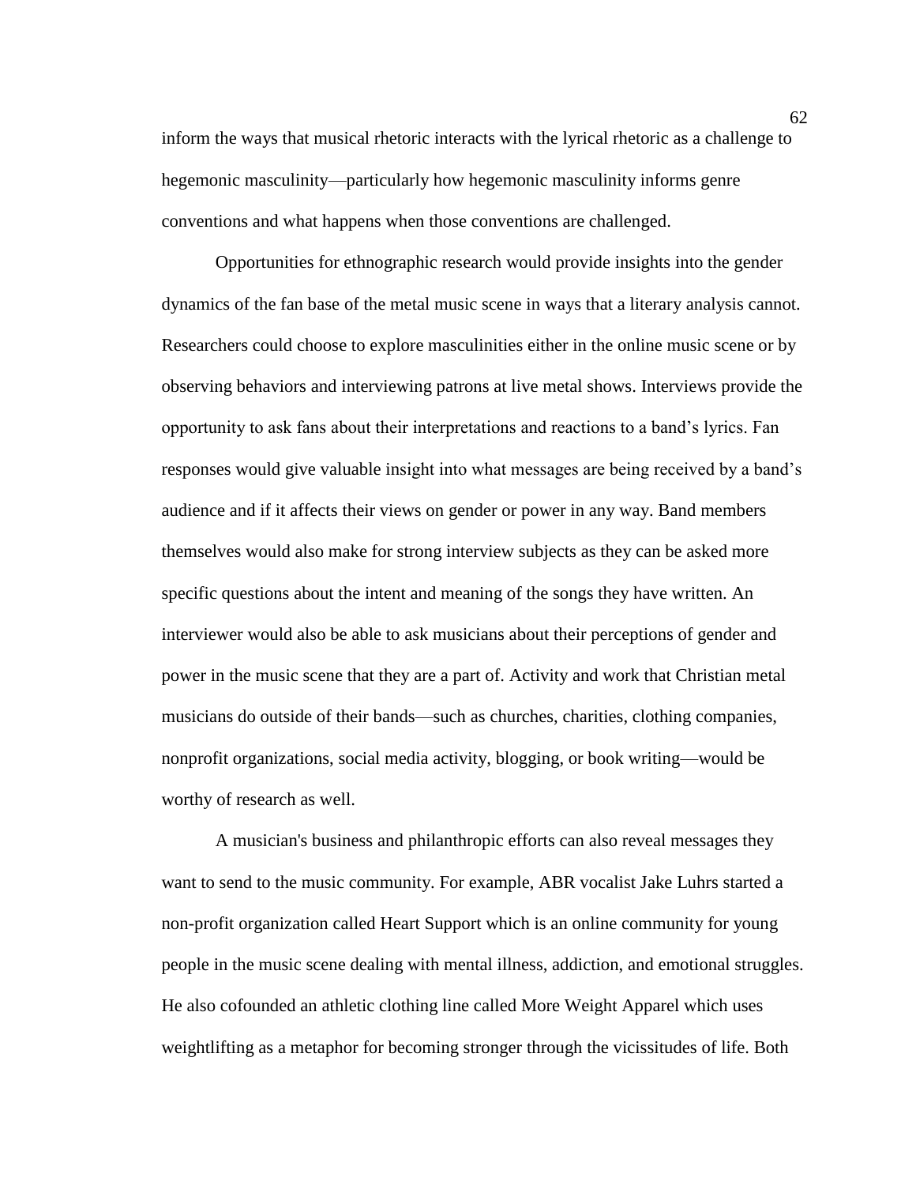inform the ways that musical rhetoric interacts with the lyrical rhetoric as a challenge to hegemonic masculinity—particularly how hegemonic masculinity informs genre conventions and what happens when those conventions are challenged.

Opportunities for ethnographic research would provide insights into the gender dynamics of the fan base of the metal music scene in ways that a literary analysis cannot. Researchers could choose to explore masculinities either in the online music scene or by observing behaviors and interviewing patrons at live metal shows. Interviews provide the opportunity to ask fans about their interpretations and reactions to a band's lyrics. Fan responses would give valuable insight into what messages are being received by a band's audience and if it affects their views on gender or power in any way. Band members themselves would also make for strong interview subjects as they can be asked more specific questions about the intent and meaning of the songs they have written. An interviewer would also be able to ask musicians about their perceptions of gender and power in the music scene that they are a part of. Activity and work that Christian metal musicians do outside of their bands—such as churches, charities, clothing companies, nonprofit organizations, social media activity, blogging, or book writing—would be worthy of research as well.

A musician's business and philanthropic efforts can also reveal messages they want to send to the music community. For example, ABR vocalist Jake Luhrs started a non-profit organization called Heart Support which is an online community for young people in the music scene dealing with mental illness, addiction, and emotional struggles. He also cofounded an athletic clothing line called More Weight Apparel which uses weightlifting as a metaphor for becoming stronger through the vicissitudes of life. Both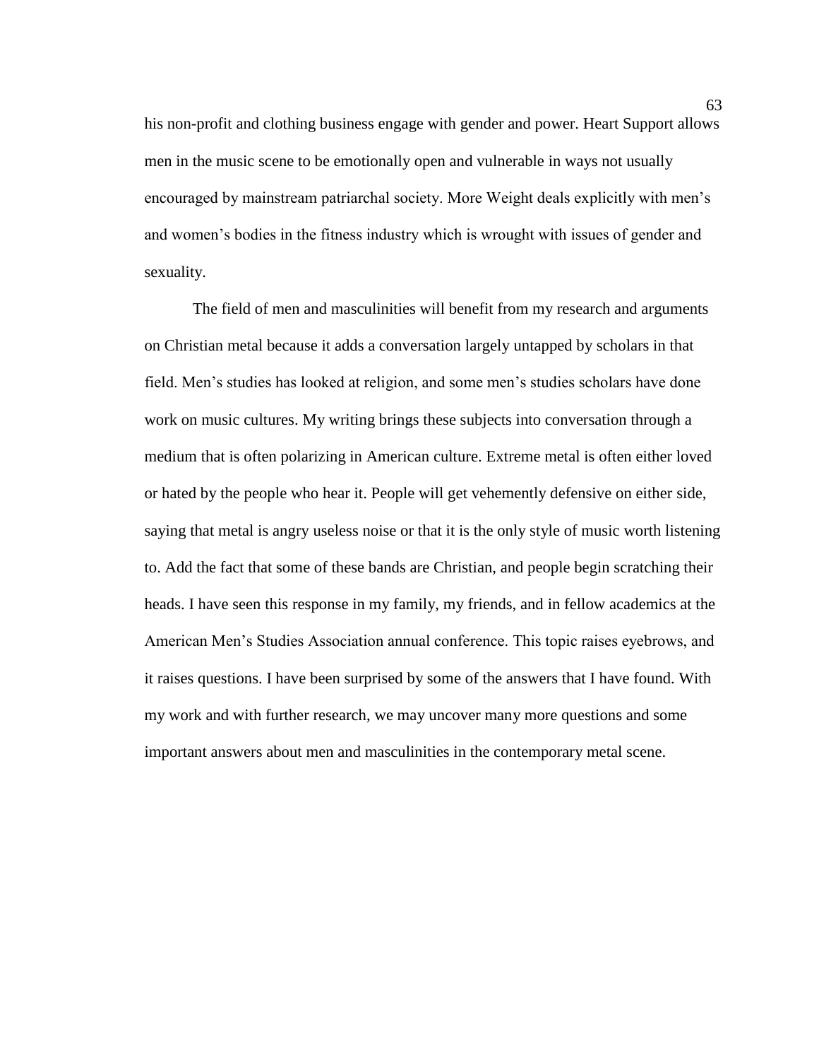his non-profit and clothing business engage with gender and power. Heart Support allows men in the music scene to be emotionally open and vulnerable in ways not usually encouraged by mainstream patriarchal society. More Weight deals explicitly with men's and women's bodies in the fitness industry which is wrought with issues of gender and sexuality.

The field of men and masculinities will benefit from my research and arguments on Christian metal because it adds a conversation largely untapped by scholars in that field. Men's studies has looked at religion, and some men's studies scholars have done work on music cultures. My writing brings these subjects into conversation through a medium that is often polarizing in American culture. Extreme metal is often either loved or hated by the people who hear it. People will get vehemently defensive on either side, saying that metal is angry useless noise or that it is the only style of music worth listening to. Add the fact that some of these bands are Christian, and people begin scratching their heads. I have seen this response in my family, my friends, and in fellow academics at the American Men's Studies Association annual conference. This topic raises eyebrows, and it raises questions. I have been surprised by some of the answers that I have found. With my work and with further research, we may uncover many more questions and some important answers about men and masculinities in the contemporary metal scene.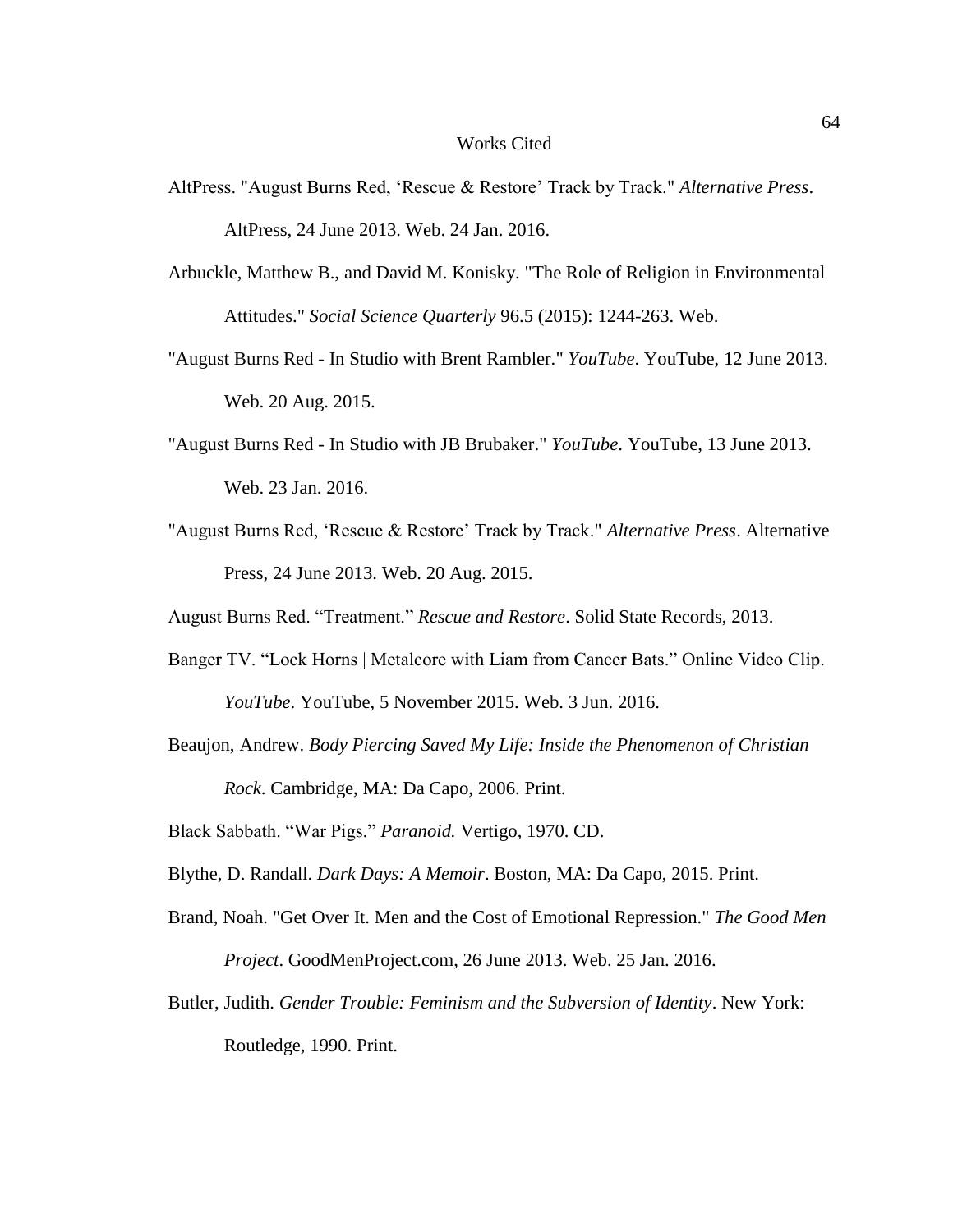# Works Cited

AltPress. "August Burns Red, 'Rescue & Restore' Track by Track." *Alternative Press*. AltPress, 24 June 2013. Web. 24 Jan. 2016.

Arbuckle, Matthew B., and David M. Konisky. "The Role of Religion in Environmental Attitudes." *Social Science Quarterly* 96.5 (2015): 1244-263. Web.

"August Burns Red - In Studio with Brent Rambler." *YouTube*. YouTube, 12 June 2013. Web. 20 Aug. 2015.

"August Burns Red - In Studio with JB Brubaker." *YouTube*. YouTube, 13 June 2013. Web. 23 Jan. 2016.

"August Burns Red, 'Rescue & Restore' Track by Track." *Alternative Press*. Alternative Press, 24 June 2013. Web. 20 Aug. 2015.

August Burns Red. "Treatment." *Rescue and Restore*. Solid State Records, 2013.

Banger TV. "Lock Horns | Metalcore with Liam from Cancer Bats." Online Video Clip. *YouTube*. YouTube, 5 November 2015. Web. 3 Jun. 2016.

Beaujon, Andrew. *Body Piercing Saved My Life: Inside the Phenomenon of Christian Rock*. Cambridge, MA: Da Capo, 2006. Print.

Black Sabbath. "War Pigs." *Paranoid.* Vertigo, 1970. CD.

Blythe, D. Randall. *Dark Days: A Memoir*. Boston, MA: Da Capo, 2015. Print.

Brand, Noah. "Get Over It. Men and the Cost of Emotional Repression." *The Good Men Project*. GoodMenProject.com, 26 June 2013. Web. 25 Jan. 2016.

Butler, Judith. *Gender Trouble: Feminism and the Subversion of Identity*. New York: Routledge, 1990. Print.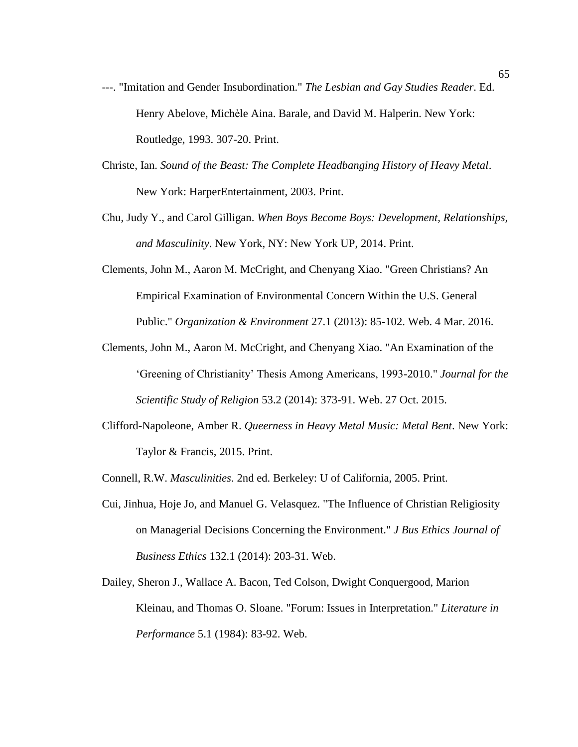---. "Imitation and Gender Insubordination." *The Lesbian and Gay Studies Reader*. Ed. Henry Abelove, Michèle Aina. Barale, and David M. Halperin. New York: Routledge, 1993. 307-20. Print.

Christe, Ian. *Sound of the Beast: The Complete Headbanging History of Heavy Metal*. New York: HarperEntertainment, 2003. Print.

Chu, Judy Y., and Carol Gilligan. *When Boys Become Boys: Development, Relationships, and Masculinity*. New York, NY: New York UP, 2014. Print.

Clements, John M., Aaron M. McCright, and Chenyang Xiao. "Green Christians? An Empirical Examination of Environmental Concern Within the U.S. General Public." *Organization & Environment* 27.1 (2013): 85-102. Web. 4 Mar. 2016.

Clements, John M., Aaron M. McCright, and Chenyang Xiao. "An Examination of the 'Greening of Christianity' Thesis Among Americans, 1993-2010." *Journal for the Scientific Study of Religion* 53.2 (2014): 373-91. Web. 27 Oct. 2015.

Clifford-Napoleone, Amber R. *Queerness in Heavy Metal Music: Metal Bent*. New York: Taylor & Francis, 2015. Print.

Connell, R.W. *Masculinities*. 2nd ed. Berkeley: U of California, 2005. Print.

Cui, Jinhua, Hoje Jo, and Manuel G. Velasquez. "The Influence of Christian Religiosity on Managerial Decisions Concerning the Environment." *J Bus Ethics Journal of Business Ethics* 132.1 (2014): 203-31. Web.

Dailey, Sheron J., Wallace A. Bacon, Ted Colson, Dwight Conquergood, Marion Kleinau, and Thomas O. Sloane. "Forum: Issues in Interpretation." *Literature in Performance* 5.1 (1984): 83-92. Web.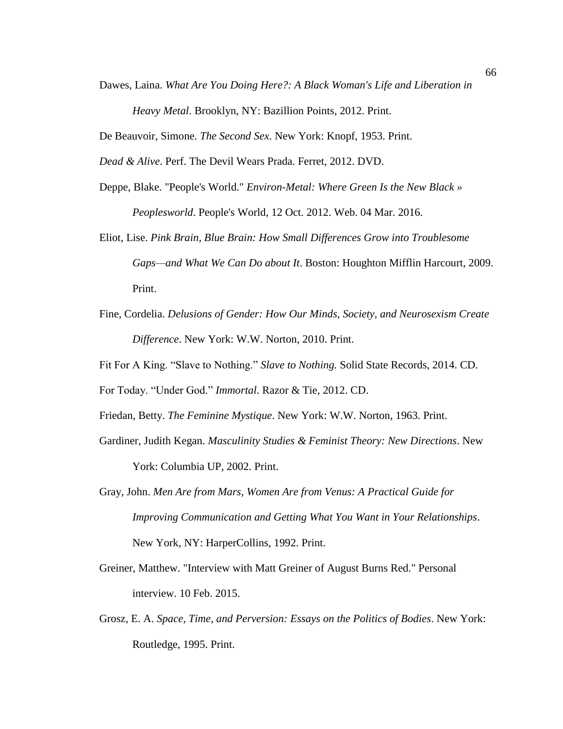Dawes, Laina. *What Are You Doing Here?: A Black Woman's Life and Liberation in Heavy Metal*. Brooklyn, NY: Bazillion Points, 2012. Print.

De Beauvoir, Simone. *The Second Sex*. New York: Knopf, 1953. Print.

*Dead & Alive*. Perf. The Devil Wears Prada. Ferret, 2012. DVD.

Deppe, Blake. "People's World." *Environ-Metal: Where Green Is the New Black » Peoplesworld*. People's World, 12 Oct. 2012. Web. 04 Mar. 2016.

Eliot, Lise. *Pink Brain, Blue Brain: How Small Differences Grow into Troublesome Gaps—and What We Can Do about It*. Boston: Houghton Mifflin Harcourt, 2009. Print.

Fine, Cordelia. *Delusions of Gender: How Our Minds, Society, and Neurosexism Create Difference*. New York: W.W. Norton, 2010. Print.

Fit For A King. "Slave to Nothing." *Slave to Nothing.* Solid State Records, 2014. CD.

For Today. "Under God." *Immortal*. Razor & Tie, 2012. CD.

Friedan, Betty. *The Feminine Mystique*. New York: W.W. Norton, 1963. Print.

Gardiner, Judith Kegan. *Masculinity Studies & Feminist Theory: New Directions*. New York: Columbia UP, 2002. Print.

Gray, John. *Men Are from Mars, Women Are from Venus: A Practical Guide for Improving Communication and Getting What You Want in Your Relationships*. New York, NY: HarperCollins, 1992. Print.

Greiner, Matthew. "Interview with Matt Greiner of August Burns Red." Personal interview. 10 Feb. 2015.

Grosz, E. A. *Space, Time, and Perversion: Essays on the Politics of Bodies*. New York: Routledge, 1995. Print.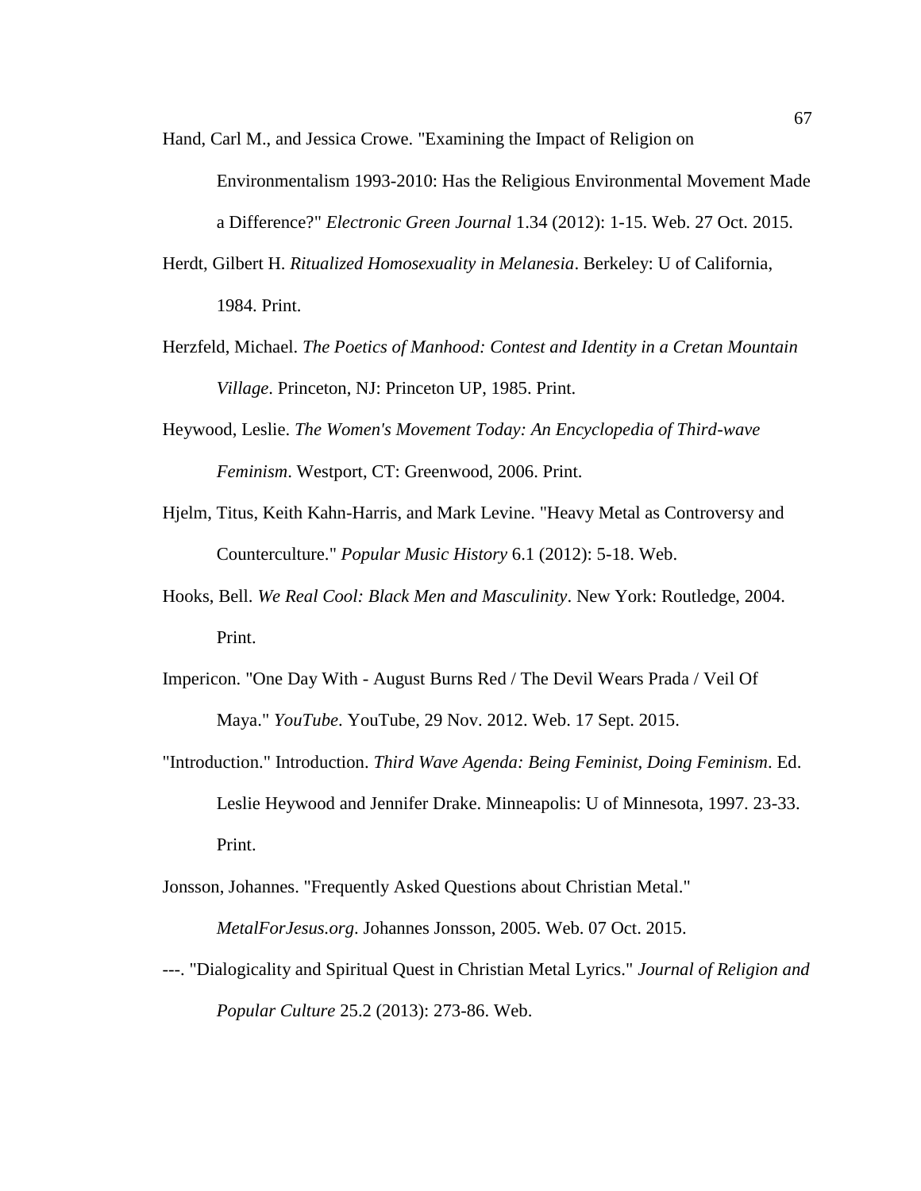Hand, Carl M., and Jessica Crowe. "Examining the Impact of Religion on Environmentalism 1993-2010: Has the Religious Environmental Movement Made a Difference?" *Electronic Green Journal* 1.34 (2012): 1-15. Web. 27 Oct. 2015.

Herdt, Gilbert H. *Ritualized Homosexuality in Melanesia*. Berkeley: U of California, 1984. Print.

Herzfeld, Michael. *The Poetics of Manhood: Contest and Identity in a Cretan Mountain Village*. Princeton, NJ: Princeton UP, 1985. Print.

Heywood, Leslie. *The Women's Movement Today: An Encyclopedia of Third-wave Feminism*. Westport, CT: Greenwood, 2006. Print.

Hjelm, Titus, Keith Kahn-Harris, and Mark Levine. "Heavy Metal as Controversy and Counterculture." *Popular Music History* 6.1 (2012): 5-18. Web.

Hooks, Bell. *We Real Cool: Black Men and Masculinity*. New York: Routledge, 2004. Print.

Impericon. "One Day With - August Burns Red / The Devil Wears Prada / Veil Of Maya." *YouTube*. YouTube, 29 Nov. 2012. Web. 17 Sept. 2015.

"Introduction." Introduction. *Third Wave Agenda: Being Feminist, Doing Feminism*. Ed. Leslie Heywood and Jennifer Drake. Minneapolis: U of Minnesota, 1997. 23-33. Print.

Jonsson, Johannes. "Frequently Asked Questions about Christian Metal." *MetalForJesus.org*. Johannes Jonsson, 2005. Web. 07 Oct. 2015.

---. "Dialogicality and Spiritual Quest in Christian Metal Lyrics." *Journal of Religion and Popular Culture* 25.2 (2013): 273-86. Web.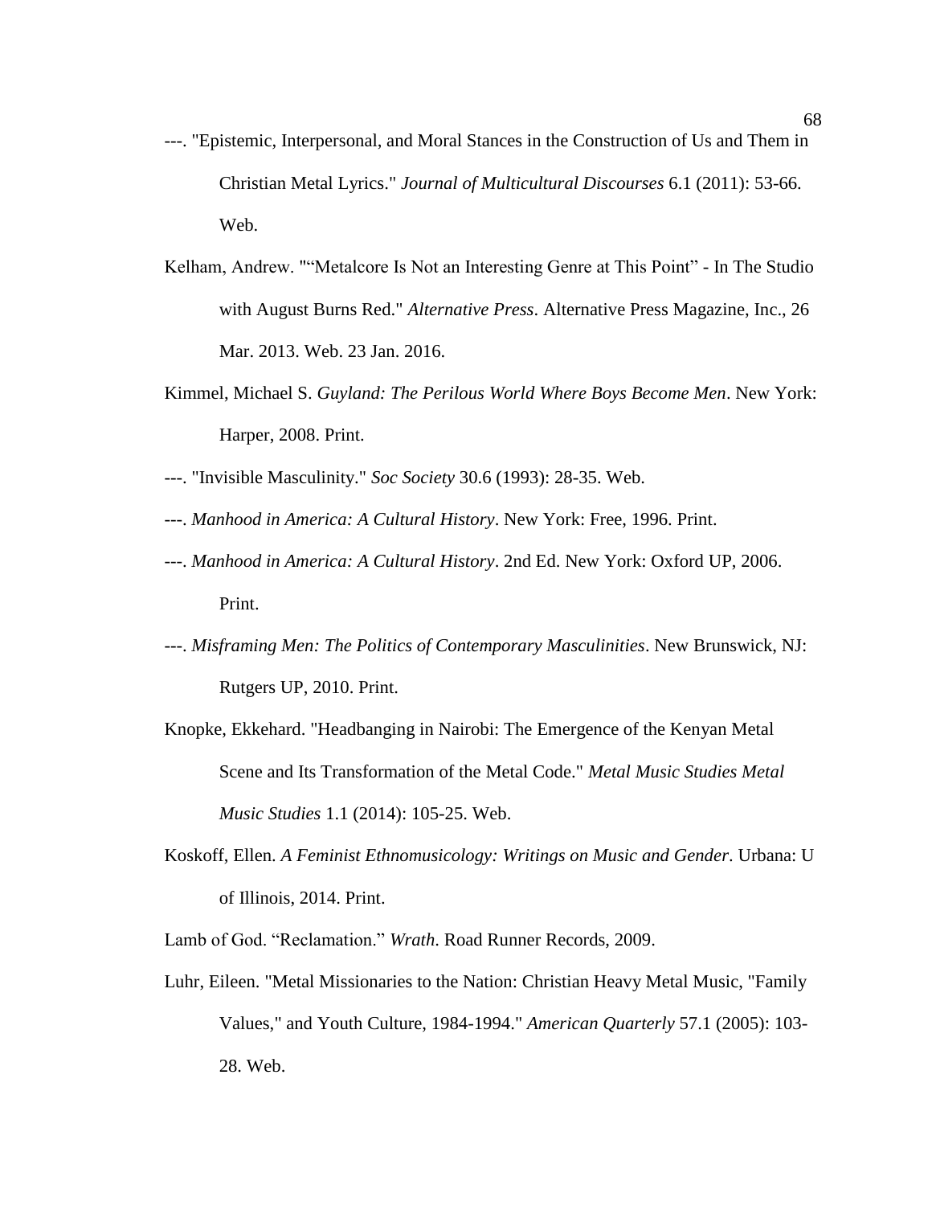---. "Epistemic, Interpersonal, and Moral Stances in the Construction of Us and Them in Christian Metal Lyrics." *Journal of Multicultural Discourses* 6.1 (2011): 53-66. Web.

Kelham, Andrew. ""Metalcore Is Not an Interesting Genre at This Point" - In The Studio with August Burns Red." *Alternative Press*. Alternative Press Magazine, Inc., 26 Mar. 2013. Web. 23 Jan. 2016.

Kimmel, Michael S. *Guyland: The Perilous World Where Boys Become Men*. New York: Harper, 2008. Print.

---. "Invisible Masculinity." *Soc Society* 30.6 (1993): 28-35. Web.

---. *Manhood in America: A Cultural History*. New York: Free, 1996. Print.

---. *Manhood in America: A Cultural History*. 2nd Ed. New York: Oxford UP, 2006. Print.

---. *Misframing Men: The Politics of Contemporary Masculinities*. New Brunswick, NJ: Rutgers UP, 2010. Print.

Knopke, Ekkehard. "Headbanging in Nairobi: The Emergence of the Kenyan Metal Scene and Its Transformation of the Metal Code." *Metal Music Studies Metal Music Studies* 1.1 (2014): 105-25. Web.

Koskoff, Ellen. *A Feminist Ethnomusicology: Writings on Music and Gender*. Urbana: U of Illinois, 2014. Print.

Lamb of God. "Reclamation." *Wrath*. Road Runner Records, 2009.

Luhr, Eileen. "Metal Missionaries to the Nation: Christian Heavy Metal Music, "Family Values," and Youth Culture, 1984-1994." *American Quarterly* 57.1 (2005): 103-28. Web.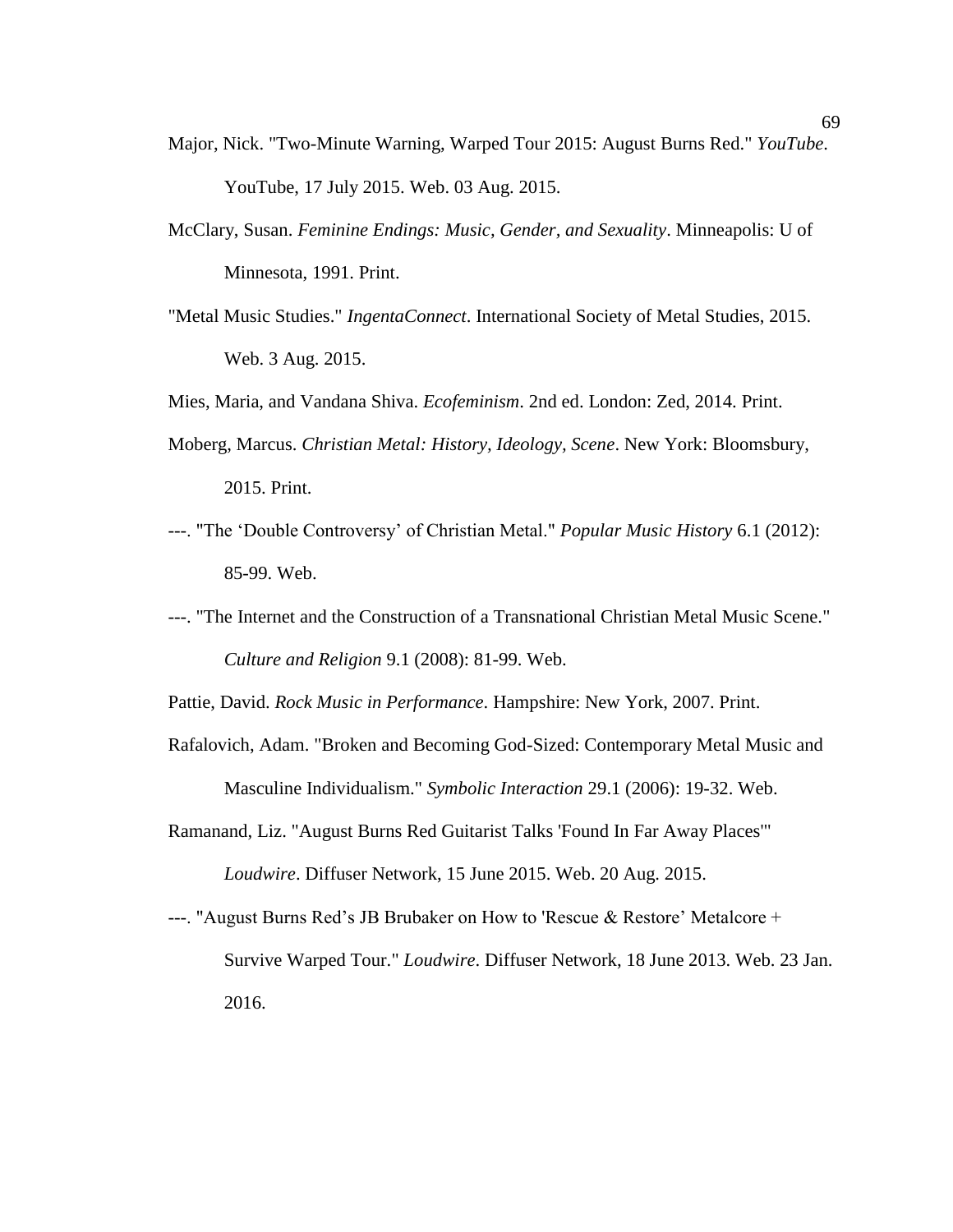Major, Nick. "Two-Minute Warning, Warped Tour 2015: August Burns Red." *YouTube*. YouTube, 17 July 2015. Web. 03 Aug. 2015.

McClary, Susan. *Feminine Endings: Music, Gender, and Sexuality*. Minneapolis: U of Minnesota, 1991. Print.

"Metal Music Studies." *IngentaConnect*. International Society of Metal Studies, 2015. Web. 3 Aug. 2015.

Mies, Maria, and Vandana Shiva. *Ecofeminism*. 2nd ed. London: Zed, 2014. Print.

Moberg, Marcus. *Christian Metal: History, Ideology, Scene*. New York: Bloomsbury, 2015. Print.

---. "The 'Double Controversy' of Christian Metal." *Popular Music History* 6.1 (2012): 85-99. Web.

---. "The Internet and the Construction of a Transnational Christian Metal Music Scene." *Culture and Religion* 9.1 (2008): 81-99. Web.

Pattie, David. *Rock Music in Performance*. Hampshire: New York, 2007. Print.

Rafalovich, Adam. "Broken and Becoming God-Sized: Contemporary Metal Music and Masculine Individualism." *Symbolic Interaction* 29.1 (2006): 19-32. Web.

Ramanand, Liz. "August Burns Red Guitarist Talks 'Found In Far Away Places'" *Loudwire*. Diffuser Network, 15 June 2015. Web. 20 Aug. 2015.

---. "August Burns Red's JB Brubaker on How to 'Rescue & Restore' Metalcore + Survive Warped Tour." *Loudwire*. Diffuser Network, 18 June 2013. Web. 23 Jan. 2016.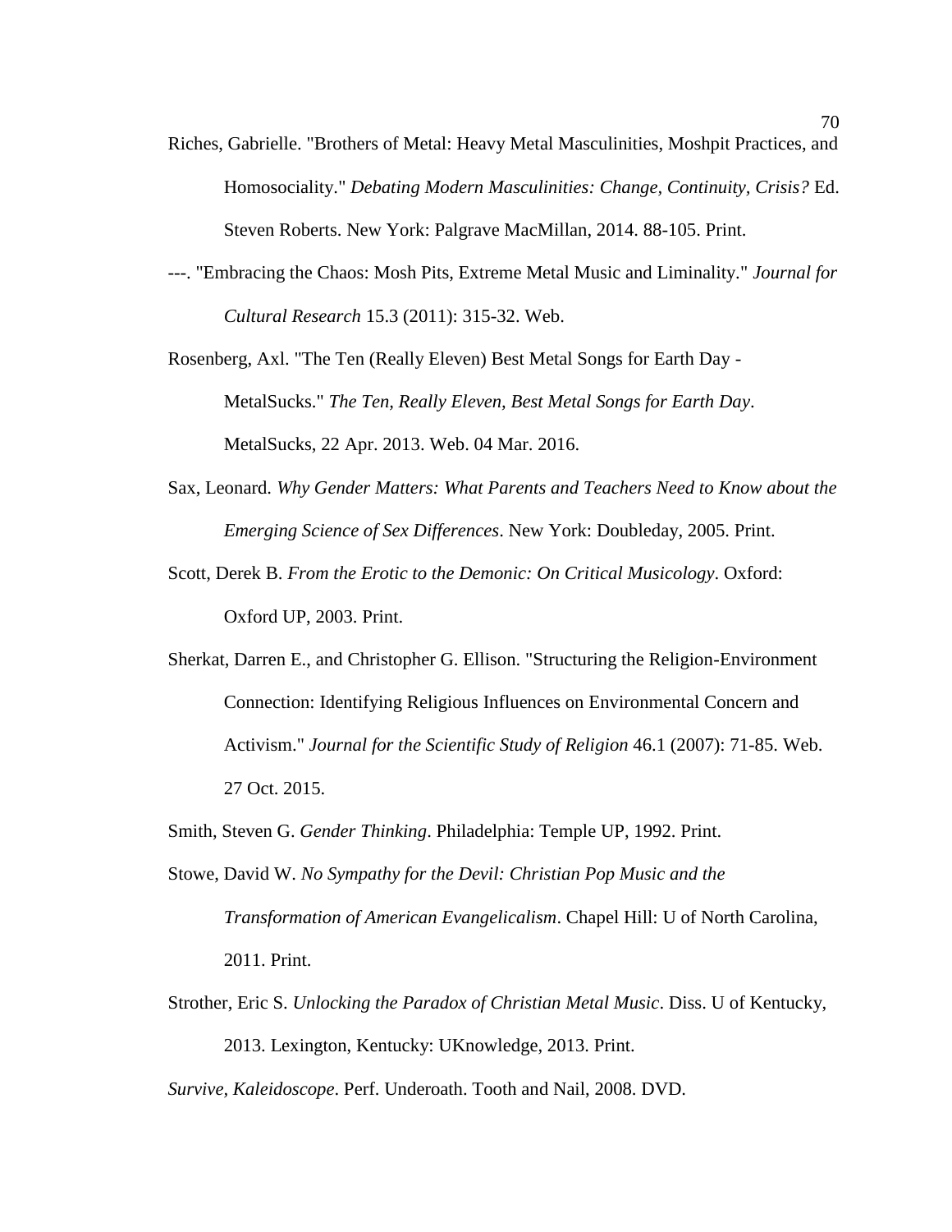Riches, Gabrielle. "Brothers of Metal: Heavy Metal Masculinities, Moshpit Practices, and Homosociality." *Debating Modern Masculinities: Change, Continuity, Crisis?* Ed. Steven Roberts. New York: Palgrave MacMillan, 2014. 88-105. Print.

---. "Embracing the Chaos: Mosh Pits, Extreme Metal Music and Liminality." *Journal for Cultural Research* 15.3 (2011): 315-32. Web.

Rosenberg, Axl. "The Ten (Really Eleven) Best Metal Songs for Earth Day - MetalSucks." *The Ten, Really Eleven, Best Metal Songs for Earth Day*. MetalSucks, 22 Apr. 2013. Web. 04 Mar. 2016.

Sax, Leonard. *Why Gender Matters: What Parents and Teachers Need to Know about the Emerging Science of Sex Differences*. New York: Doubleday, 2005. Print.

Scott, Derek B. *From the Erotic to the Demonic: On Critical Musicology*. Oxford: Oxford UP, 2003. Print.

Sherkat, Darren E., and Christopher G. Ellison. "Structuring the Religion-Environment Connection: Identifying Religious Influences on Environmental Concern and Activism." *Journal for the Scientific Study of Religion* 46.1 (2007): 71-85. Web. 27 Oct. 2015.

Smith, Steven G. *Gender Thinking*. Philadelphia: Temple UP, 1992. Print.

Stowe, David W. *No Sympathy for the Devil: Christian Pop Music and the Transformation of American Evangelicalism*. Chapel Hill: U of North Carolina, 2011. Print.

Strother, Eric S. *Unlocking the Paradox of Christian Metal Music*. Diss. U of Kentucky, 2013. Lexington, Kentucky: UKnowledge, 2013. Print.

*Survive, Kaleidoscope*. Perf. Underoath. Tooth and Nail, 2008. DVD.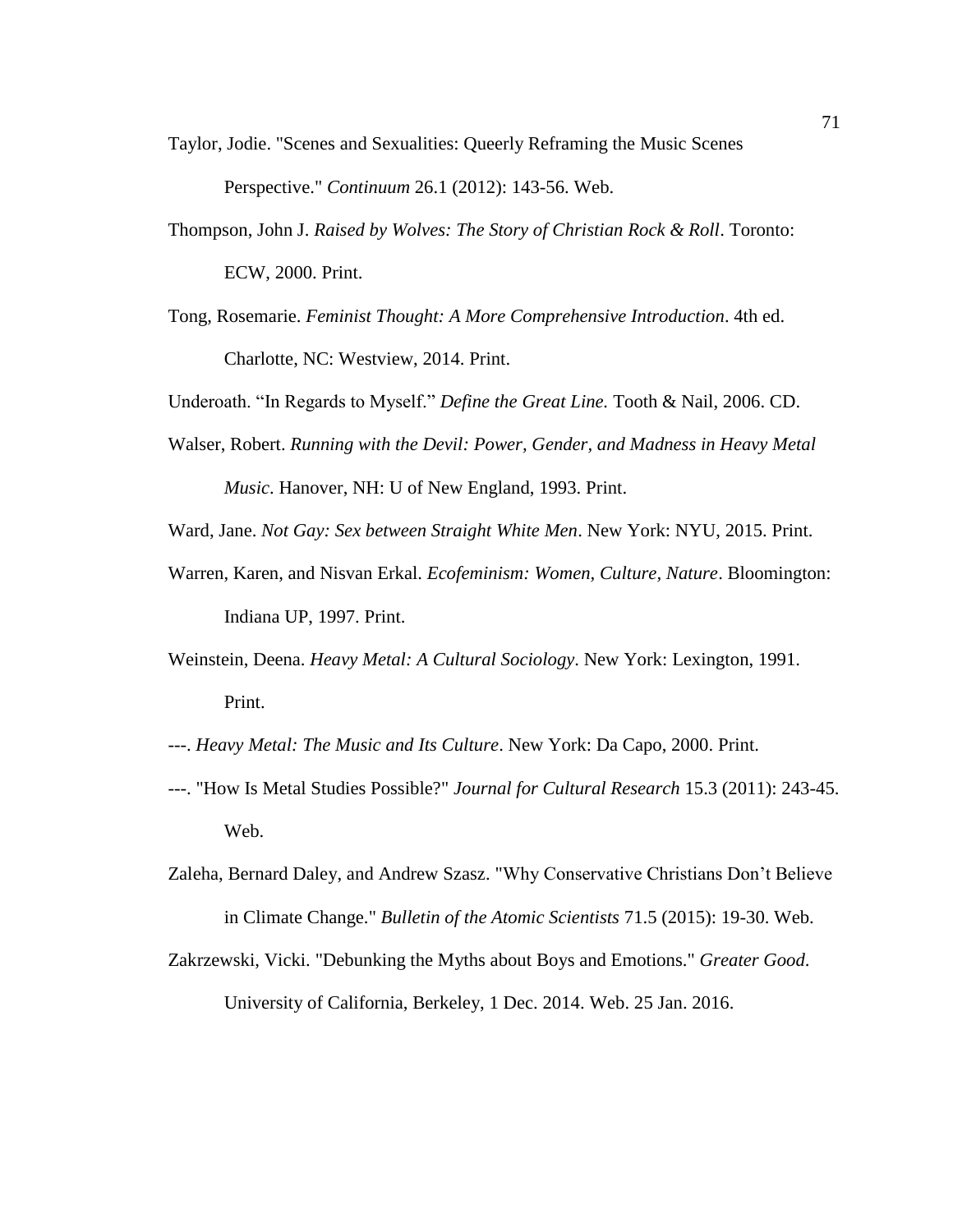Taylor, Jodie. "Scenes and Sexualities: Queerly Reframing the Music Scenes Perspective." *Continuum* 26.1 (2012): 143-56. Web.

Thompson, John J. *Raised by Wolves: The Story of Christian Rock & Roll*. Toronto: ECW, 2000. Print.

Tong, Rosemarie. *Feminist Thought: A More Comprehensive Introduction*. 4th ed. Charlotte, NC: Westview, 2014. Print.

Underoath. "In Regards to Myself." *Define the Great Line.* Tooth & Nail, 2006. CD.

Walser, Robert. *Running with the Devil: Power, Gender, and Madness in Heavy Metal Music*. Hanover, NH: U of New England, 1993. Print.

Ward, Jane. *Not Gay: Sex between Straight White Men*. New York: NYU, 2015. Print.

Warren, Karen, and Nisvan Erkal. *Ecofeminism: Women, Culture, Nature*. Bloomington: Indiana UP, 1997. Print.

Weinstein, Deena. *Heavy Metal: A Cultural Sociology*. New York: Lexington, 1991. Print.

---. *Heavy Metal: The Music and Its Culture*. New York: Da Capo, 2000. Print.

---. "How Is Metal Studies Possible?" *Journal for Cultural Research* 15.3 (2011): 243-45. Web.

Zaleha, Bernard Daley, and Andrew Szasz. "Why Conservative Christians Don't Believe in Climate Change." *Bulletin of the Atomic Scientists* 71.5 (2015): 19-30. Web.

Zakrzewski, Vicki. "Debunking the Myths about Boys and Emotions." *Greater Good.* University of California, Berkeley, 1 Dec. 2014. Web. 25 Jan. 2016.